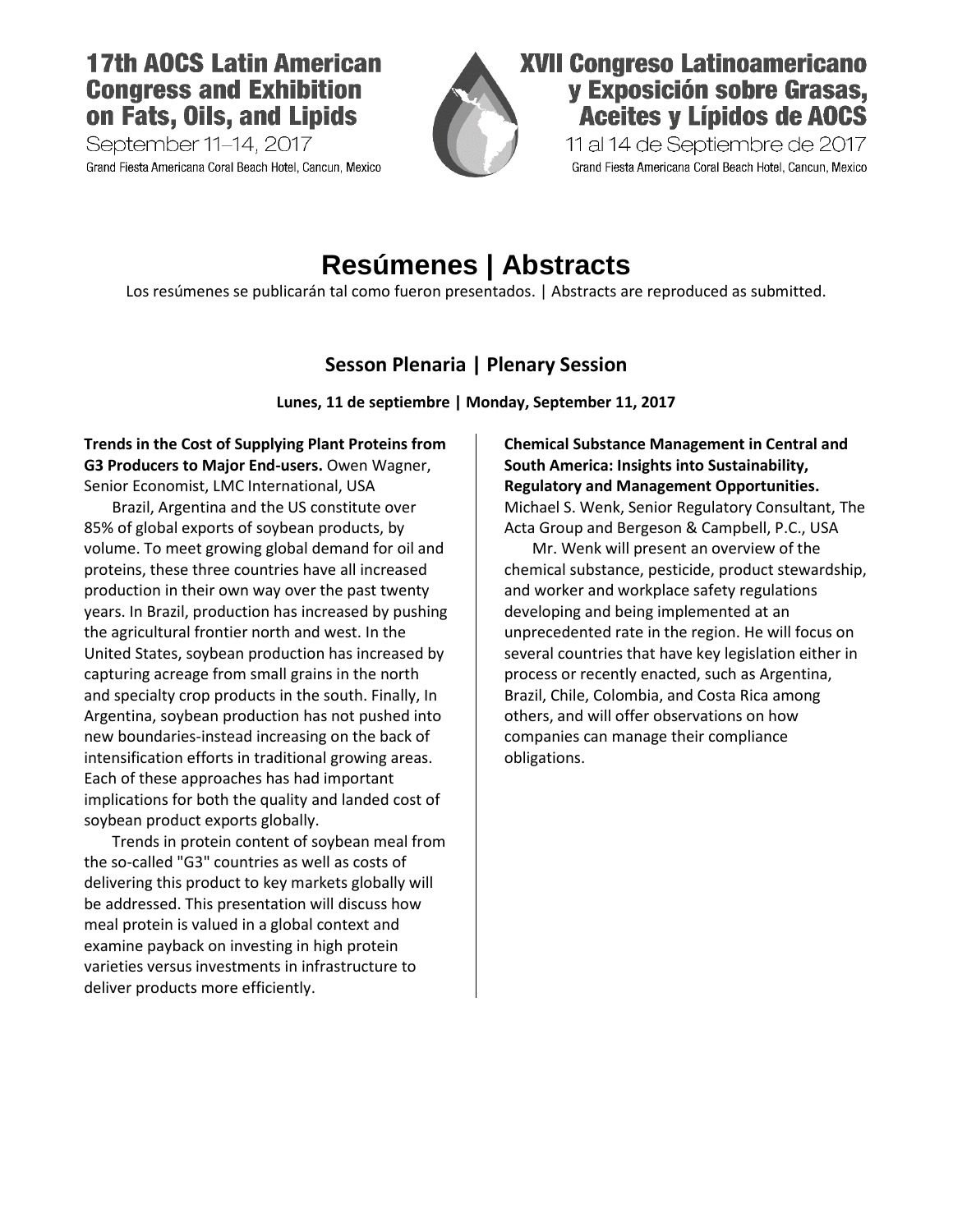# 17th AOCS Latin American Congress and Exhibition on Fats, Oils, and Lipids

September 11–14, 2017

Grand Fiesta Americana Coral Beach Hotel, Cancun, Mexico

# XVII Congreso Latinoamericano y Exposición sobre Grasas, Aceites y Lípidos de AOCS

11 al 14 de Septiembre de 2017

Grand Fiesta Americana Coral Beach Hotel, Cancun, Mexico

# Resúmenes | Abstracts

Los resúmenes se publicarán tal como fueron presentados. | Abstracts are reproduced as submitted.

## Sesson Plenaria | Plenary Session

**Lunes, 11 de septiembre | Monday, September 11, 2017**

**Trends in the Cost of Supplying Plant Proteins from G3 Producers to Major End-users.** Owen Wagner, Senior Economist, LMC International, USA

Brazil, Argentina and the US constitute over 85% of global exports of soybean products, by volume. To meet growing global demand for oil and proteins, these three countries have all increased production in their own way over the past twenty years. In Brazil, production has increased by pushing the agricultural frontier north and west. In the United States, soybean production has increased by capturing acreage from small grains in the north and specialty crop products in the south. Finally, In Argentina, soybean production has not pushed into new boundaries-instead increasing on the back of intensification efforts in traditional growing areas. Each of these approaches has had important implications for both the quality and landed cost of soybean product exports globally.

Trends in protein content of soybean meal from the so-called "G3" countries as well as costs of delivering this product to key markets globally will be addressed. This presentation will discuss how meal protein is valued in a global context and examine payback on investing in high protein varieties versus investments in infrastructure to deliver products more efficiently.

**Chemical Substance Management in Central and South America: Insights into Sustainability, Regulatory and Management Opportunities.** Michael S. Wenk, Senior Regulatory Consultant, The Acta Group and Bergeson & Campbell, P.C., USA

Mr. Wenk will present an overview of the chemical substance, pesticide, product stewardship, and worker and workplace safety regulations developing and being implemented at an unprecedented rate in the region. He will focus on several countries that have key legislation either in process or recently enacted, such as Argentina, Brazil, Chile, Colombia, and Costa Rica among others, and will offer observations on how companies can manage their compliance obligations.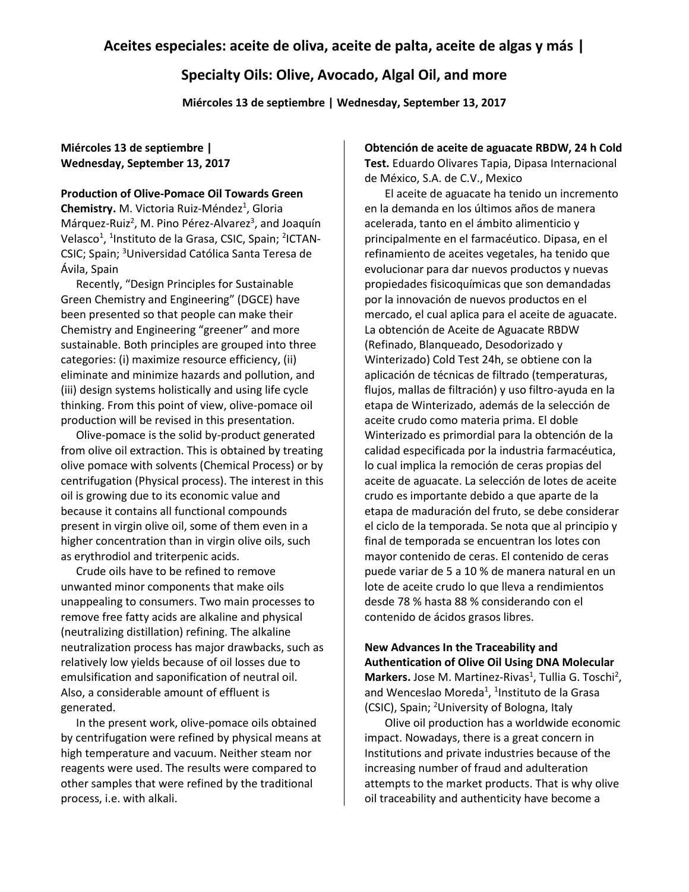# Aceites especiales: aceite de oliva, aceite de palta, aceite de algas y más | Specialty Oils: Olive, Avocado, Algal Oil, and more

**Miércoles 13 de septiembre | Wednesday, September 13, 2017**

**Miércoles 13 de septiembre | Wednesday, September 13, 2017**

**Production of Olive-Pomace Oil Towards Green Chemistry.** M. Victoria Ruiz-Méndez[1], Gloria Márquez-Ruiz[2], M. Pino Pérez-Alvarez[3], and Joaquín Velasco[1], [1]Instituto de la Grasa, CSIC, Spain; [2]ICTAN-CSIC; Spain; [3]Universidad Católica Santa Teresa de Ávila, Spain

Recently, "Design Principles for Sustainable Green Chemistry and Engineering" (DGCE) have been presented so that people can make their Chemistry and Engineering "greener" and more sustainable. Both principles are grouped into three categories: (i) maximize resource efficiency, (ii) eliminate and minimize hazards and pollution, and (iii) design systems holistically and using life cycle thinking. From this point of view, olive-pomace oil production will be revised in this presentation.

Olive-pomace is the solid by-product generated from olive oil extraction. This is obtained by treating olive pomace with solvents (Chemical Process) or by centrifugation (Physical process). The interest in this oil is growing due to its economic value and because it contains all functional compounds present in virgin olive oil, some of them even in a higher concentration than in virgin olive oils, such as erythrodiol and triterpenic acids.

Crude oils have to be refined to remove unwanted minor components that make oils unappealing to consumers. Two main processes to remove free fatty acids are alkaline and physical (neutralizing distillation) refining. The alkaline neutralization process has major drawbacks, such as relatively low yields because of oil losses due to emulsification and saponification of neutral oil. Also, a considerable amount of effluent is generated.

In the present work, olive-pomace oils obtained by centrifugation were refined by physical means at high temperature and vacuum. Neither steam nor reagents were used. The results were compared to other samples that were refined by the traditional process, i.e. with alkali.

**Obtención de aceite de aguacate RBDW, 24 h Cold Test.** Eduardo Olivares Tapia, Dipasa Internacional de México, S.A. de C.V., Mexico

El aceite de aguacate ha tenido un incremento en la demanda en los últimos años de manera acelerada, tanto en el ámbito alimenticio y principalmente en el farmacéutico. Dipasa, en el refinamiento de aceites vegetales, ha tenido que evolucionar para dar nuevos productos y nuevas propiedades fisicoquímicas que son demandadas por la innovación de nuevos productos en el mercado, el cual aplica para el aceite de aguacate. La obtención de Aceite de Aguacate RBDW (Refinado, Blanqueado, Desodorizado y Winterizado) Cold Test 24h, se obtiene con la aplicación de técnicas de filtrado (temperaturas, flujos, mallas de filtración) y uso filtro-ayuda en la etapa de Winterizado, además de la selección de aceite crudo como materia prima. El doble Winterizado es primordial para la obtención de la calidad especificada por la industria farmacéutica, lo cual implica la remoción de ceras propias del aceite de aguacate. La selección de lotes de aceite crudo es importante debido a que aparte de la etapa de maduración del fruto, se debe considerar el ciclo de la temporada. Se nota que al principio y final de temporada se encuentran los lotes con mayor contenido de ceras. El contenido de ceras puede variar de 5 a 10 % de manera natural en un lote de aceite crudo lo que lleva a rendimientos desde 78 % hasta 88 % considerando con el contenido de ácidos grasos libres.

**New Advances In the Traceability and Authentication of Olive Oil Using DNA Molecular Markers.** Jose M. Martinez-Rivas[1], Tullia G. Toschi[2], and Wenceslao Moreda[1], [1]Instituto de la Grasa (CSIC), Spain; [2]University of Bologna, Italy

Olive oil production has a worldwide economic impact. Nowadays, there is a great concern in Institutions and private industries because of the increasing number of fraud and adulteration attempts to the market products. That is why olive oil traceability and authenticity have become a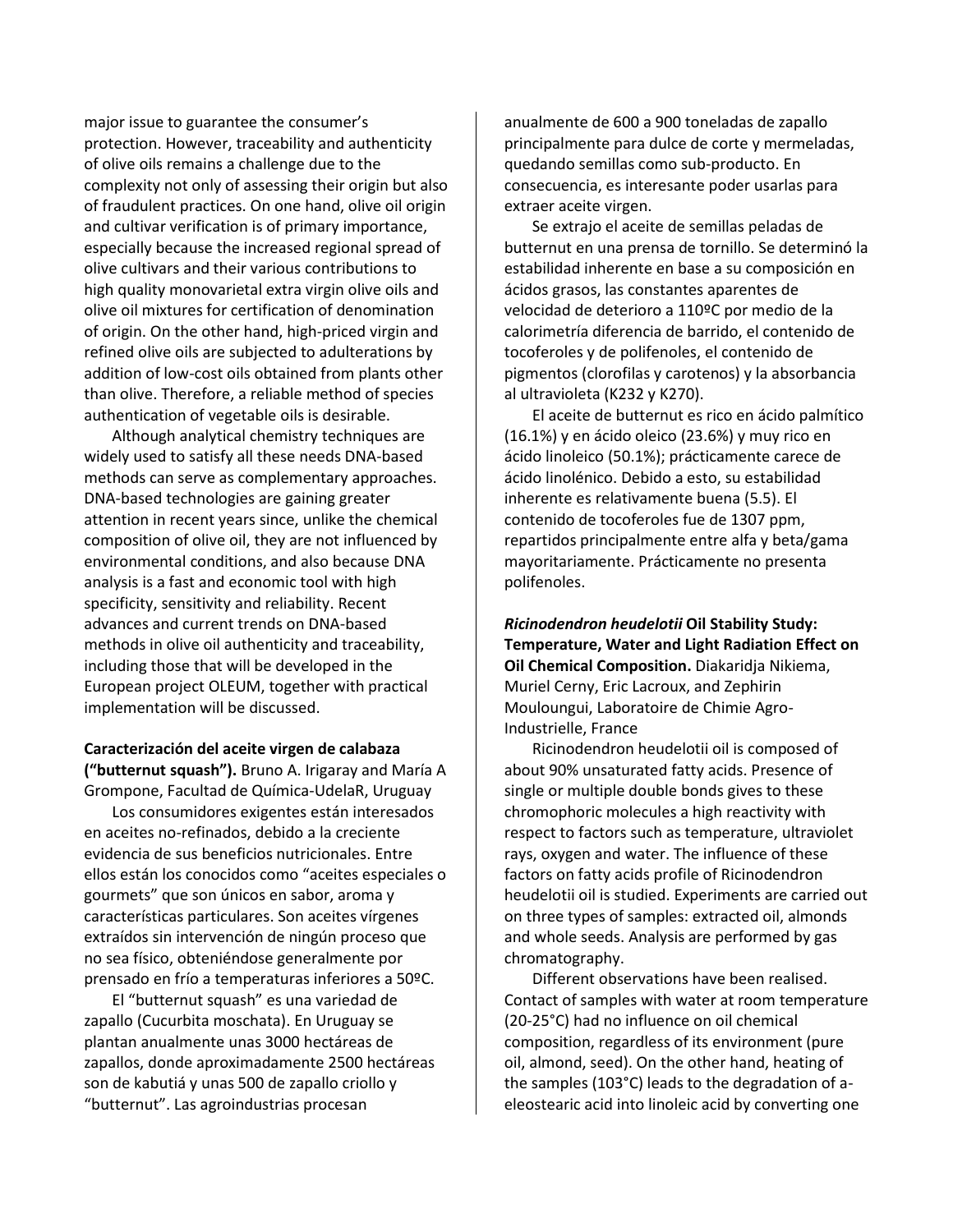major issue to guarantee the consumer's protection. However, traceability and authenticity of olive oils remains a challenge due to the complexity not only of assessing their origin but also of fraudulent practices. On one hand, olive oil origin and cultivar verification is of primary importance, especially because the increased regional spread of olive cultivars and their various contributions to high quality monovarietal extra virgin olive oils and olive oil mixtures for certification of denomination of origin. On the other hand, high-priced virgin and refined olive oils are subjected to adulterations by addition of low-cost oils obtained from plants other than olive. Therefore, a reliable method of species authentication of vegetable oils is desirable.

Although analytical chemistry techniques are widely used to satisfy all these needs DNA-based methods can serve as complementary approaches. DNA-based technologies are gaining greater attention in recent years since, unlike the chemical composition of olive oil, they are not influenced by environmental conditions, and also because DNA analysis is a fast and economic tool with high specificity, sensitivity and reliability. Recent advances and current trends on DNA-based methods in olive oil authenticity and traceability, including those that will be developed in the European project OLEUM, together with practical implementation will be discussed.

**Caracterización del aceite virgen de calabaza ("butternut squash").** Bruno A. Irigaray and María A Grompone, Facultad de Química-UdelaR, Uruguay

Los consumidores exigentes están interesados en aceites no-refinados, debido a la creciente evidencia de sus beneficios nutricionales. Entre ellos están los conocidos como "aceites especiales o gourmets" que son únicos en sabor, aroma y características particulares. Son aceites vírgenes extraídos sin intervención de ningún proceso que no sea físico, obteniéndose generalmente por prensado en frío a temperaturas inferiores a 50ºC.

El "butternut squash" es una variedad de zapallo (Cucurbita moschata). En Uruguay se plantan anualmente unas 3000 hectáreas de zapallos, donde aproximadamente 2500 hectáreas son de kabutiá y unas 500 de zapallo criollo y "butternut". Las agroindustrias procesan anualmente de 600 a 900 toneladas de zapallo principalmente para dulce de corte y mermeladas, quedando semillas como sub-producto. En consecuencia, es interesante poder usarlas para extraer aceite virgen.

Se extrajo el aceite de semillas peladas de butternut en una prensa de tornillo. Se determinó la estabilidad inherente en base a su composición en ácidos grasos, las constantes aparentes de velocidad de deterioro a 110ºC por medio de la calorimetría diferencia de barrido, el contenido de tocoferoles y de polifenoles, el contenido de pigmentos (clorofilas y carotenos) y la absorbancia al ultravioleta (K232 y K270).

El aceite de butternut es rico en ácido palmítico (16.1%) y en ácido oleico (23.6%) y muy rico en ácido linoleico (50.1%); prácticamente carece de ácido linolénico. Debido a esto, su estabilidad inherente es relativamente buena (5.5). El contenido de tocoferoles fue de 1307 ppm, repartidos principalmente entre alfa y beta/gama mayoritariamente. Prácticamente no presenta polifenoles.

***Ricinodendron heudelotii* Oil Stability Study: Temperature, Water and Light Radiation Effect on Oil Chemical Composition.** Diakaridja Nikiema, Muriel Cerny, Eric Lacroux, and Zephirin Mouloungui, Laboratoire de Chimie Agro-Industrielle, France

Ricinodendron heudelotii oil is composed of about 90% unsaturated fatty acids. Presence of single or multiple double bonds gives to these chromophoric molecules a high reactivity with respect to factors such as temperature, ultraviolet rays, oxygen and water. The influence of these factors on fatty acids profile of Ricinodendron heudelotii oil is studied. Experiments are carried out on three types of samples: extracted oil, almonds and whole seeds. Analysis are performed by gas chromatography.

Different observations have been realised. Contact of samples with water at room temperature (20-25°C) had no influence on oil chemical composition, regardless of its environment (pure oil, almond, seed). On the other hand, heating of the samples (103°C) leads to the degradation of a-eleostearic acid into linoleic acid by converting one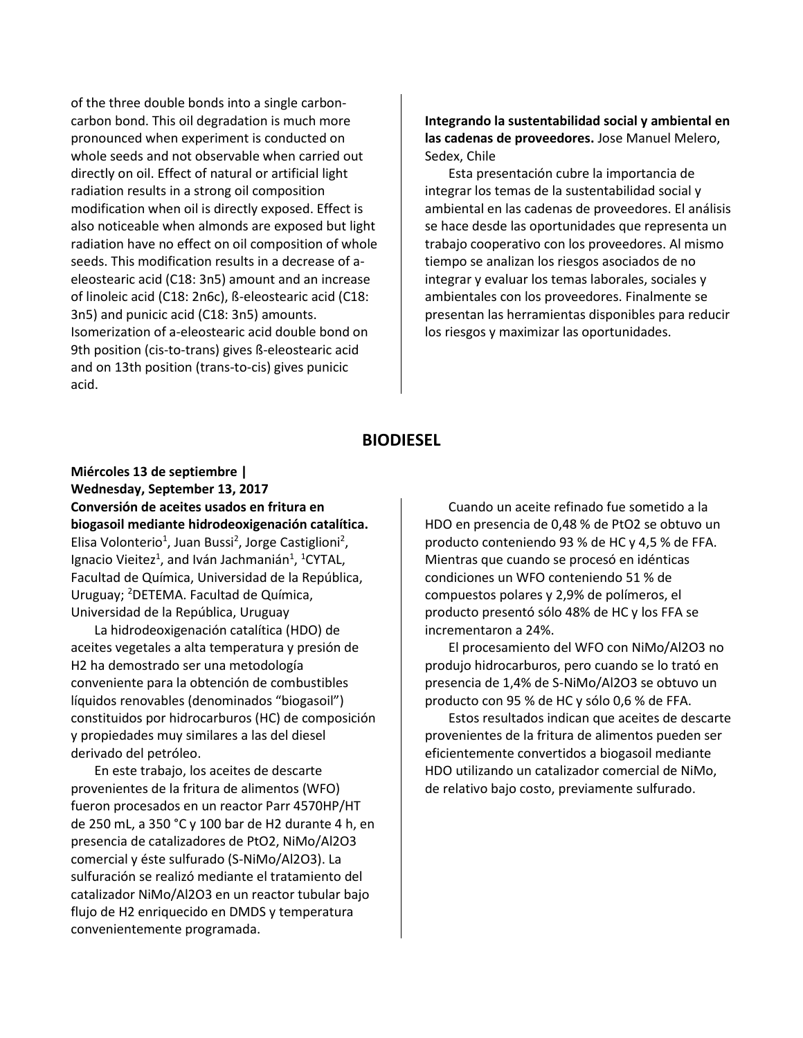of the three double bonds into a single carbon-carbon bond. This oil degradation is much more pronounced when experiment is conducted on whole seeds and not observable when carried out directly on oil. Effect of natural or artificial light radiation results in a strong oil composition modification when oil is directly exposed. Effect is also noticeable when almonds are exposed but light radiation have no effect on oil composition of whole seeds. This modification results in a decrease of a-eleostearic acid (C18: 3n5) amount and an increase of linoleic acid (C18: 2n6c), ß-eleostearic acid (C18: 3n5) and punicic acid (C18: 3n5) amounts. Isomerization of a-eleostearic acid double bond on 9th position (cis-to-trans) gives ß-eleostearic acid and on 13th position (trans-to-cis) gives punicic acid.

**Integrando la sustentabilidad social y ambiental en las cadenas de proveedores.** Jose Manuel Melero, Sedex, Chile

Esta presentación cubre la importancia de integrar los temas de la sustentabilidad social y ambiental en las cadenas de proveedores. El análisis se hace desde las oportunidades que representa un trabajo cooperativo con los proveedores. Al mismo tiempo se analizan los riesgos asociados de no integrar y evaluar los temas laborales, sociales y ambientales con los proveedores. Finalmente se presentan las herramientas disponibles para reducir los riesgos y maximizar las oportunidades.

## BIODIESEL

**Miércoles 13 de septiembre | Wednesday, September 13, 2017**

**Conversión de aceites usados en fritura en biogasoil mediante hidrodeoxigenación catalítica.** Elisa Volonterio[1], Juan Bussi[2], Jorge Castiglioni[2], Ignacio Vieitez[1], and Iván Jachmanián[1], [1]CYTAL, Facultad de Química, Universidad de la República, Uruguay; [2]DETEMA. Facultad de Química, Universidad de la República, Uruguay

La hidrodeoxigenación catalítica (HDO) de aceites vegetales a alta temperatura y presión de $H_2$ ha demostrado ser una metodología conveniente para la obtención de combustibles líquidos renovables (denominados "biogasoil") constituidos por hidrocarburos (HC) de composición y propiedades muy similares a las del diesel derivado del petróleo.

En este trabajo, los aceites de descarte provenientes de la fritura de alimentos (WFO) fueron procesados en un reactor Parr 4570HP/HT de 250 mL, a 350 °C y 100 bar de $H_2$ durante 4 h, en presencia de catalizadores de $PtO_2$, $NiMo/Al_2O_3$ comercial y éste sulfurado (S-$NiMo/Al_2O_3$). La sulfuración se realizó mediante el tratamiento del catalizador $NiMo/Al_2O_3$ en un reactor tubular bajo flujo de $H_2$ enriquecido en DMDS y temperatura convenientemente programada.

Cuando un aceite refinado fue sometido a la HDO en presencia de 0,48 % de $PtO_2$ se obtuvo un producto conteniendo 93 % de HC y 4,5 % de FFA. Mientras que cuando se procesó en idénticas condiciones un WFO conteniendo 51 % de compuestos polares y 2,9% de polímeros, el producto presentó sólo 48% de HC y los FFA se incrementaron a 24%.

El procesamiento del WFO con $NiMo/Al_2O_3$ no produjo hidrocarburos, pero cuando se lo trató en presencia de 1,4% de S-$NiMo/Al_2O_3$ se obtuvo un producto con 95 % de HC y sólo 0,6 % de FFA.

Estos resultados indican que aceites de descarte provenientes de la fritura de alimentos pueden ser eficientemente convertidos a biogasoil mediante HDO utilizando un catalizador comercial de NiMo, de relativo bajo costo, previamente sulfurado.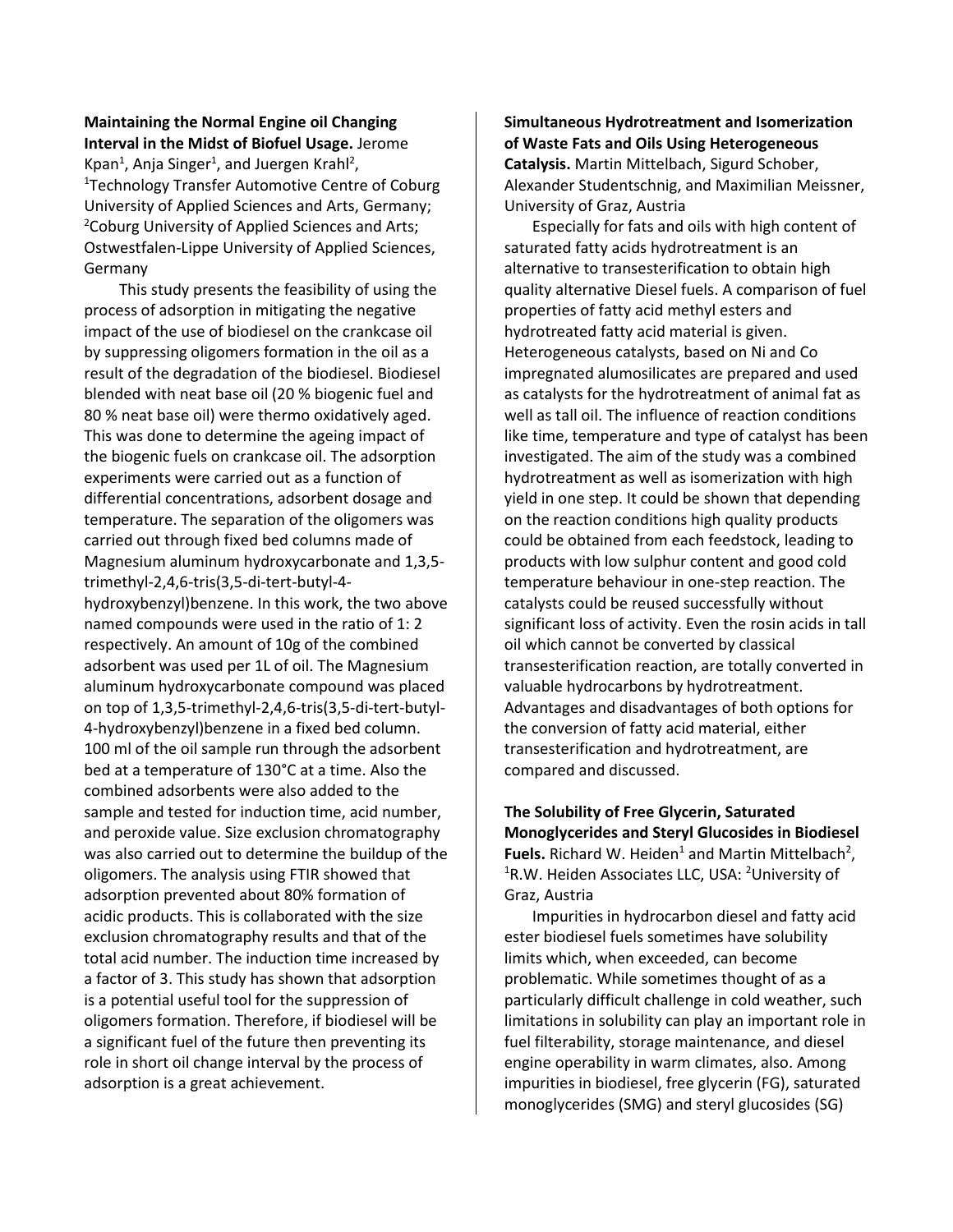**Maintaining the Normal Engine oil Changing Interval in the Midst of Biofuel Usage.** Jerome Kpan[1], Anja Singer[1], and Juergen Krahl[2], [1]Technology Transfer Automotive Centre of Coburg University of Applied Sciences and Arts, Germany; [2]Coburg University of Applied Sciences and Arts; Ostwestfalen-Lippe University of Applied Sciences, Germany

This study presents the feasibility of using the process of adsorption in mitigating the negative impact of the use of biodiesel on the crankcase oil by suppressing oligomers formation in the oil as a result of the degradation of the biodiesel. Biodiesel blended with neat base oil (20 % biogenic fuel and 80 % neat base oil) were thermo oxidatively aged. This was done to determine the ageing impact of the biogenic fuels on crankcase oil. The adsorption experiments were carried out as a function of differential concentrations, adsorbent dosage and temperature. The separation of the oligomers was carried out through fixed bed columns made of Magnesium aluminum hydroxycarbonate and 1,3,5-trimethyl-2,4,6-tris(3,5-di-tert-butyl-4-hydroxybenzyl)benzene. In this work, the two above named compounds were used in the ratio of 1: 2 respectively. An amount of 10g of the combined adsorbent was used per 1L of oil. The Magnesium aluminum hydroxycarbonate compound was placed on top of 1,3,5-trimethyl-2,4,6-tris(3,5-di-tert-butyl-4-hydroxybenzyl)benzene in a fixed bed column. 100 ml of the oil sample run through the adsorbent bed at a temperature of 130°C at a time. Also the combined adsorbents were also added to the sample and tested for induction time, acid number, and peroxide value. Size exclusion chromatography was also carried out to determine the buildup of the oligomers. The analysis using FTIR showed that adsorption prevented about 80% formation of acidic products. This is collaborated with the size exclusion chromatography results and that of the total acid number. The induction time increased by a factor of 3. This study has shown that adsorption is a potential useful tool for the suppression of oligomers formation. Therefore, if biodiesel will be a significant fuel of the future then preventing its role in short oil change interval by the process of adsorption is a great achievement.

**Simultaneous Hydrotreatment and Isomerization of Waste Fats and Oils Using Heterogeneous Catalysis.** Martin Mittelbach, Sigurd Schober, Alexander Studentschnig, and Maximilian Meissner, University of Graz, Austria

Especially for fats and oils with high content of saturated fatty acids hydrotreatment is an alternative to transesterification to obtain high quality alternative Diesel fuels. A comparison of fuel properties of fatty acid methyl esters and hydrotreated fatty acid material is given. Heterogeneous catalysts, based on Ni and Co impregnated alumosilicates are prepared and used as catalysts for the hydrotreatment of animal fat as well as tall oil. The influence of reaction conditions like time, temperature and type of catalyst has been investigated. The aim of the study was a combined hydrotreatment as well as isomerization with high yield in one step. It could be shown that depending on the reaction conditions high quality products could be obtained from each feedstock, leading to products with low sulphur content and good cold temperature behaviour in one-step reaction. The catalysts could be reused successfully without significant loss of activity. Even the rosin acids in tall oil which cannot be converted by classical transesterification reaction, are totally converted in valuable hydrocarbons by hydrotreatment. Advantages and disadvantages of both options for the conversion of fatty acid material, either transesterification and hydrotreatment, are compared and discussed.

**The Solubility of Free Glycerin, Saturated Monoglycerides and Steryl Glucosides in Biodiesel Fuels.** Richard W. Heiden[1] and Martin Mittelbach[2], [1]R.W. Heiden Associates LLC, USA: [2]University of Graz, Austria

Impurities in hydrocarbon diesel and fatty acid ester biodiesel fuels sometimes have solubility limits which, when exceeded, can become problematic. While sometimes thought of as a particularly difficult challenge in cold weather, such limitations in solubility can play an important role in fuel filterability, storage maintenance, and diesel engine operability in warm climates, also. Among impurities in biodiesel, free glycerin (FG), saturated monoglycerides (SMG) and steryl glucosides (SG)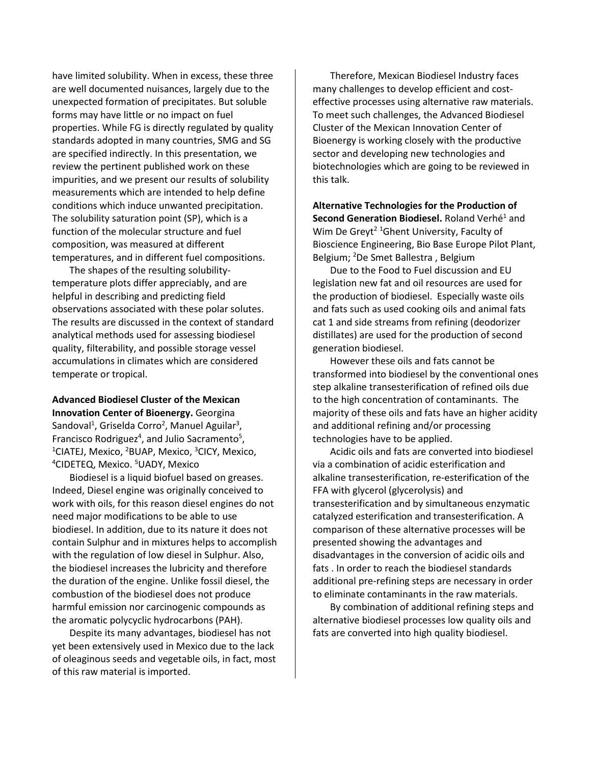have limited solubility. When in excess, these three are well documented nuisances, largely due to the unexpected formation of precipitates. But soluble forms may have little or no impact on fuel properties. While FG is directly regulated by quality standards adopted in many countries, SMG and SG are specified indirectly. In this presentation, we review the pertinent published work on these impurities, and we present our results of solubility measurements which are intended to help define conditions which induce unwanted precipitation. The solubility saturation point (SP), which is a function of the molecular structure and fuel composition, was measured at different temperatures, and in different fuel compositions.

The shapes of the resulting solubility-temperature plots differ appreciably, and are helpful in describing and predicting field observations associated with these polar solutes. The results are discussed in the context of standard analytical methods used for assessing biodiesel quality, filterability, and possible storage vessel accumulations in climates which are considered temperate or tropical.

**Advanced Biodiesel Cluster of the Mexican Innovation Center of Bioenergy.** Georgina Sandoval[1], Griselda Corro[2], Manuel Aguilar[3], Francisco Rodriguez[4], and Julio Sacramento[5], [1]CIATEJ, Mexico, [2]BUAP, Mexico, [3]CICY, Mexico, [4]CIDETEQ, Mexico. [5]UADY, Mexico

Biodiesel is a liquid biofuel based on greases. Indeed, Diesel engine was originally conceived to work with oils, for this reason diesel engines do not need major modifications to be able to use biodiesel. In addition, due to its nature it does not contain Sulphur and in mixtures helps to accomplish with the regulation of low diesel in Sulphur. Also, the biodiesel increases the lubricity and therefore the duration of the engine. Unlike fossil diesel, the combustion of the biodiesel does not produce harmful emission nor carcinogenic compounds as the aromatic polycyclic hydrocarbons (PAH).

Despite its many advantages, biodiesel has not yet been extensively used in Mexico due to the lack of oleaginous seeds and vegetable oils, in fact, most of this raw material is imported.

Therefore, Mexican Biodiesel Industry faces many challenges to develop efficient and cost-effective processes using alternative raw materials. To meet such challenges, the Advanced Biodiesel Cluster of the Mexican Innovation Center of Bioenergy is working closely with the productive sector and developing new technologies and biotechnologies which are going to be reviewed in this talk.

**Alternative Technologies for the Production of Second Generation Biodiesel.** Roland Verhé[1] and Wim De Greyt[2] [1]Ghent University, Faculty of Bioscience Engineering, Bio Base Europe Pilot Plant, Belgium; [2]De Smet Ballestra , Belgium

Due to the Food to Fuel discussion and EU legislation new fat and oil resources are used for the production of biodiesel. Especially waste oils and fats such as used cooking oils and animal fats cat 1 and side streams from refining (deodorizer distillates) are used for the production of second generation biodiesel.

However these oils and fats cannot be transformed into biodiesel by the conventional ones step alkaline transesterification of refined oils due to the high concentration of contaminants. The majority of these oils and fats have an higher acidity and additional refining and/or processing technologies have to be applied.

Acidic oils and fats are converted into biodiesel via a combination of acidic esterification and alkaline transesterification, re-esterification of the FFA with glycerol (glycerolysis) and transesterification and by simultaneous enzymatic catalyzed esterification and transesterification. A comparison of these alternative processes will be presented showing the advantages and disadvantages in the conversion of acidic oils and fats . In order to reach the biodiesel standards additional pre-refining steps are necessary in order to eliminate contaminants in the raw materials.

By combination of additional refining steps and alternative biodiesel processes low quality oils and fats are converted into high quality biodiesel.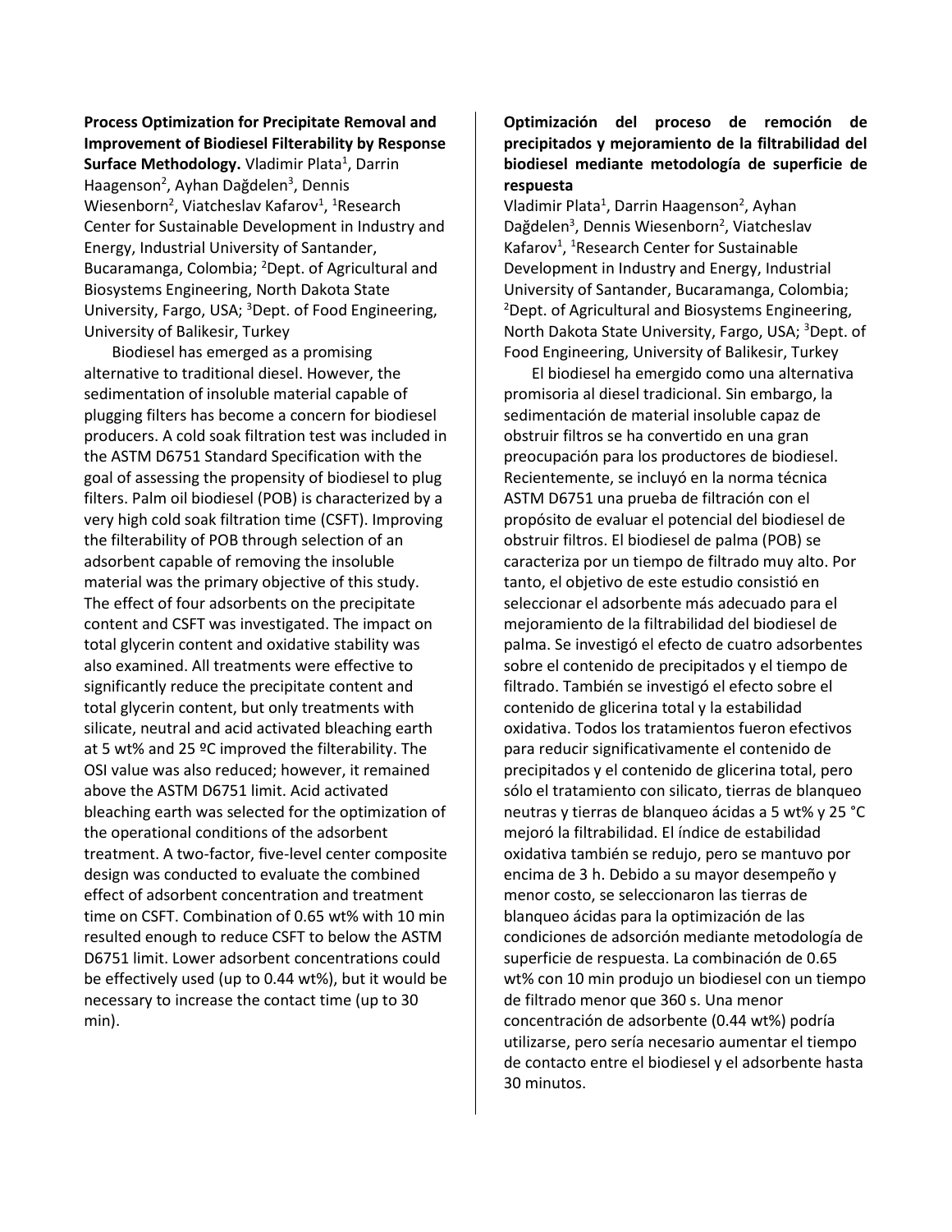**Process Optimization for Precipitate Removal and Improvement of Biodiesel Filterability by Response Surface Methodology.** Vladimir Plata[1], Darrin Haagenson[2], Ayhan Dağdelen[3], Dennis Wiesenborn[2], Viatcheslav Kafarov[1], [1]Research Center for Sustainable Development in Industry and Energy, Industrial University of Santander, Bucaramanga, Colombia; [2]Dept. of Agricultural and Biosystems Engineering, North Dakota State University, Fargo, USA; [3]Dept. of Food Engineering, University of Balikesir, Turkey

Biodiesel has emerged as a promising alternative to traditional diesel. However, the sedimentation of insoluble material capable of plugging filters has become a concern for biodiesel producers. A cold soak filtration test was included in the ASTM D6751 Standard Specification with the goal of assessing the propensity of biodiesel to plug filters. Palm oil biodiesel (POB) is characterized by a very high cold soak filtration time (CSFT). Improving the filterability of POB through selection of an adsorbent capable of removing the insoluble material was the primary objective of this study. The effect of four adsorbents on the precipitate content and CSFT was investigated. The impact on total glycerin content and oxidative stability was also examined. All treatments were effective to significantly reduce the precipitate content and total glycerin content, but only treatments with silicate, neutral and acid activated bleaching earth at 5 wt% and 25 ºC improved the filterability. The OSI value was also reduced; however, it remained above the ASTM D6751 limit. Acid activated bleaching earth was selected for the optimization of the operational conditions of the adsorbent treatment. A two-factor, five-level center composite design was conducted to evaluate the combined effect of adsorbent concentration and treatment time on CSFT. Combination of 0.65 wt% with 10 min resulted enough to reduce CSFT to below the ASTM D6751 limit. Lower adsorbent concentrations could be effectively used (up to 0.44 wt%), but it would be necessary to increase the contact time (up to 30 min).

**Optimización del proceso de remoción de precipitados y mejoramiento de la filtrabilidad del biodiesel mediante metodología de superficie de respuesta**

Vladimir Plata[1], Darrin Haagenson[2], Ayhan Dağdelen[3], Dennis Wiesenborn[2], Viatcheslav Kafarov[1], [1]Research Center for Sustainable Development in Industry and Energy, Industrial University of Santander, Bucaramanga, Colombia; [2]Dept. of Agricultural and Biosystems Engineering, North Dakota State University, Fargo, USA; [3]Dept. of Food Engineering, University of Balikesir, Turkey

El biodiesel ha emergido como una alternativa promisoria al diesel tradicional. Sin embargo, la sedimentación de material insoluble capaz de obstruir filtros se ha convertido en una gran preocupación para los productores de biodiesel. Recientemente, se incluyó en la norma técnica ASTM D6751 una prueba de filtración con el propósito de evaluar el potencial del biodiesel de obstruir filtros. El biodiesel de palma (POB) se caracteriza por un tiempo de filtrado muy alto. Por tanto, el objetivo de este estudio consistió en seleccionar el adsorbente más adecuado para el mejoramiento de la filtrabilidad del biodiesel de palma. Se investigó el efecto de cuatro adsorbentes sobre el contenido de precipitados y el tiempo de filtrado. También se investigó el efecto sobre el contenido de glicerina total y la estabilidad oxidativa. Todos los tratamientos fueron efectivos para reducir significativamente el contenido de precipitados y el contenido de glicerina total, pero sólo el tratamiento con silicato, tierras de blanqueo neutras y tierras de blanqueo ácidas a 5 wt% y 25 °C mejoró la filtrabilidad. El índice de estabilidad oxidativa también se redujo, pero se mantuvo por encima de 3 h. Debido a su mayor desempeño y menor costo, se seleccionaron las tierras de blanqueo ácidas para la optimización de las condiciones de adsorción mediante metodología de superficie de respuesta. La combinación de 0.65 wt% con 10 min produjo un biodiesel con un tiempo de filtrado menor que 360 s. Una menor concentración de adsorbente (0.44 wt%) podría utilizarse, pero sería necesario aumentar el tiempo de contacto entre el biodiesel y el adsorbente hasta 30 minutos.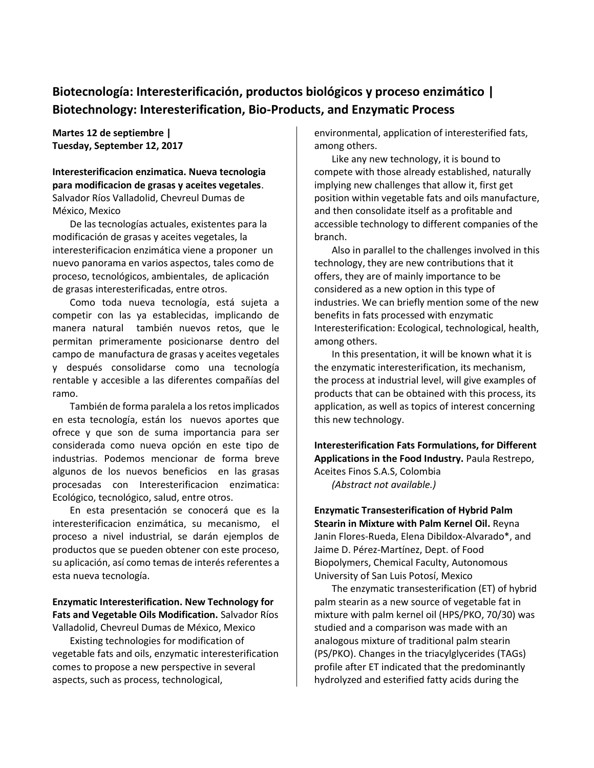## Biotecnología: Interesterificación, productos biológicos y proceso enzimático | Biotechnology: Interesterification, Bio-Products, and Enzymatic Process

**Martes 12 de septiembre | Tuesday, September 12, 2017**

**Interesterificacion enzimatica. Nueva tecnologia para modificacion de grasas y aceites vegetales**. Salvador Ríos Valladolid, Chevreul Dumas de México, Mexico

De las tecnologías actuales, existentes para la modificación de grasas y aceites vegetales, la interesterificacion enzimática viene a proponer un nuevo panorama en varios aspectos, tales como de proceso, tecnológicos, ambientales, de aplicación de grasas interesterificadas, entre otros.

Como toda nueva tecnología, está sujeta a competir con las ya establecidas, implicando de manera natural también nuevos retos, que le permitan primeramente posicionarse dentro del campo de manufactura de grasas y aceites vegetales y después consolidarse como una tecnología rentable y accesible a las diferentes compañías del ramo.

También de forma paralela a los retos implicados en esta tecnología, están los nuevos aportes que ofrece y que son de suma importancia para ser considerada como nueva opción en este tipo de industrias. Podemos mencionar de forma breve algunos de los nuevos beneficios en las grasas procesadas con Interesterificacion enzimatica: Ecológico, tecnológico, salud, entre otros.

En esta presentación se conocerá que es la interesterificacion enzimática, su mecanismo, el proceso a nivel industrial, se darán ejemplos de productos que se pueden obtener con este proceso, su aplicación, así como temas de interés referentes a esta nueva tecnología.

**Enzymatic Interesterification. New Technology for Fats and Vegetable Oils Modification.** Salvador Ríos Valladolid, Chevreul Dumas de México, Mexico

Existing technologies for modification of vegetable fats and oils, enzymatic interesterification comes to propose a new perspective in several aspects, such as process, technological, environmental, application of interesterified fats, among others.

Like any new technology, it is bound to compete with those already established, naturally implying new challenges that allow it, first get position within vegetable fats and oils manufacture, and then consolidate itself as a profitable and accessible technology to different companies of the branch.

Also in parallel to the challenges involved in this technology, they are new contributions that it offers, they are of mainly importance to be considered as a new option in this type of industries. We can briefly mention some of the new benefits in fats processed with enzymatic Interesterification: Ecological, technological, health, among others.

In this presentation, it will be known what it is the enzymatic interesterification, its mechanism, the process at industrial level, will give examples of products that can be obtained with this process, its application, as well as topics of interest concerning this new technology.

**Interesterification Fats Formulations, for Different Applications in the Food Industry.** Paula Restrepo, Aceites Finos S.A.S, Colombia

*(Abstract not available.)*

**Enzymatic Transesterification of Hybrid Palm Stearin in Mixture with Palm Kernel Oil.** Reyna Janin Flores-Rueda, Elena Dibildox-Alvarado*, and Jaime D. Pérez-Martínez, Dept. of Food Biopolymers, Chemical Faculty, Autonomous University of San Luis Potosí, Mexico

The enzymatic transesterification (ET) of hybrid palm stearin as a new source of vegetable fat in mixture with palm kernel oil (HPS/PKO, 70/30) was studied and a comparison was made with an analogous mixture of traditional palm stearin (PS/PKO). Changes in the triacylglycerides (TAGs) profile after ET indicated that the predominantly hydrolyzed and esterified fatty acids during the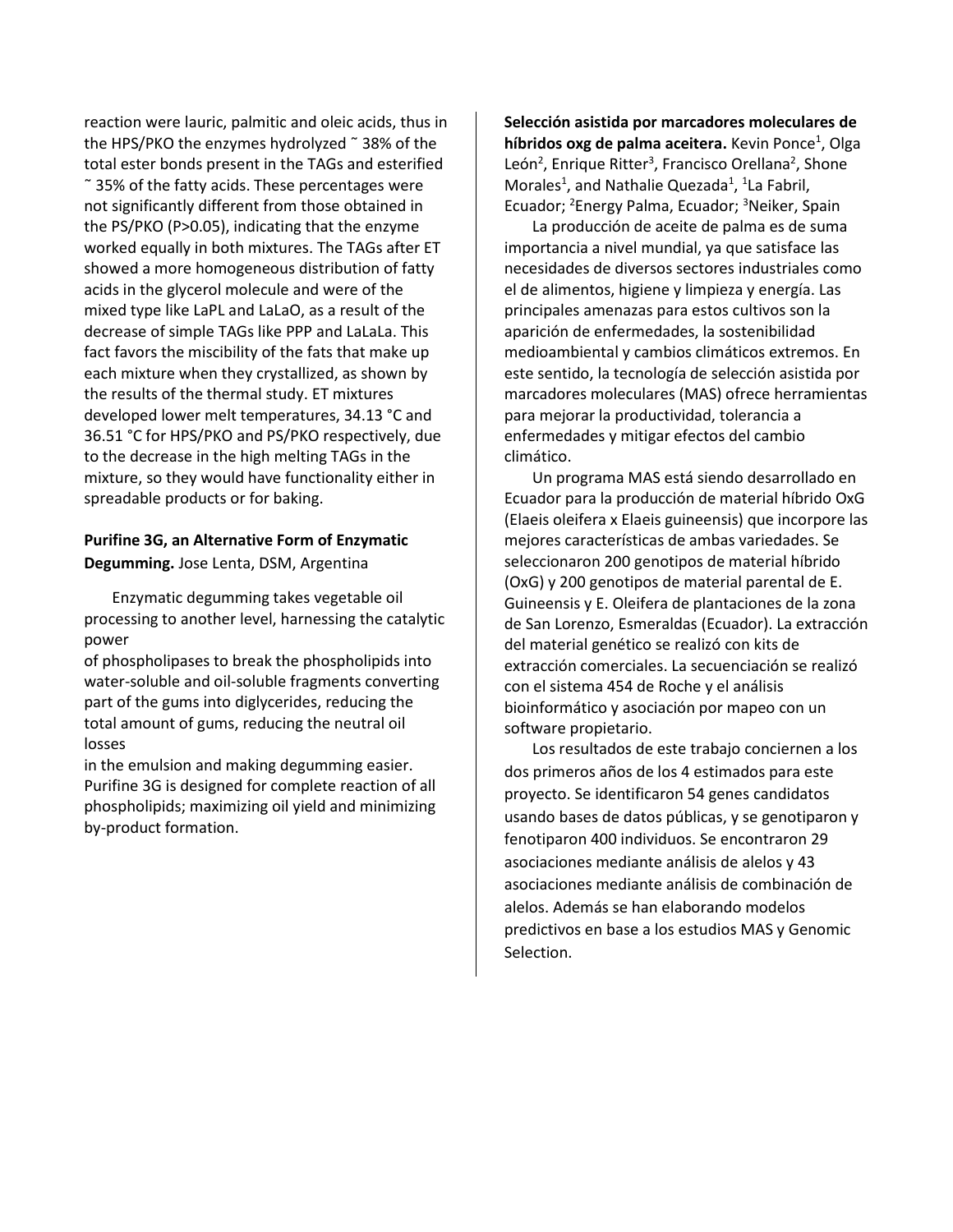reaction were lauric, palmitic and oleic acids, thus in the HPS/PKO the enzymes hydrolyzed ˜ 38% of the total ester bonds present in the TAGs and esterified ˜ 35% of the fatty acids. These percentages were not significantly different from those obtained in the PS/PKO ($P>0.05$), indicating that the enzyme worked equally in both mixtures. The TAGs after ET showed a more homogeneous distribution of fatty acids in the glycerol molecule and were of the mixed type like LaPL and LaLaO, as a result of the decrease of simple TAGs like PPP and LaLaLa. This fact favors the miscibility of the fats that make up each mixture when they crystallized, as shown by the results of the thermal study. ET mixtures developed lower melt temperatures, 34.13 °C and 36.51 °C for HPS/PKO and PS/PKO respectively, due to the decrease in the high melting TAGs in the mixture, so they would have functionality either in spreadable products or for baking.

**Purifine 3G, an Alternative Form of Enzymatic Degumming.** Jose Lenta, DSM, Argentina

Enzymatic degumming takes vegetable oil processing to another level, harnessing the catalytic power of phospholipases to break the phospholipids into water-soluble and oil-soluble fragments converting part of the gums into diglycerides, reducing the total amount of gums, reducing the neutral oil losses in the emulsion and making degumming easier. Purifine 3G is designed for complete reaction of all phospholipids; maximizing oil yield and minimizing by-product formation.

**Selección asistida por marcadores moleculares de híbridos oxg de palma aceitera.** Kevin Ponce[1], Olga León[2], Enrique Ritter[3], Francisco Orellana[2], Shone Morales[1], and Nathalie Quezada[1], [1]La Fabril, Ecuador; [2]Energy Palma, Ecuador; [3]Neiker, Spain

La producción de aceite de palma es de suma importancia a nivel mundial, ya que satisface las necesidades de diversos sectores industriales como el de alimentos, higiene y limpieza y energía. Las principales amenazas para estos cultivos son la aparición de enfermedades, la sostenibilidad medioambiental y cambios climáticos extremos. En este sentido, la tecnología de selección asistida por marcadores moleculares (MAS) ofrece herramientas para mejorar la productividad, tolerancia a enfermedades y mitigar efectos del cambio climático.

Un programa MAS está siendo desarrollado en Ecuador para la producción de material híbrido OxG (Elaeis oleifera x Elaeis guineensis) que incorpore las mejores características de ambas variedades. Se seleccionaron 200 genotipos de material híbrido (OxG) y 200 genotipos de material parental de E. Guineensis y E. Oleifera de plantaciones de la zona de San Lorenzo, Esmeraldas (Ecuador). La extracción del material genético se realizó con kits de extracción comerciales. La secuenciación se realizó con el sistema 454 de Roche y el análisis bioinformático y asociación por mapeo con un software propietario.

Los resultados de este trabajo conciernen a los dos primeros años de los 4 estimados para este proyecto. Se identificaron 54 genes candidatos usando bases de datos públicas, y se genotiparon y fenotiparon 400 individuos. Se encontraron 29 asociaciones mediante análisis de alelos y 43 asociaciones mediante análisis de combinación de alelos. Además se han elaborando modelos predictivos en base a los estudios MAS y Genomic Selection.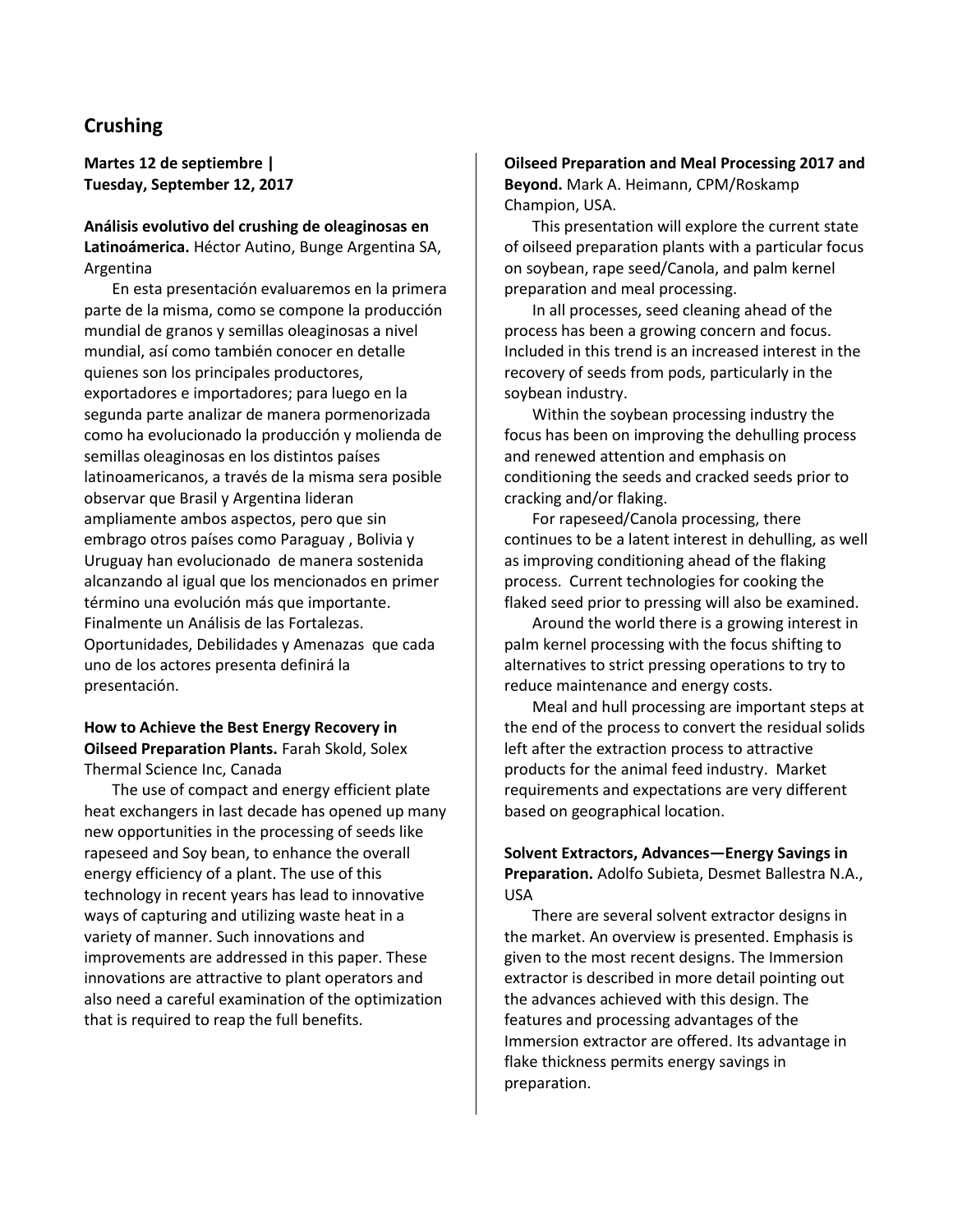## Crushing

**Martes 12 de septiembre | Tuesday, September 12, 2017**

**Análisis evolutivo del crushing de oleaginosas en Latinoámerica.** Héctor Autino, Bunge Argentina SA, Argentina

En esta presentación evaluaremos en la primera parte de la misma, como se compone la producción mundial de granos y semillas oleaginosas a nivel mundial, así como también conocer en detalle quienes son los principales productores, exportadores e importadores; para luego en la segunda parte analizar de manera pormenorizada como ha evolucionado la producción y molienda de semillas oleaginosas en los distintos países latinoamericanos, a través de la misma sera posible observar que Brasil y Argentina lideran ampliamente ambos aspectos, pero que sin embrago otros países como Paraguay , Bolivia y Uruguay han evolucionado de manera sostenida alcanzando al igual que los mencionados en primer término una evolución más que importante. Finalmente un Análisis de las Fortalezas. Oportunidades, Debilidades y Amenazas que cada uno de los actores presenta definirá la presentación.

**How to Achieve the Best Energy Recovery in Oilseed Preparation Plants.** Farah Skold, Solex Thermal Science Inc, Canada

The use of compact and energy efficient plate heat exchangers in last decade has opened up many new opportunities in the processing of seeds like rapeseed and Soy bean, to enhance the overall energy efficiency of a plant. The use of this technology in recent years has lead to innovative ways of capturing and utilizing waste heat in a variety of manner. Such innovations and improvements are addressed in this paper. These innovations are attractive to plant operators and also need a careful examination of the optimization that is required to reap the full benefits.

**Oilseed Preparation and Meal Processing 2017 and Beyond.** Mark A. Heimann, CPM/Roskamp Champion, USA.

This presentation will explore the current state of oilseed preparation plants with a particular focus on soybean, rape seed/Canola, and palm kernel preparation and meal processing.

In all processes, seed cleaning ahead of the process has been a growing concern and focus. Included in this trend is an increased interest in the recovery of seeds from pods, particularly in the soybean industry.

Within the soybean processing industry the focus has been on improving the dehulling process and renewed attention and emphasis on conditioning the seeds and cracked seeds prior to cracking and/or flaking.

For rapeseed/Canola processing, there continues to be a latent interest in dehulling, as well as improving conditioning ahead of the flaking process. Current technologies for cooking the flaked seed prior to pressing will also be examined.

Around the world there is a growing interest in palm kernel processing with the focus shifting to alternatives to strict pressing operations to try to reduce maintenance and energy costs.

Meal and hull processing are important steps at the end of the process to convert the residual solids left after the extraction process to attractive products for the animal feed industry. Market requirements and expectations are very different based on geographical location.

**Solvent Extractors, Advances—Energy Savings in Preparation.** Adolfo Subieta, Desmet Ballestra N.A., USA

There are several solvent extractor designs in the market. An overview is presented. Emphasis is given to the most recent designs. The Immersion extractor is described in more detail pointing out the advances achieved with this design. The features and processing advantages of the Immersion extractor are offered. Its advantage in flake thickness permits energy savings in preparation.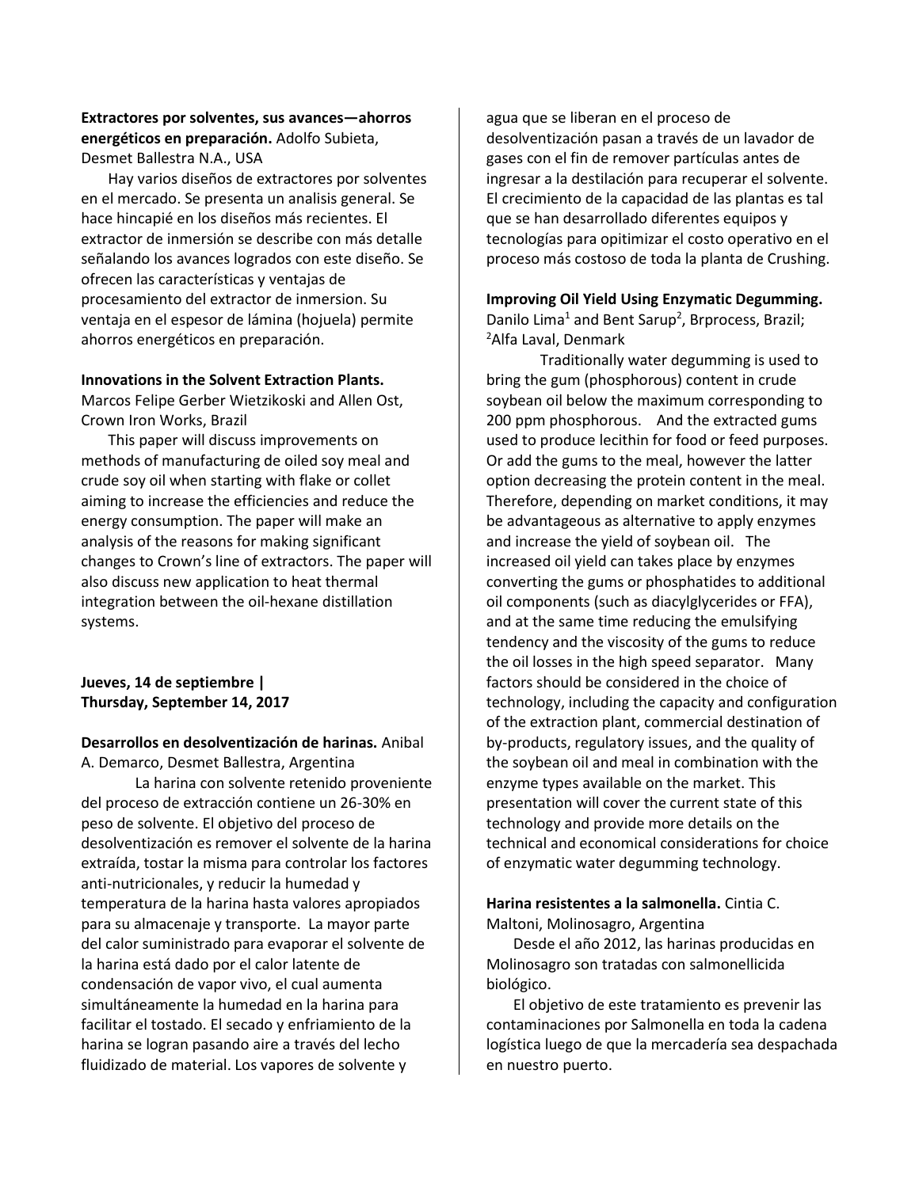**Extractores por solventes, sus avances—ahorros energéticos en preparación.** Adolfo Subieta, Desmet Ballestra N.A., USA

Hay varios diseños de extractores por solventes en el mercado. Se presenta un analisis general. Se hace hincapié en los diseños más recientes. El extractor de inmersión se describe con más detalle señalando los avances logrados con este diseño. Se ofrecen las características y ventajas de procesamiento del extractor de inmersion. Su ventaja en el espesor de lámina (hojuela) permite ahorros energéticos en preparación.

**Innovations in the Solvent Extraction Plants.** Marcos Felipe Gerber Wietzikoski and Allen Ost, Crown Iron Works, Brazil

This paper will discuss improvements on methods of manufacturing de oiled soy meal and crude soy oil when starting with flake or collet aiming to increase the efficiencies and reduce the energy consumption. The paper will make an analysis of the reasons for making significant changes to Crown's line of extractors. The paper will also discuss new application to heat thermal integration between the oil-hexane distillation systems.

**Jueves, 14 de septiembre | Thursday, September 14, 2017**

**Desarrollos en desolventización de harinas.** Anibal A. Demarco, Desmet Ballestra, Argentina

La harina con solvente retenido proveniente del proceso de extracción contiene un 26-30% en peso de solvente. El objetivo del proceso de desolventización es remover el solvente de la harina extraída, tostar la misma para controlar los factores anti-nutricionales, y reducir la humedad y temperatura de la harina hasta valores apropiados para su almacenaje y transporte. La mayor parte del calor suministrado para evaporar el solvente de la harina está dado por el calor latente de condensación de vapor vivo, el cual aumenta simultáneamente la humedad en la harina para facilitar el tostado. El secado y enfriamiento de la harina se logran pasando aire a través del lecho fluidizado de material. Los vapores de solvente y agua que se liberan en el proceso de desolventización pasan a través de un lavador de gases con el fin de remover partículas antes de ingresar a la destilación para recuperar el solvente. El crecimiento de la capacidad de las plantas es tal que se han desarrollado diferentes equipos y tecnologías para opitimizar el costo operativo en el proceso más costoso de toda la planta de Crushing.

**Improving Oil Yield Using Enzymatic Degumming.** Danilo Lima[1] and Bent Sarup[2], Brprocess, Brazil; [2]Alfa Laval, Denmark

Traditionally water degumming is used to bring the gum (phosphorous) content in crude soybean oil below the maximum corresponding to 200 ppm phosphorous. And the extracted gums used to produce lecithin for food or feed purposes. Or add the gums to the meal, however the latter option decreasing the protein content in the meal. Therefore, depending on market conditions, it may be advantageous as alternative to apply enzymes and increase the yield of soybean oil. The increased oil yield can takes place by enzymes converting the gums or phosphatides to additional oil components (such as diacylglycerides or FFA), and at the same time reducing the emulsifying tendency and the viscosity of the gums to reduce the oil losses in the high speed separator. Many factors should be considered in the choice of technology, including the capacity and configuration of the extraction plant, commercial destination of by-products, regulatory issues, and the quality of the soybean oil and meal in combination with the enzyme types available on the market. This presentation will cover the current state of this technology and provide more details on the technical and economical considerations for choice of enzymatic water degumming technology.

**Harina resistentes a la salmonella.** Cintia C. Maltoni, Molinosagro, Argentina

Desde el año 2012, las harinas producidas en Molinosagro son tratadas con salmonellicida biológico.

El objetivo de este tratamiento es prevenir las contaminaciones por Salmonella en toda la cadena logística luego de que la mercadería sea despachada en nuestro puerto.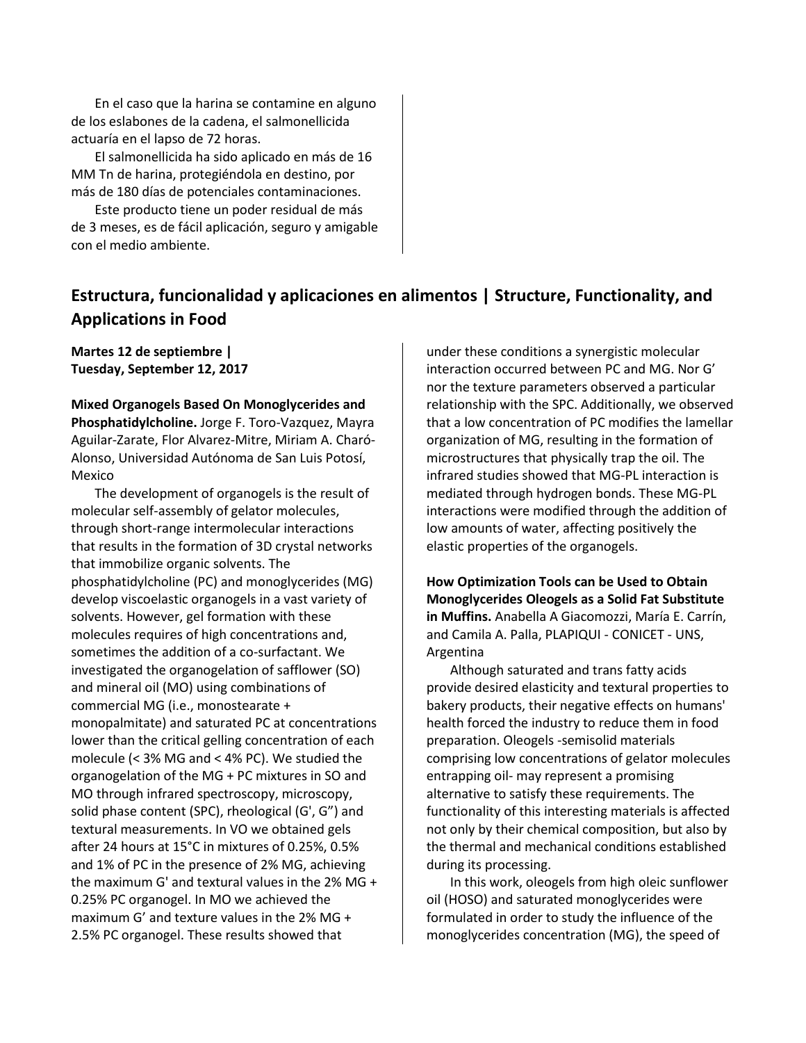En el caso que la harina se contamine en alguno de los eslabones de la cadena, el salmonellicida actuaría en el lapso de 72 horas.

El salmonellicida ha sido aplicado en más de 16 MM Tn de harina, protegiéndola en destino, por más de 180 días de potenciales contaminaciones.

Este producto tiene un poder residual de más de 3 meses, es de fácil aplicación, seguro y amigable con el medio ambiente.

## Estructura, funcionalidad y aplicaciones en alimentos | Structure, Functionality, and Applications in Food

**Martes 12 de septiembre | Tuesday, September 12, 2017**

**Mixed Organogels Based On Monoglycerides and Phosphatidylcholine.** Jorge F. Toro-Vazquez, Mayra Aguilar-Zarate, Flor Alvarez-Mitre, Miriam A. Charó-Alonso, Universidad Autónoma de San Luis Potosí, Mexico

The development of organogels is the result of molecular self-assembly of gelator molecules, through short-range intermolecular interactions that results in the formation of 3D crystal networks that immobilize organic solvents. The phosphatidylcholine (PC) and monoglycerides (MG) develop viscoelastic organogels in a vast variety of solvents. However, gel formation with these molecules requires of high concentrations and, sometimes the addition of a co-surfactant. We investigated the organogelation of safflower (SO) and mineral oil (MO) using combinations of commercial MG (i.e., monostearate + monopalmitate) and saturated PC at concentrations lower than the critical gelling concentration of each molecule (< 3% MG and < 4% PC). We studied the organogelation of the MG + PC mixtures in SO and MO through infrared spectroscopy, microscopy, solid phase content (SPC), rheological (G', G") and textural measurements. In VO we obtained gels after 24 hours at 15°C in mixtures of 0.25%, 0.5% and 1% of PC in the presence of 2% MG, achieving the maximum G' and textural values in the 2% MG + 0.25% PC organogel. In MO we achieved the maximum G' and texture values in the 2% MG + 2.5% PC organogel. These results showed that under these conditions a synergistic molecular interaction occurred between PC and MG. Nor G' nor the texture parameters observed a particular relationship with the SPC. Additionally, we observed that a low concentration of PC modifies the lamellar organization of MG, resulting in the formation of microstructures that physically trap the oil. The infrared studies showed that MG-PL interaction is mediated through hydrogen bonds. These MG-PL interactions were modified through the addition of low amounts of water, affecting positively the elastic properties of the organogels.

**How Optimization Tools can be Used to Obtain Monoglycerides Oleogels as a Solid Fat Substitute in Muffins.** Anabella A Giacomozzi, María E. Carrín, and Camila A. Palla, PLAPIQUI - CONICET - UNS, Argentina

Although saturated and trans fatty acids provide desired elasticity and textural properties to bakery products, their negative effects on humans' health forced the industry to reduce them in food preparation. Oleogels -semisolid materials comprising low concentrations of gelator molecules entrapping oil- may represent a promising alternative to satisfy these requirements. The functionality of this interesting materials is affected not only by their chemical composition, but also by the thermal and mechanical conditions established during its processing.

In this work, oleogels from high oleic sunflower oil (HOSO) and saturated monoglycerides were formulated in order to study the influence of the monoglycerides concentration (MG), the speed of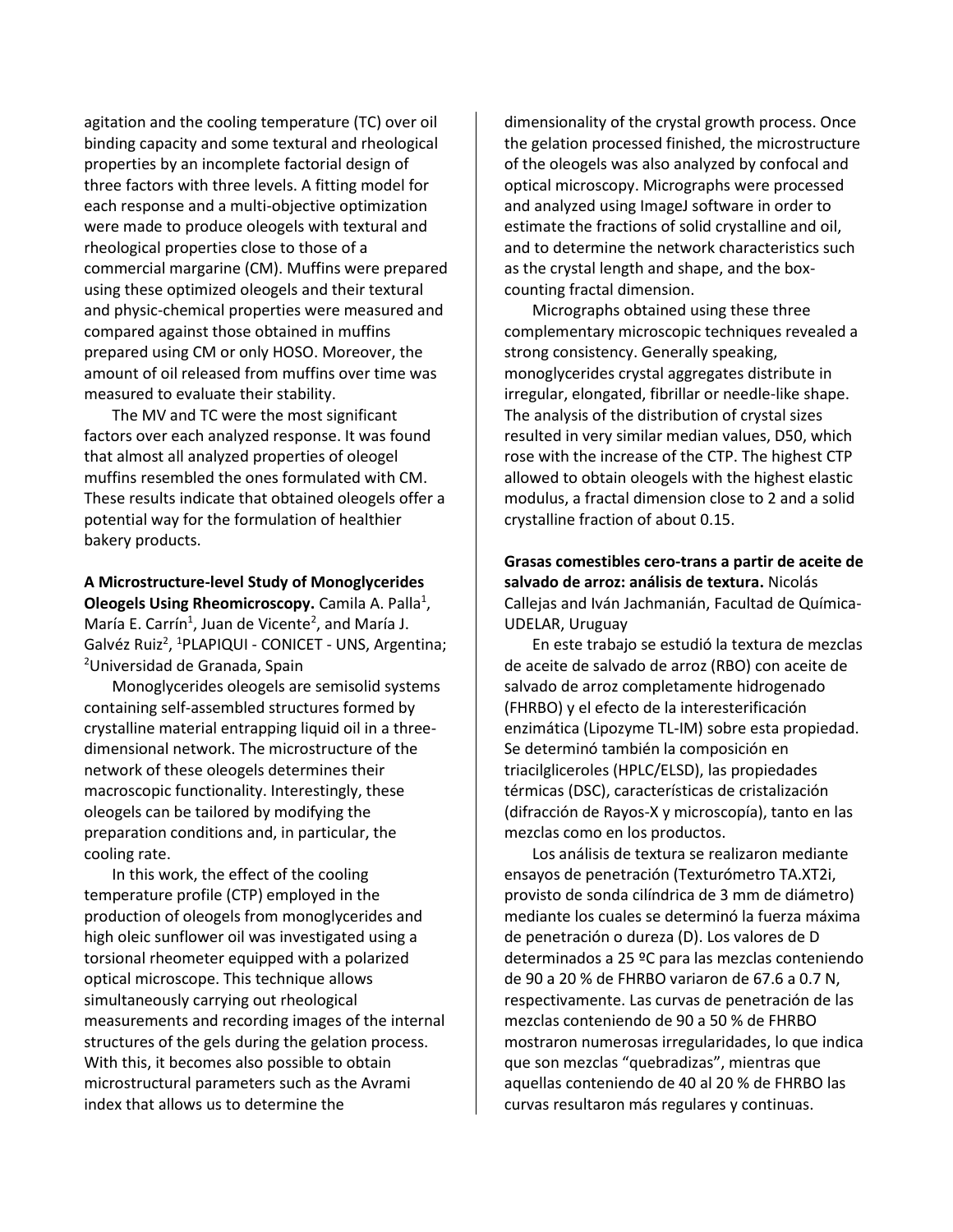agitation and the cooling temperature (TC) over oil binding capacity and some textural and rheological properties by an incomplete factorial design of three factors with three levels. A fitting model for each response and a multi-objective optimization were made to produce oleogels with textural and rheological properties close to those of a commercial margarine (CM). Muffins were prepared using these optimized oleogels and their textural and physic-chemical properties were measured and compared against those obtained in muffins prepared using CM or only HOSO. Moreover, the amount of oil released from muffins over time was measured to evaluate their stability.

The MV and TC were the most significant factors over each analyzed response. It was found that almost all analyzed properties of oleogel muffins resembled the ones formulated with CM. These results indicate that obtained oleogels offer a potential way for the formulation of healthier bakery products.

**A Microstructure-level Study of Monoglycerides Oleogels Using Rheomicroscopy.** Camila A. Palla[1], María E. Carrín[1], Juan de Vicente[2], and María J. Galvéz Ruiz[2], [1]PLAPIQUI - CONICET - UNS, Argentina; [2]Universidad de Granada, Spain

Monoglycerides oleogels are semisolid systems containing self-assembled structures formed by crystalline material entrapping liquid oil in a three-dimensional network. The microstructure of the network of these oleogels determines their macroscopic functionality. Interestingly, these oleogels can be tailored by modifying the preparation conditions and, in particular, the cooling rate.

In this work, the effect of the cooling temperature profile (CTP) employed in the production of oleogels from monoglycerides and high oleic sunflower oil was investigated using a torsional rheometer equipped with a polarized optical microscope. This technique allows simultaneously carrying out rheological measurements and recording images of the internal structures of the gels during the gelation process. With this, it becomes also possible to obtain microstructural parameters such as the Avrami index that allows us to determine the dimensionality of the crystal growth process. Once the gelation processed finished, the microstructure of the oleogels was also analyzed by confocal and optical microscopy. Micrographs were processed and analyzed using ImageJ software in order to estimate the fractions of solid crystalline and oil, and to determine the network characteristics such as the crystal length and shape, and the box-counting fractal dimension.

Micrographs obtained using these three complementary microscopic techniques revealed a strong consistency. Generally speaking, monoglycerides crystal aggregates distribute in irregular, elongated, fibrillar or needle-like shape. The analysis of the distribution of crystal sizes resulted in very similar median values, D50, which rose with the increase of the CTP. The highest CTP allowed to obtain oleogels with the highest elastic modulus, a fractal dimension close to 2 and a solid crystalline fraction of about 0.15.

**Grasas comestibles cero-trans a partir de aceite de salvado de arroz: análisis de textura.** Nicolás Callejas and Iván Jachmanián, Facultad de Química-UDELAR, Uruguay

En este trabajo se estudió la textura de mezclas de aceite de salvado de arroz (RBO) con aceite de salvado de arroz completamente hidrogenado (FHRBO) y el efecto de la interesterificación enzimática (Lipozyme TL-IM) sobre esta propiedad. Se determinó también la composición en triacilgliceroles (HPLC/ELSD), las propiedades térmicas (DSC), características de cristalización (difracción de Rayos-X y microscopía), tanto en las mezclas como en los productos.

Los análisis de textura se realizaron mediante ensayos de penetración (Texturómetro TA.XT2i, provisto de sonda cilíndrica de 3 mm de diámetro) mediante los cuales se determinó la fuerza máxima de penetración o dureza (D). Los valores de D determinados a 25 ºC para las mezclas conteniendo de 90 a 20 % de FHRBO variaron de 67.6 a 0.7 N, respectivamente. Las curvas de penetración de las mezclas conteniendo de 90 a 50 % de FHRBO mostraron numerosas irregularidades, lo que indica que son mezclas "quebradizas", mientras que aquellas conteniendo de 40 al 20 % de FHRBO las curvas resultaron más regulares y continuas.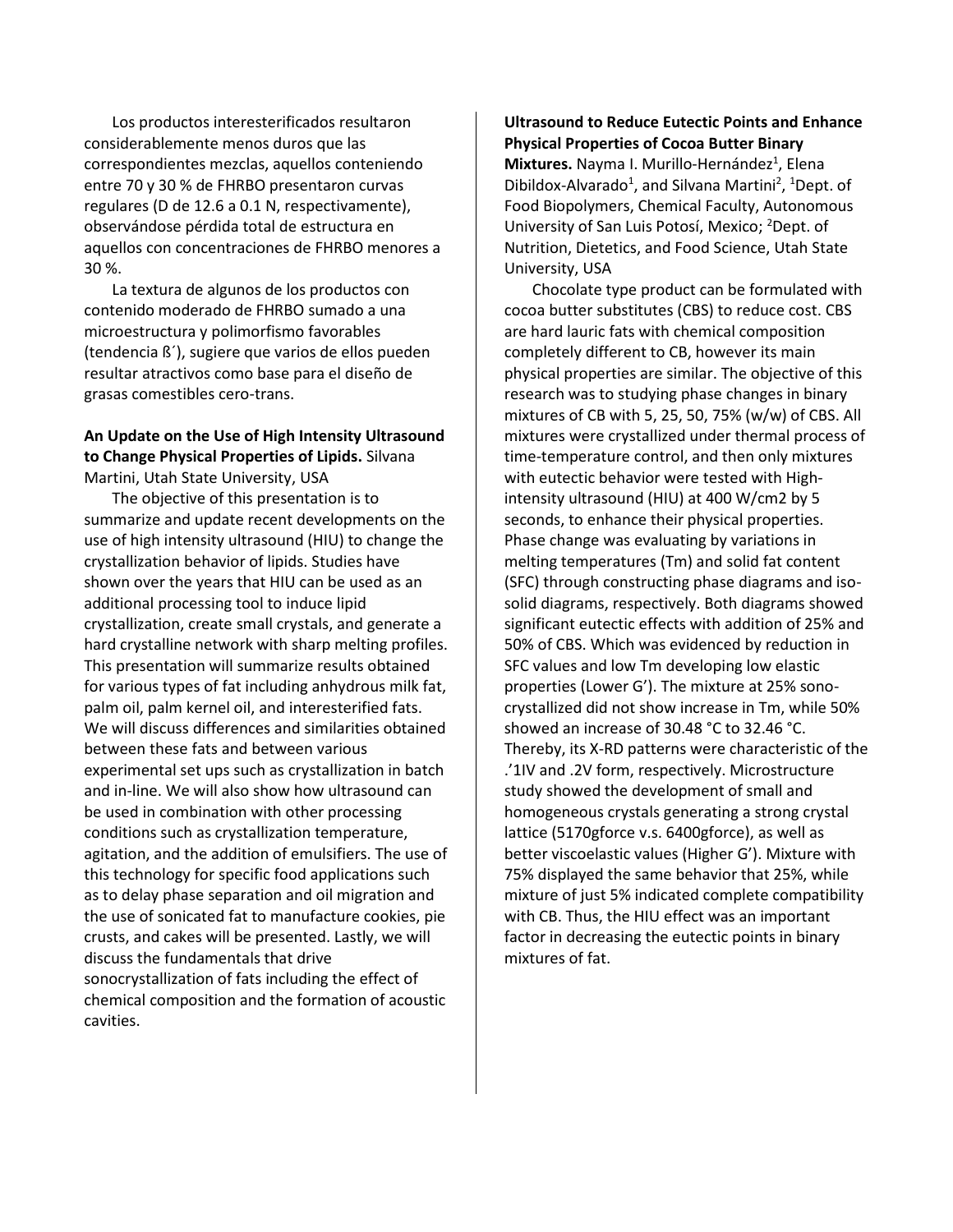Los productos interesterificados resultaron considerablemente menos duros que las correspondientes mezclas, aquellos conteniendo entre 70 y 30 % de FHRBO presentaron curvas regulares (D de 12.6 a 0.1 N, respectivamente), observándose pérdida total de estructura en aquellos con concentraciones de FHRBO menores a 30 %.

La textura de algunos de los productos con contenido moderado de FHRBO sumado a una microestructura y polimorfismo favorables (tendencia ß´), sugiere que varios de ellos pueden resultar atractivos como base para el diseño de grasas comestibles cero-trans.

**An Update on the Use of High Intensity Ultrasound to Change Physical Properties of Lipids.** Silvana Martini, Utah State University, USA

The objective of this presentation is to summarize and update recent developments on the use of high intensity ultrasound (HIU) to change the crystallization behavior of lipids. Studies have shown over the years that HIU can be used as an additional processing tool to induce lipid crystallization, create small crystals, and generate a hard crystalline network with sharp melting profiles. This presentation will summarize results obtained for various types of fat including anhydrous milk fat, palm oil, palm kernel oil, and interesterified fats. We will discuss differences and similarities obtained between these fats and between various experimental set ups such as crystallization in batch and in-line. We will also show how ultrasound can be used in combination with other processing conditions such as crystallization temperature, agitation, and the addition of emulsifiers. The use of this technology for specific food applications such as to delay phase separation and oil migration and the use of sonicated fat to manufacture cookies, pie crusts, and cakes will be presented. Lastly, we will discuss the fundamentals that drive sonocrystallization of fats including the effect of chemical composition and the formation of acoustic cavities.

**Ultrasound to Reduce Eutectic Points and Enhance Physical Properties of Cocoa Butter Binary Mixtures.** Nayma I. Murillo-Hernández[1], Elena Dibildox-Alvarado[1], and Silvana Martini[2], [1]Dept. of Food Biopolymers, Chemical Faculty, Autonomous University of San Luis Potosí, Mexico; [2]Dept. of Nutrition, Dietetics, and Food Science, Utah State University, USA

Chocolate type product can be formulated with cocoa butter substitutes (CBS) to reduce cost. CBS are hard lauric fats with chemical composition completely different to CB, however its main physical properties are similar. The objective of this research was to studying phase changes in binary mixtures of CB with 5, 25, 50, 75% (w/w) of CBS. All mixtures were crystallized under thermal process of time-temperature control, and then only mixtures with eutectic behavior were tested with High-intensity ultrasound (HIU) at 400 W/cm2 by 5 seconds, to enhance their physical properties. Phase change was evaluating by variations in melting temperatures (Tm) and solid fat content (SFC) through constructing phase diagrams and iso-solid diagrams, respectively. Both diagrams showed significant eutectic effects with addition of 25% and 50% of CBS. Which was evidenced by reduction in SFC values and low Tm developing low elastic properties (Lower G'). The mixture at 25% sono-crystallized did not show increase in Tm, while 50% showed an increase of 30.48 °C to 32.46 °C. Thereby, its X-RD patterns were characteristic of the .'1IV and .2V form, respectively. Microstructure study showed the development of small and homogeneous crystals generating a strong crystal lattice (5170gforce v.s. 6400gforce), as well as better viscoelastic values (Higher G'). Mixture with 75% displayed the same behavior that 25%, while mixture of just 5% indicated complete compatibility with CB. Thus, the HIU effect was an important factor in decreasing the eutectic points in binary mixtures of fat.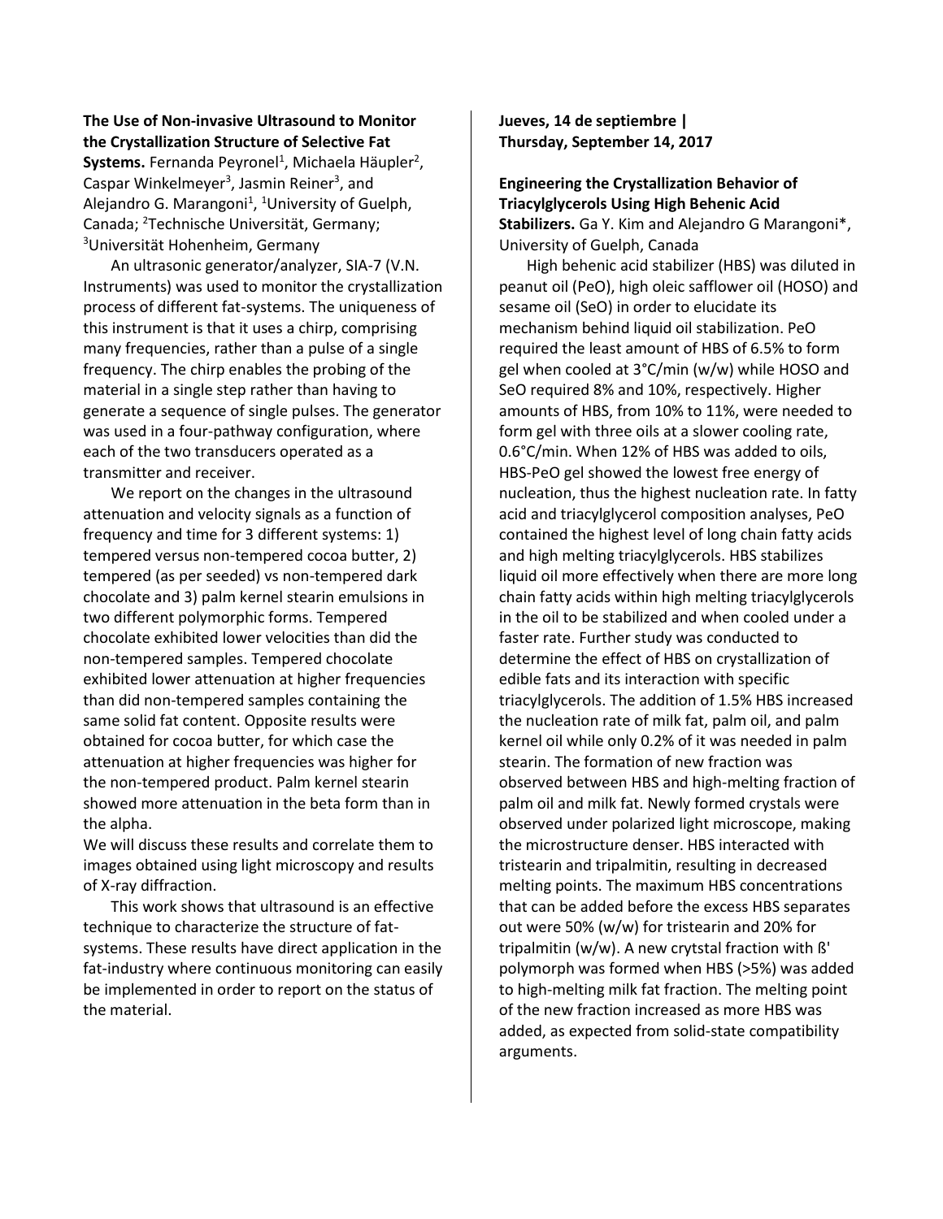**The Use of Non-invasive Ultrasound to Monitor the Crystallization Structure of Selective Fat Systems.** Fernanda Peyronel[1], Michaela Häupler[2], Caspar Winkelmeyer[3], Jasmin Reiner[3], and Alejandro G. Marangoni[1], [1]University of Guelph, Canada; [2]Technische Universität, Germany; [3]Universität Hohenheim, Germany

An ultrasonic generator/analyzer, SIA-7 (V.N. Instruments) was used to monitor the crystallization process of different fat-systems. The uniqueness of this instrument is that it uses a chirp, comprising many frequencies, rather than a pulse of a single frequency. The chirp enables the probing of the material in a single step rather than having to generate a sequence of single pulses. The generator was used in a four-pathway configuration, where each of the two transducers operated as a transmitter and receiver.

We report on the changes in the ultrasound attenuation and velocity signals as a function of frequency and time for 3 different systems: 1) tempered versus non-tempered cocoa butter, 2) tempered (as per seeded) vs non-tempered dark chocolate and 3) palm kernel stearin emulsions in two different polymorphic forms. Tempered chocolate exhibited lower velocities than did the non-tempered samples. Tempered chocolate exhibited lower attenuation at higher frequencies than did non-tempered samples containing the same solid fat content. Opposite results were obtained for cocoa butter, for which case the attenuation at higher frequencies was higher for the non-tempered product. Palm kernel stearin showed more attenuation in the beta form than in the alpha.

We will discuss these results and correlate them to images obtained using light microscopy and results of X-ray diffraction.

This work shows that ultrasound is an effective technique to characterize the structure of fat-systems. These results have direct application in the fat-industry where continuous monitoring can easily be implemented in order to report on the status of the material.

**Jueves, 14 de septiembre | Thursday, September 14, 2017**

**Engineering the Crystallization Behavior of Triacylglycerols Using High Behenic Acid Stabilizers.** Ga Y. Kim and Alejandro G Marangoni*, University of Guelph, Canada

High behenic acid stabilizer (HBS) was diluted in peanut oil (PeO), high oleic safflower oil (HOSO) and sesame oil (SeO) in order to elucidate its mechanism behind liquid oil stabilization. PeO required the least amount of HBS of 6.5% to form gel when cooled at 3°C/min (w/w) while HOSO and SeO required 8% and 10%, respectively. Higher amounts of HBS, from 10% to 11%, were needed to form gel with three oils at a slower cooling rate, 0.6°C/min. When 12% of HBS was added to oils, HBS-PeO gel showed the lowest free energy of nucleation, thus the highest nucleation rate. In fatty acid and triacylglycerol composition analyses, PeO contained the highest level of long chain fatty acids and high melting triacylglycerols. HBS stabilizes liquid oil more effectively when there are more long chain fatty acids within high melting triacylglycerols in the oil to be stabilized and when cooled under a faster rate. Further study was conducted to determine the effect of HBS on crystallization of edible fats and its interaction with specific triacylglycerols. The addition of 1.5% HBS increased the nucleation rate of milk fat, palm oil, and palm kernel oil while only 0.2% of it was needed in palm stearin. The formation of new fraction was observed between HBS and high-melting fraction of palm oil and milk fat. Newly formed crystals were observed under polarized light microscope, making the microstructure denser. HBS interacted with tristearin and tripalmitin, resulting in decreased melting points. The maximum HBS concentrations that can be added before the excess HBS separates out were 50% (w/w) for tristearin and 20% for tripalmitin (w/w). A new crytstal fraction with ß' polymorph was formed when HBS (>5%) was added to high-melting milk fat fraction. The melting point of the new fraction increased as more HBS was added, as expected from solid-state compatibility arguments.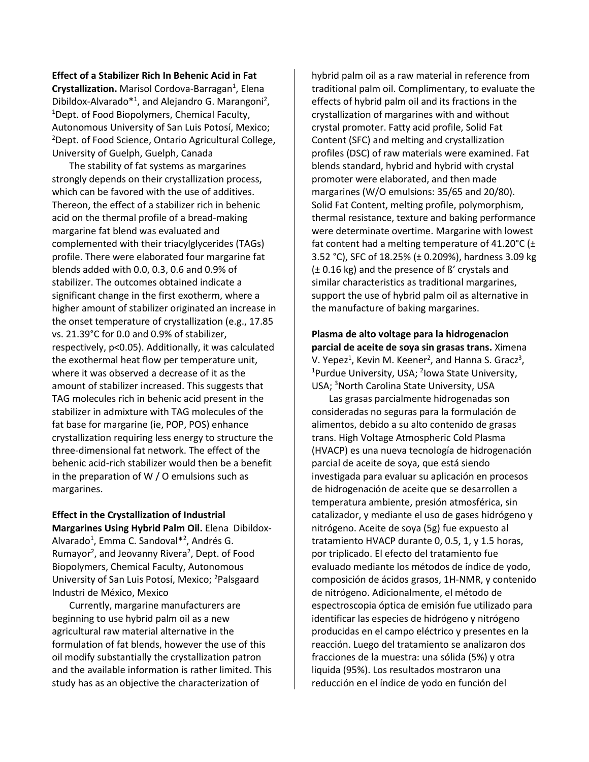**Effect of a Stabilizer Rich In Behenic Acid in Fat Crystallization.** Marisol Cordova-Barragan[1], Elena Dibildox-Alvarado*[1], and Alejandro G. Marangoni[2], [1]Dept. of Food Biopolymers, Chemical Faculty, Autonomous University of San Luis Potosí, Mexico; [2]Dept. of Food Science, Ontario Agricultural College, University of Guelph, Guelph, Canada

The stability of fat systems as margarines strongly depends on their crystallization process, which can be favored with the use of additives. Thereon, the effect of a stabilizer rich in behenic acid on the thermal profile of a bread-making margarine fat blend was evaluated and complemented with their triacylglycerides (TAGs) profile. There were elaborated four margarine fat blends added with 0.0, 0.3, 0.6 and 0.9% of stabilizer. The outcomes obtained indicate a significant change in the first exotherm, where a higher amount of stabilizer originated an increase in the onset temperature of crystallization (e.g., 17.85 vs. 21.39°C for 0.0 and 0.9% of stabilizer, respectively, $p<0.05$). Additionally, it was calculated the exothermal heat flow per temperature unit, where it was observed a decrease of it as the amount of stabilizer increased. This suggests that TAG molecules rich in behenic acid present in the stabilizer in admixture with TAG molecules of the fat base for margarine (ie, POP, POS) enhance crystallization requiring less energy to structure the three-dimensional fat network. The effect of the behenic acid-rich stabilizer would then be a benefit in the preparation of W / O emulsions such as margarines.

**Effect in the Crystallization of Industrial Margarines Using Hybrid Palm Oil.** Elena Dibildox-Alvarado[1], Emma C. Sandoval*[2], Andrés G. Rumayor[2], and Jeovanny Rivera[2], Dept. of Food Biopolymers, Chemical Faculty, Autonomous University of San Luis Potosí, Mexico; [2]Palsgaard Industri de México, Mexico

Currently, margarine manufacturers are beginning to use hybrid palm oil as a new agricultural raw material alternative in the formulation of fat blends, however the use of this oil modify substantially the crystallization patron and the available information is rather limited. This study has as an objective the characterization of hybrid palm oil as a raw material in reference from traditional palm oil. Complimentary, to evaluate the effects of hybrid palm oil and its fractions in the crystallization of margarines with and without crystal promoter. Fatty acid profile, Solid Fat Content (SFC) and melting and crystallization profiles (DSC) of raw materials were examined. Fat blends standard, hybrid and hybrid with crystal promoter were elaborated, and then made margarines (W/O emulsions: 35/65 and 20/80). Solid Fat Content, melting profile, polymorphism, thermal resistance, texture and baking performance were determinate overtime. Margarine with lowest fat content had a melting temperature of 41.20°C (± 3.52 °C), SFC of 18.25% (± 0.209%), hardness 3.09 kg (± 0.16 kg) and the presence of ß' crystals and similar characteristics as traditional margarines, support the use of hybrid palm oil as alternative in the manufacture of baking margarines.

**Plasma de alto voltage para la hidrogenacion parcial de aceite de soya sin grasas trans.** Ximena V. Yepez[1], Kevin M. Keener[2], and Hanna S. Gracz[3], [1]Purdue University, USA; [2]Iowa State University, USA; [3]North Carolina State University, USA

Las grasas parcialmente hidrogenadas son consideradas no seguras para la formulación de alimentos, debido a su alto contenido de grasas trans. High Voltage Atmospheric Cold Plasma (HVACP) es una nueva tecnología de hidrogenación parcial de aceite de soya, que está siendo investigada para evaluar su aplicación en procesos de hidrogenación de aceite que se desarrollen a temperatura ambiente, presión atmosférica, sin catalizador, y mediante el uso de gases hidrógeno y nitrógeno. Aceite de soya (5g) fue expuesto al tratamiento HVACP durante 0, 0.5, 1, y 1.5 horas, por triplicado. El efecto del tratamiento fue evaluado mediante los métodos de índice de yodo, composición de ácidos grasos, 1H-NMR, y contenido de nitrógeno. Adicionalmente, el método de espectroscopia óptica de emisión fue utilizado para identificar las especies de hidrógeno y nitrógeno producidas en el campo eléctrico y presentes en la reacción. Luego del tratamiento se analizaron dos fracciones de la muestra: una sólida (5%) y otra liquida (95%). Los resultados mostraron una reducción en el índice de yodo en función del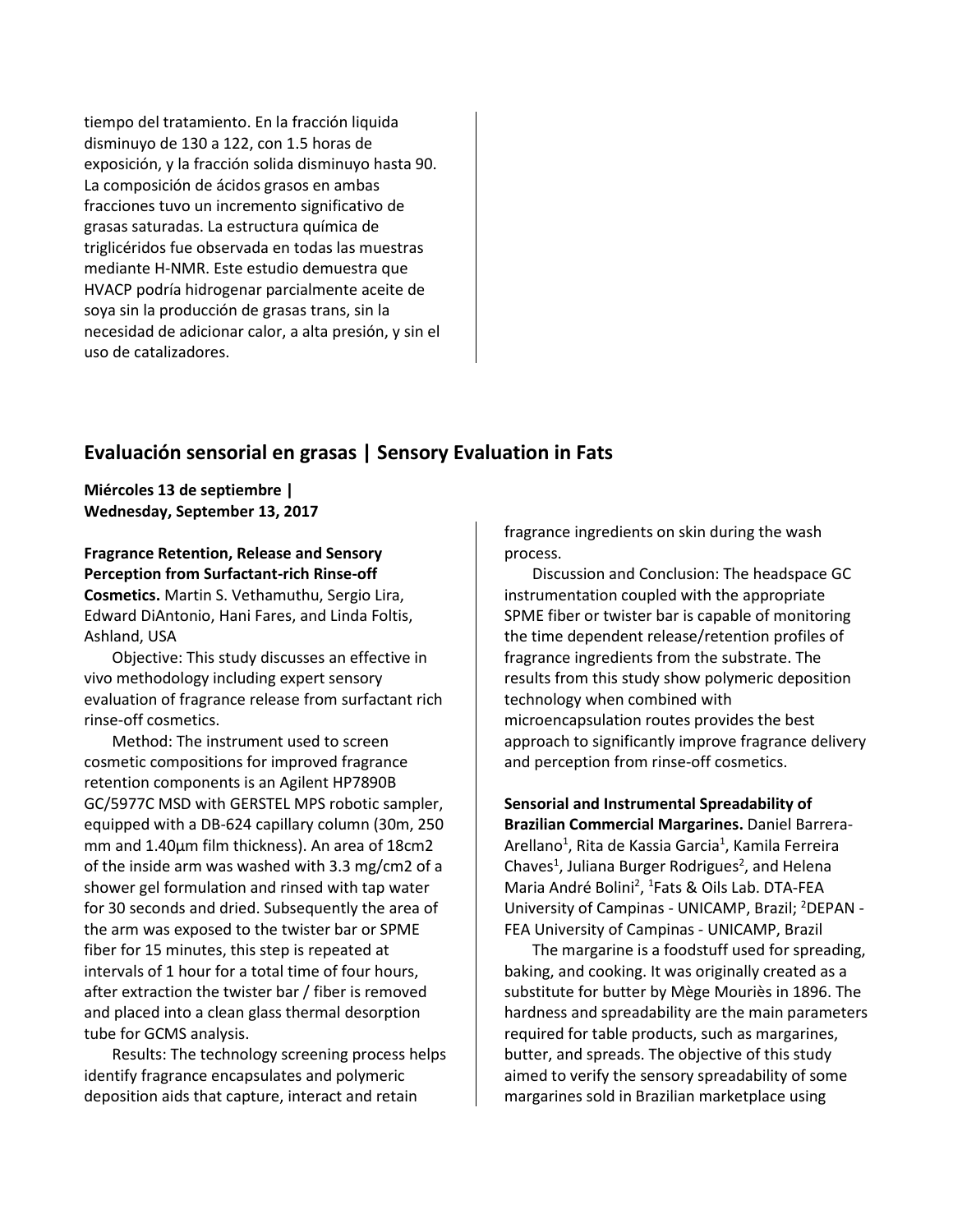tiempo del tratamiento. En la fracción liquida disminuyo de 130 a 122, con 1.5 horas de exposición, y la fracción solida disminuyo hasta 90. La composición de ácidos grasos en ambas fracciones tuvo un incremento significativo de grasas saturadas. La estructura química de triglicéridos fue observada en todas las muestras mediante H-NMR. Este estudio demuestra que HVACP podría hidrogenar parcialmente aceite de soya sin la producción de grasas trans, sin la necesidad de adicionar calor, a alta presión, y sin el uso de catalizadores.

## Evaluación sensorial en grasas | Sensory Evaluation in Fats

**Miércoles 13 de septiembre | Wednesday, September 13, 2017**

**Fragrance Retention, Release and Sensory Perception from Surfactant-rich Rinse-off Cosmetics.** Martin S. Vethamuthu, Sergio Lira, Edward DiAntonio, Hani Fares, and Linda Foltis, Ashland, USA

Objective: This study discusses an effective in vivo methodology including expert sensory evaluation of fragrance release from surfactant rich rinse-off cosmetics.

Method: The instrument used to screen cosmetic compositions for improved fragrance retention components is an Agilent HP7890B GC/5977C MSD with GERSTEL MPS robotic sampler, equipped with a DB-624 capillary column (30m, 250 mm and 1.40µm film thickness). An area of 18cm2 of the inside arm was washed with 3.3 mg/cm2 of a shower gel formulation and rinsed with tap water for 30 seconds and dried. Subsequently the area of the arm was exposed to the twister bar or SPME fiber for 15 minutes, this step is repeated at intervals of 1 hour for a total time of four hours, after extraction the twister bar / fiber is removed and placed into a clean glass thermal desorption tube for GCMS analysis.

Results: The technology screening process helps identify fragrance encapsulates and polymeric deposition aids that capture, interact and retain fragrance ingredients on skin during the wash process.

Discussion and Conclusion: The headspace GC instrumentation coupled with the appropriate SPME fiber or twister bar is capable of monitoring the time dependent release/retention profiles of fragrance ingredients from the substrate. The results from this study show polymeric deposition technology when combined with microencapsulation routes provides the best approach to significantly improve fragrance delivery and perception from rinse-off cosmetics.

**Sensorial and Instrumental Spreadability of Brazilian Commercial Margarines.** Daniel Barrera-Arellano[1], Rita de Kassia Garcia[1], Kamila Ferreira Chaves[1], Juliana Burger Rodrigues[2], and Helena Maria André Bolini[2], [1]Fats & Oils Lab. DTA-FEA University of Campinas - UNICAMP, Brazil; [2]DEPAN - FEA University of Campinas - UNICAMP, Brazil

The margarine is a foodstuff used for spreading, baking, and cooking. It was originally created as a substitute for butter by Mège Mouriès in 1896. The hardness and spreadability are the main parameters required for table products, such as margarines, butter, and spreads. The objective of this study aimed to verify the sensory spreadability of some margarines sold in Brazilian marketplace using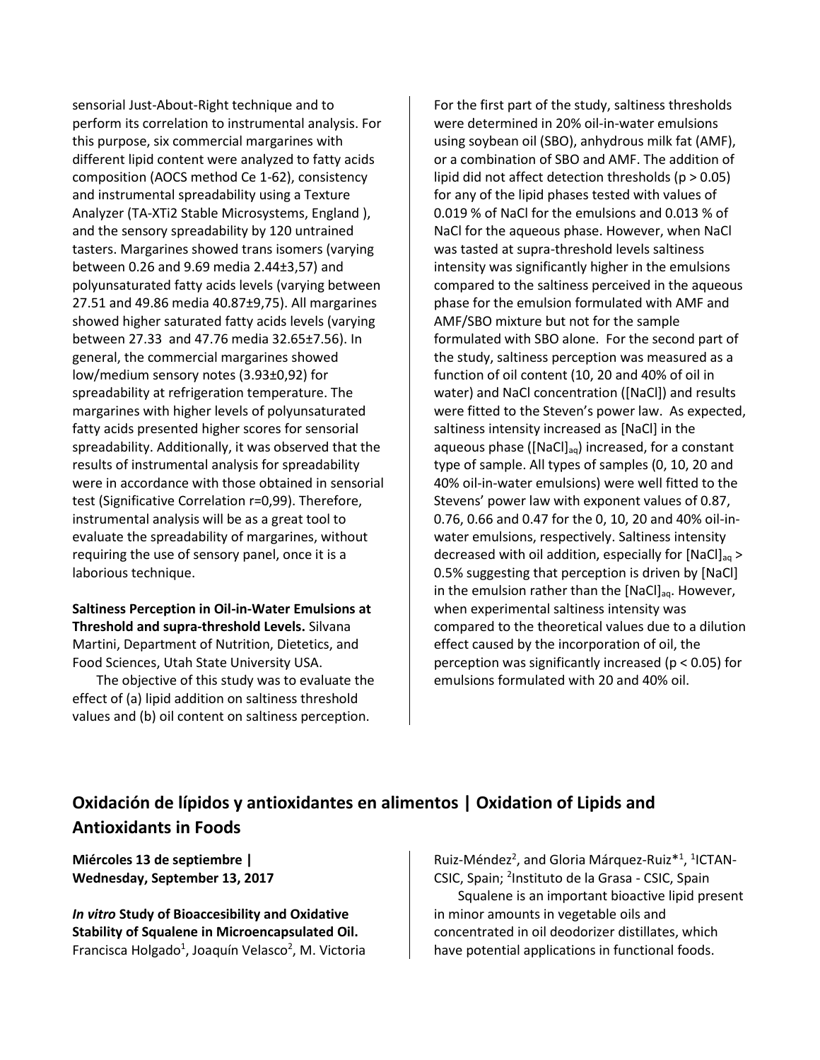sensorial Just-About-Right technique and to perform its correlation to instrumental analysis. For this purpose, six commercial margarines with different lipid content were analyzed to fatty acids composition (AOCS method Ce 1-62), consistency and instrumental spreadability using a Texture Analyzer (TA-XTi2 Stable Microsystems, England ), and the sensory spreadability by 120 untrained tasters. Margarines showed trans isomers (varying between 0.26 and 9.69 media 2.44±3,57) and polyunsaturated fatty acids levels (varying between 27.51 and 49.86 media 40.87±9,75). All margarines showed higher saturated fatty acids levels (varying between 27.33 and 47.76 media 32.65±7.56). In general, the commercial margarines showed low/medium sensory notes (3.93±0,92) for spreadability at refrigeration temperature. The margarines with higher levels of polyunsaturated fatty acids presented higher scores for sensorial spreadability. Additionally, it was observed that the results of instrumental analysis for spreadability were in accordance with those obtained in sensorial test (Significative Correlation r=0,99). Therefore, instrumental analysis will be as a great tool to evaluate the spreadability of margarines, without requiring the use of sensory panel, once it is a laborious technique.

**Saltiness Perception in Oil-in-Water Emulsions at Threshold and supra-threshold Levels.** Silvana Martini, Department of Nutrition, Dietetics, and Food Sciences, Utah State University USA.

The objective of this study was to evaluate the effect of (a) lipid addition on saltiness threshold values and (b) oil content on saltiness perception. For the first part of the study, saltiness thresholds were determined in 20% oil-in-water emulsions using soybean oil (SBO), anhydrous milk fat (AMF), or a combination of SBO and AMF. The addition of lipid did not affect detection thresholds ($p > 0.05$) for any of the lipid phases tested with values of 0.019 % of NaCl for the emulsions and 0.013 % of NaCl for the aqueous phase. However, when NaCl was tasted at supra-threshold levels saltiness intensity was significantly higher in the emulsions compared to the saltiness perceived in the aqueous phase for the emulsion formulated with AMF and AMF/SBO mixture but not for the sample formulated with SBO alone. For the second part of the study, saltiness perception was measured as a function of oil content (10, 20 and 40% of oil in water) and NaCl concentration ([NaCl]) and results were fitted to the Steven's power law. As expected, saltiness intensity increased as [NaCl] in the aqueous phase ($[NaCl]_{aq}$) increased, for a constant type of sample. All types of samples (0, 10, 20 and 40% oil-in-water emulsions) were well fitted to the Stevens' power law with exponent values of 0.87, 0.76, 0.66 and 0.47 for the 0, 10, 20 and 40% oil-in-water emulsions, respectively. Saltiness intensity decreased with oil addition, especially for $[NaCl]_{aq} >$ 0.5% suggesting that perception is driven by [NaCl] in the emulsion rather than the $[NaCl]_{aq}$. However, when experimental saltiness intensity was compared to the theoretical values due to a dilution effect caused by the incorporation of oil, the perception was significantly increased ($p < 0.05$) for emulsions formulated with 20 and 40% oil.

## Oxidación de lípidos y antioxidantes en alimentos | Oxidation of Lipids and Antioxidants in Foods

**Miércoles 13 de septiembre | Wednesday, September 13, 2017**

***In vitro* Study of Bioaccesibility and Oxidative Stability of Squalene in Microencapsulated Oil.** Francisca Holgado[1], Joaquín Velasco[2], M. Victoria Ruiz-Méndez[2], and Gloria Márquez-Ruiz*[1], [1]ICTAN-CSIC, Spain; [2]Instituto de la Grasa - CSIC, Spain

Squalene is an important bioactive lipid present in minor amounts in vegetable oils and concentrated in oil deodorizer distillates, which have potential applications in functional foods.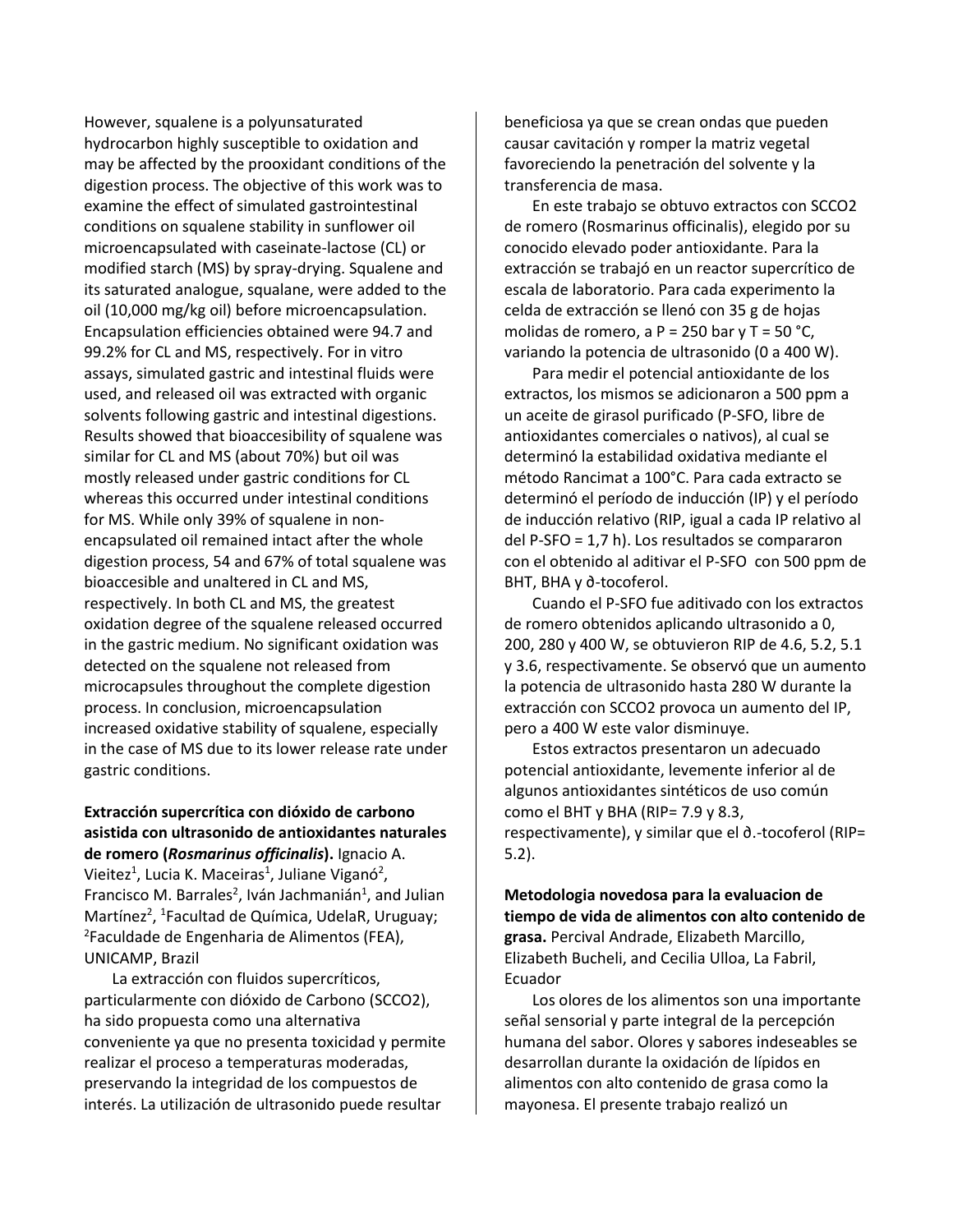However, squalene is a polyunsaturated hydrocarbon highly susceptible to oxidation and may be affected by the prooxidant conditions of the digestion process. The objective of this work was to examine the effect of simulated gastrointestinal conditions on squalene stability in sunflower oil microencapsulated with caseinate-lactose (CL) or modified starch (MS) by spray-drying. Squalene and its saturated analogue, squalane, were added to the oil (10,000 mg/kg oil) before microencapsulation. Encapsulation efficiencies obtained were 94.7 and 99.2% for CL and MS, respectively. For in vitro assays, simulated gastric and intestinal fluids were used, and released oil was extracted with organic solvents following gastric and intestinal digestions. Results showed that bioaccesibility of squalene was similar for CL and MS (about 70%) but oil was mostly released under gastric conditions for CL whereas this occurred under intestinal conditions for MS. While only 39% of squalene in non-encapsulated oil remained intact after the whole digestion process, 54 and 67% of total squalene was bioaccesible and unaltered in CL and MS, respectively. In both CL and MS, the greatest oxidation degree of the squalene released occurred in the gastric medium. No significant oxidation was detected on the squalene not released from microcapsules throughout the complete digestion process. In conclusion, microencapsulation increased oxidative stability of squalene, especially in the case of MS due to its lower release rate under gastric conditions.

**Extracción supercrítica con dióxido de carbono asistida con ultrasonido de antioxidantes naturales de romero (*Rosmarinus officinalis*).** Ignacio A. Vieitez[1], Lucia K. Maceiras[1], Juliane Viganó[2], Francisco M. Barrales[2], Iván Jachmanián[1], and Julian Martínez[2], [1]Facultad de Química, UdelaR, Uruguay; [2]Faculdade de Engenharia de Alimentos (FEA), UNICAMP, Brazil

La extracción con fluidos supercríticos, particularmente con dióxido de Carbono (SCCO2), ha sido propuesta como una alternativa conveniente ya que no presenta toxicidad y permite realizar el proceso a temperaturas moderadas, preservando la integridad de los compuestos de interés. La utilización de ultrasonido puede resultar beneficiosa ya que se crean ondas que pueden causar cavitación y romper la matriz vegetal favoreciendo la penetración del solvente y la transferencia de masa.

En este trabajo se obtuvo extractos con SCCO2 de romero (Rosmarinus officinalis), elegido por su conocido elevado poder antioxidante. Para la extracción se trabajó en un reactor supercrítico de escala de laboratorio. Para cada experimento la celda de extracción se llenó con 35 g de hojas molidas de romero, a P = 250 bar y T = 50 °C, variando la potencia de ultrasonido (0 a 400 W).

Para medir el potencial antioxidante de los extractos, los mismos se adicionaron a 500 ppm a un aceite de girasol purificado (P-SFO, libre de antioxidantes comerciales o nativos), al cual se determinó la estabilidad oxidativa mediante el método Rancimat a 100°C. Para cada extracto se determinó el período de inducción (IP) y el período de inducción relativo (RIP, igual a cada IP relativo al del P-SFO = 1,7 h). Los resultados se compararon con el obtenido al aditivar el P-SFO con 500 ppm de BHT, BHA y ∂-tocoferol.

Cuando el P-SFO fue aditivado con los extractos de romero obtenidos aplicando ultrasonido a 0, 200, 280 y 400 W, se obtuvieron RIP de 4.6, 5.2, 5.1 y 3.6, respectivamente. Se observó que un aumento la potencia de ultrasonido hasta 280 W durante la extracción con SCCO2 provoca un aumento del IP, pero a 400 W este valor disminuye.

Estos extractos presentaron un adecuado potencial antioxidante, levemente inferior al de algunos antioxidantes sintéticos de uso común como el BHT y BHA (RIP= 7.9 y 8.3, respectivamente), y similar que el ∂.-tocoferol (RIP= 5.2).

**Metodologia novedosa para la evaluacion de tiempo de vida de alimentos con alto contenido de grasa.** Percival Andrade, Elizabeth Marcillo, Elizabeth Bucheli, and Cecilia Ulloa, La Fabril, Ecuador

Los olores de los alimentos son una importante señal sensorial y parte integral de la percepción humana del sabor. Olores y sabores indeseables se desarrollan durante la oxidación de lípidos en alimentos con alto contenido de grasa como la mayonesa. El presente trabajo realizó un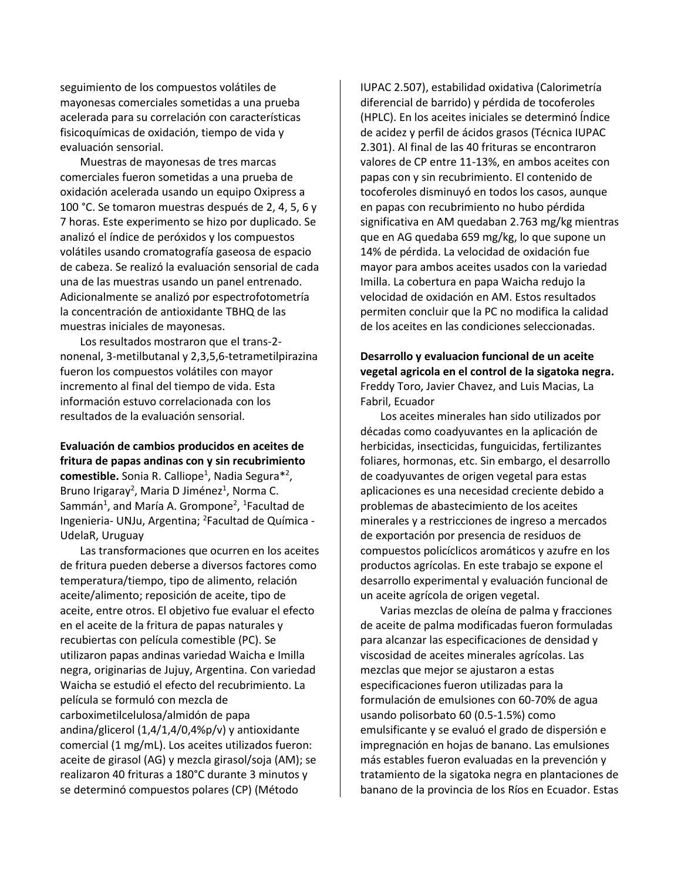seguimiento de los compuestos volátiles de mayonesas comerciales sometidas a una prueba acelerada para su correlación con características fisicoquímicas de oxidación, tiempo de vida y evaluación sensorial.

Muestras de mayonesas de tres marcas comerciales fueron sometidas a una prueba de oxidación acelerada usando un equipo Oxipress a 100 °C. Se tomaron muestras después de 2, 4, 5, 6 y 7 horas. Este experimento se hizo por duplicado. Se analizó el índice de peróxidos y los compuestos volátiles usando cromatografía gaseosa de espacio de cabeza. Se realizó la evaluación sensorial de cada una de las muestras usando un panel entrenado. Adicionalmente se analizó por espectrofotometría la concentración de antioxidante TBHQ de las muestras iniciales de mayonesas.

Los resultados mostraron que el trans-2-nonenal, 3-metilbutanal y 2,3,5,6-tetrametilpirazina fueron los compuestos volátiles con mayor incremento al final del tiempo de vida. Esta información estuvo correlacionada con los resultados de la evaluación sensorial.

**Evaluación de cambios producidos en aceites de fritura de papas andinas con y sin recubrimiento comestible.** Sonia R. Calliope[1], Nadia Segura*[2], Bruno Irigaray[2], Maria D Jiménez[1], Norma C. Sammán[1], and María A. Grompone[2], [1]Facultad de Ingenieria- UNJu, Argentina; [2]Facultad de Química - UdelaR, Uruguay

Las transformaciones que ocurren en los aceites de fritura pueden deberse a diversos factores como temperatura/tiempo, tipo de alimento, relación aceite/alimento; reposición de aceite, tipo de aceite, entre otros. El objetivo fue evaluar el efecto en el aceite de la fritura de papas naturales y recubiertas con película comestible (PC). Se utilizaron papas andinas variedad Waicha e Imilla negra, originarias de Jujuy, Argentina. Con variedad Waicha se estudió el efecto del recubrimiento. La película se formuló con mezcla de carboximetilcelulosa/almidón de papa andina/glicerol (1,4/1,4/0,4%p/v) y antioxidante comercial (1 mg/mL). Los aceites utilizados fueron: aceite de girasol (AG) y mezcla girasol/soja (AM); se realizaron 40 frituras a 180°C durante 3 minutos y se determinó compuestos polares (CP) (Método IUPAC 2.507), estabilidad oxidativa (Calorimetría diferencial de barrido) y pérdida de tocoferoles (HPLC). En los aceites iniciales se determinó Índice de acidez y perfil de ácidos grasos (Técnica IUPAC 2.301). Al final de las 40 frituras se encontraron valores de CP entre 11-13%, en ambos aceites con papas con y sin recubrimiento. El contenido de tocoferoles disminuyó en todos los casos, aunque en papas con recubrimiento no hubo pérdida significativa en AM quedaban 2.763 mg/kg mientras que en AG quedaba 659 mg/kg, lo que supone un 14% de pérdida. La velocidad de oxidación fue mayor para ambos aceites usados con la variedad Imilla. La cobertura en papa Waicha redujo la velocidad de oxidación en AM. Estos resultados permiten concluir que la PC no modifica la calidad de los aceites en las condiciones seleccionadas.

**Desarrollo y evaluacion funcional de un aceite vegetal agricola en el control de la sigatoka negra.** Freddy Toro, Javier Chavez, and Luis Macias, La Fabril, Ecuador

Los aceites minerales han sido utilizados por décadas como coadyuvantes en la aplicación de herbicidas, insecticidas, funguicidas, fertilizantes foliares, hormonas, etc. Sin embargo, el desarrollo de coadyuvantes de origen vegetal para estas aplicaciones es una necesidad creciente debido a problemas de abastecimiento de los aceites minerales y a restricciones de ingreso a mercados de exportación por presencia de residuos de compuestos policíclicos aromáticos y azufre en los productos agrícolas. En este trabajo se expone el desarrollo experimental y evaluación funcional de un aceite agrícola de origen vegetal.

Varias mezclas de oleína de palma y fracciones de aceite de palma modificadas fueron formuladas para alcanzar las especificaciones de densidad y viscosidad de aceites minerales agrícolas. Las mezclas que mejor se ajustaron a estas especificaciones fueron utilizadas para la formulación de emulsiones con 60-70% de agua usando polisorbato 60 (0.5-1.5%) como emulsificante y se evaluó el grado de dispersión e impregnación en hojas de banano. Las emulsiones más estables fueron evaluadas en la prevención y tratamiento de la sigatoka negra en plantaciones de banano de la provincia de los Ríos en Ecuador. Estas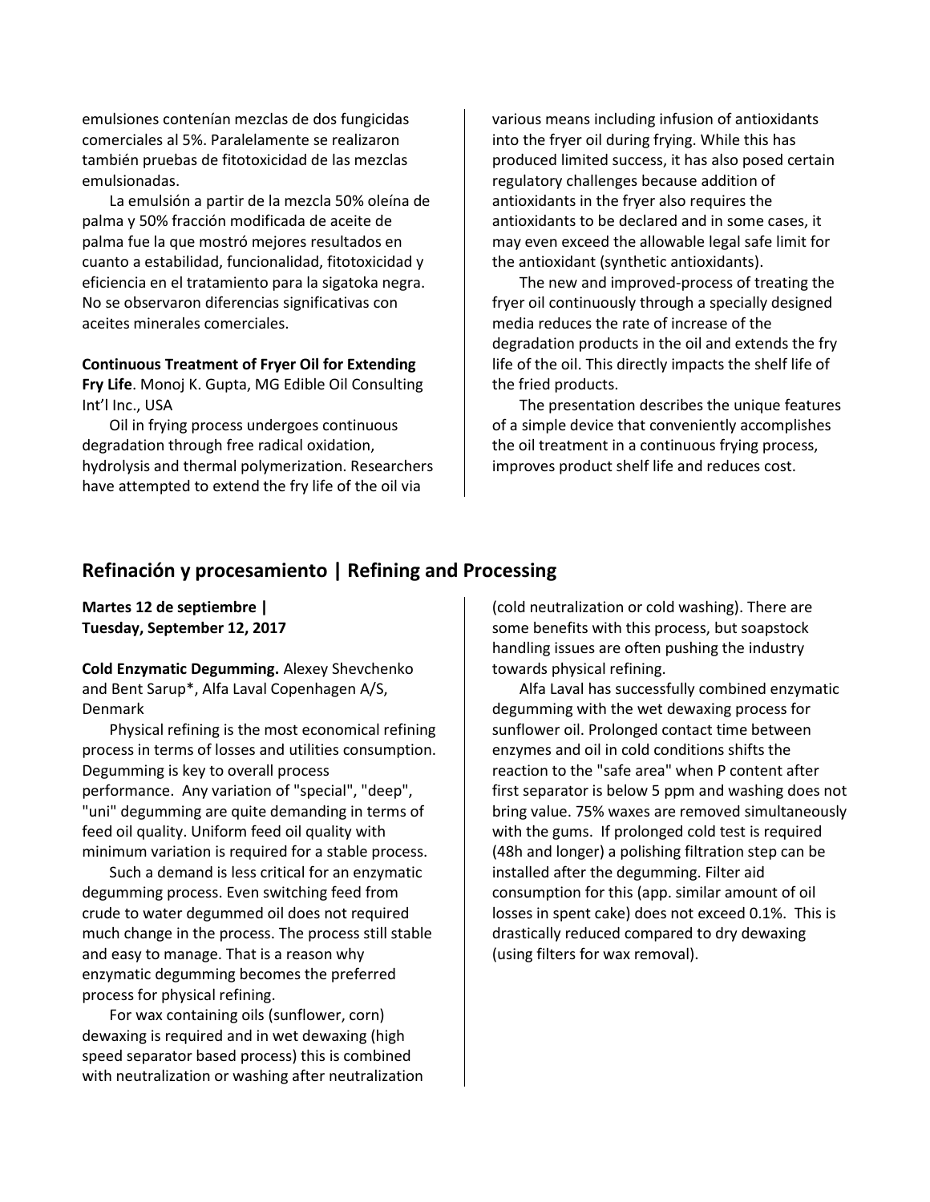emulsiones contenían mezclas de dos fungicidas comerciales al 5%. Paralelamente se realizaron también pruebas de fitotoxicidad de las mezclas emulsionadas.

La emulsión a partir de la mezcla 50% oleína de palma y 50% fracción modificada de aceite de palma fue la que mostró mejores resultados en cuanto a estabilidad, funcionalidad, fitotoxicidad y eficiencia en el tratamiento para la sigatoka negra. No se observaron diferencias significativas con aceites minerales comerciales.

**Continuous Treatment of Fryer Oil for Extending Fry Life**. Monoj K. Gupta, MG Edible Oil Consulting Int'l Inc., USA

Oil in frying process undergoes continuous degradation through free radical oxidation, hydrolysis and thermal polymerization. Researchers have attempted to extend the fry life of the oil via various means including infusion of antioxidants into the fryer oil during frying. While this has produced limited success, it has also posed certain regulatory challenges because addition of antioxidants in the fryer also requires the antioxidants to be declared and in some cases, it may even exceed the allowable legal safe limit for the antioxidant (synthetic antioxidants).

The new and improved-process of treating the fryer oil continuously through a specially designed media reduces the rate of increase of the degradation products in the oil and extends the fry life of the oil. This directly impacts the shelf life of the fried products.

The presentation describes the unique features of a simple device that conveniently accomplishes the oil treatment in a continuous frying process, improves product shelf life and reduces cost.

## Refinación y procesamiento | Refining and Processing

**Martes 12 de septiembre | Tuesday, September 12, 2017**

**Cold Enzymatic Degumming.** Alexey Shevchenko and Bent Sarup*, Alfa Laval Copenhagen A/S, Denmark

Physical refining is the most economical refining process in terms of losses and utilities consumption. Degumming is key to overall process performance. Any variation of "special", "deep", "uni" degumming are quite demanding in terms of feed oil quality. Uniform feed oil quality with minimum variation is required for a stable process.

Such a demand is less critical for an enzymatic degumming process. Even switching feed from crude to water degummed oil does not required much change in the process. The process still stable and easy to manage. That is a reason why enzymatic degumming becomes the preferred process for physical refining.

For wax containing oils (sunflower, corn) dewaxing is required and in wet dewaxing (high speed separator based process) this is combined with neutralization or washing after neutralization (cold neutralization or cold washing). There are some benefits with this process, but soapstock handling issues are often pushing the industry towards physical refining.

Alfa Laval has successfully combined enzymatic degumming with the wet dewaxing process for sunflower oil. Prolonged contact time between enzymes and oil in cold conditions shifts the reaction to the "safe area" when P content after first separator is below 5 ppm and washing does not bring value. 75% waxes are removed simultaneously with the gums. If prolonged cold test is required (48h and longer) a polishing filtration step can be installed after the degumming. Filter aid consumption for this (app. similar amount of oil losses in spent cake) does not exceed 0.1%. This is drastically reduced compared to dry dewaxing (using filters for wax removal).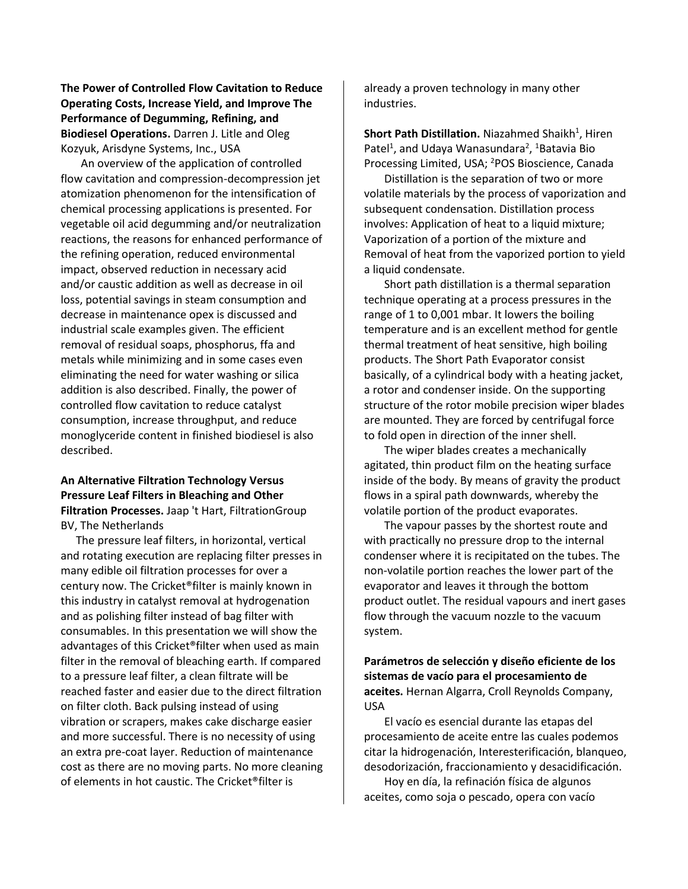**The Power of Controlled Flow Cavitation to Reduce Operating Costs, Increase Yield, and Improve The Performance of Degumming, Refining, and Biodiesel Operations.** Darren J. Litle and Oleg Kozyuk, Arisdyne Systems, Inc., USA

An overview of the application of controlled flow cavitation and compression-decompression jet atomization phenomenon for the intensification of chemical processing applications is presented. For vegetable oil acid degumming and/or neutralization reactions, the reasons for enhanced performance of the refining operation, reduced environmental impact, observed reduction in necessary acid and/or caustic addition as well as decrease in oil loss, potential savings in steam consumption and decrease in maintenance opex is discussed and industrial scale examples given. The efficient removal of residual soaps, phosphorus, ffa and metals while minimizing and in some cases even eliminating the need for water washing or silica addition is also described. Finally, the power of controlled flow cavitation to reduce catalyst consumption, increase throughput, and reduce monoglyceride content in finished biodiesel is also described.

**An Alternative Filtration Technology Versus Pressure Leaf Filters in Bleaching and Other Filtration Processes.** Jaap 't Hart, FiltrationGroup BV, The Netherlands

The pressure leaf filters, in horizontal, vertical and rotating execution are replacing filter presses in many edible oil filtration processes for over a century now. The Cricket®filter is mainly known in this industry in catalyst removal at hydrogenation and as polishing filter instead of bag filter with consumables. In this presentation we will show the advantages of this Cricket®filter when used as main filter in the removal of bleaching earth. If compared to a pressure leaf filter, a clean filtrate will be reached faster and easier due to the direct filtration on filter cloth. Back pulsing instead of using vibration or scrapers, makes cake discharge easier and more successful. There is no necessity of using an extra pre-coat layer. Reduction of maintenance cost as there are no moving parts. No more cleaning of elements in hot caustic. The Cricket®filter is already a proven technology in many other industries.

**Short Path Distillation.** Niazahmed Shaikh[1], Hiren Patel[1], and Udaya Wanasundara[2], [1]Batavia Bio Processing Limited, USA; [2]POS Bioscience, Canada

Distillation is the separation of two or more volatile materials by the process of vaporization and subsequent condensation. Distillation process involves: Application of heat to a liquid mixture; Vaporization of a portion of the mixture and Removal of heat from the vaporized portion to yield a liquid condensate.

Short path distillation is a thermal separation technique operating at a process pressures in the range of 1 to 0,001 mbar. It lowers the boiling temperature and is an excellent method for gentle thermal treatment of heat sensitive, high boiling products. The Short Path Evaporator consist basically, of a cylindrical body with a heating jacket, a rotor and condenser inside. On the supporting structure of the rotor mobile precision wiper blades are mounted. They are forced by centrifugal force to fold open in direction of the inner shell.

The wiper blades creates a mechanically agitated, thin product film on the heating surface inside of the body. By means of gravity the product flows in a spiral path downwards, whereby the volatile portion of the product evaporates.

The vapour passes by the shortest route and with practically no pressure drop to the internal condenser where it is recipitated on the tubes. The non-volatile portion reaches the lower part of the evaporator and leaves it through the bottom product outlet. The residual vapours and inert gases flow through the vacuum nozzle to the vacuum system.

**Parámetros de selección y diseño eficiente de los sistemas de vacío para el procesamiento de aceites.** Hernan Algarra, Croll Reynolds Company, USA

El vacío es esencial durante las etapas del procesamiento de aceite entre las cuales podemos citar la hidrogenación, Interesterificación, blanqueo, desodorización, fraccionamiento y desacidificación.

Hoy en día, la refinación física de algunos aceites, como soja o pescado, opera con vacío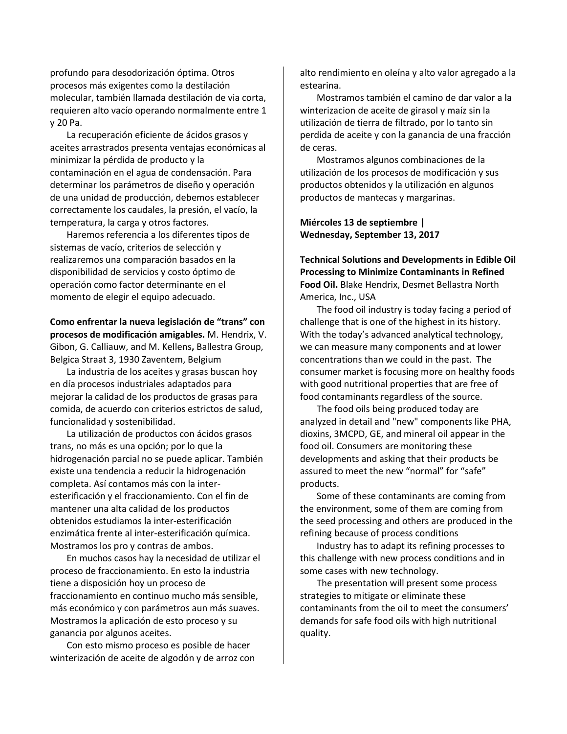profundo para desodorización óptima. Otros procesos más exigentes como la destilación molecular, también llamada destilación de via corta, requieren alto vacío operando normalmente entre 1 y 20 Pa.

La recuperación eficiente de ácidos grasos y aceites arrastrados presenta ventajas económicas al minimizar la pérdida de producto y la contaminación en el agua de condensación. Para determinar los parámetros de diseño y operación de una unidad de producción, debemos establecer correctamente los caudales, la presión, el vacío, la temperatura, la carga y otros factores.

Haremos referencia a los diferentes tipos de sistemas de vacío, criterios de selección y realizaremos una comparación basados en la disponibilidad de servicios y costo óptimo de operación como factor determinante en el momento de elegir el equipo adecuado.

**Como enfrentar la nueva legislación de "trans" con procesos de modificación amigables.** M. Hendrix, V. Gibon, G. Calliauw, and M. Kellens**,** Ballestra Group, Belgica Straat 3, 1930 Zaventem, Belgium

La industria de los aceites y grasas buscan hoy en día procesos industriales adaptados para mejorar la calidad de los productos de grasas para comida, de acuerdo con criterios estrictos de salud, funcionalidad y sostenibilidad.

La utilización de productos con ácidos grasos trans, no más es una opción; por lo que la hidrogenación parcial no se puede aplicar. También existe una tendencia a reducir la hidrogenación completa. Así contamos más con la inter-esterificación y el fraccionamiento. Con el fin de mantener una alta calidad de los productos obtenidos estudiamos la inter-esterificación enzimática frente al inter-esterificación química. Mostramos los pro y contras de ambos.

En muchos casos hay la necesidad de utilizar el proceso de fraccionamiento. En esto la industria tiene a disposición hoy un proceso de fraccionamiento en continuo mucho más sensible, más económico y con parámetros aun más suaves. Mostramos la aplicación de esto proceso y su ganancia por algunos aceites.

Con esto mismo proceso es posible de hacer winterización de aceite de algodón y de arroz con alto rendimiento en oleína y alto valor agregado a la estearina.

Mostramos también el camino de dar valor a la winterizacion de aceite de girasol y maíz sin la utilización de tierra de filtrado, por lo tanto sin perdida de aceite y con la ganancia de una fracción de ceras.

Mostramos algunos combinaciones de la utilización de los procesos de modificación y sus productos obtenidos y la utilización en algunos productos de mantecas y margarinas.

**Miércoles 13 de septiembre | Wednesday, September 13, 2017**

**Technical Solutions and Developments in Edible Oil Processing to Minimize Contaminants in Refined Food Oil.** Blake Hendrix, Desmet Bellastra North America, Inc., USA

The food oil industry is today facing a period of challenge that is one of the highest in its history. With the today's advanced analytical technology, we can measure many components and at lower concentrations than we could in the past. The consumer market is focusing more on healthy foods with good nutritional properties that are free of food contaminants regardless of the source.

The food oils being produced today are analyzed in detail and "new" components like PHA, dioxins, 3MCPD, GE, and mineral oil appear in the food oil. Consumers are monitoring these developments and asking that their products be assured to meet the new "normal" for "safe" products.

Some of these contaminants are coming from the environment, some of them are coming from the seed processing and others are produced in the refining because of process conditions

Industry has to adapt its refining processes to this challenge with new process conditions and in some cases with new technology.

The presentation will present some process strategies to mitigate or eliminate these contaminants from the oil to meet the consumers' demands for safe food oils with high nutritional quality.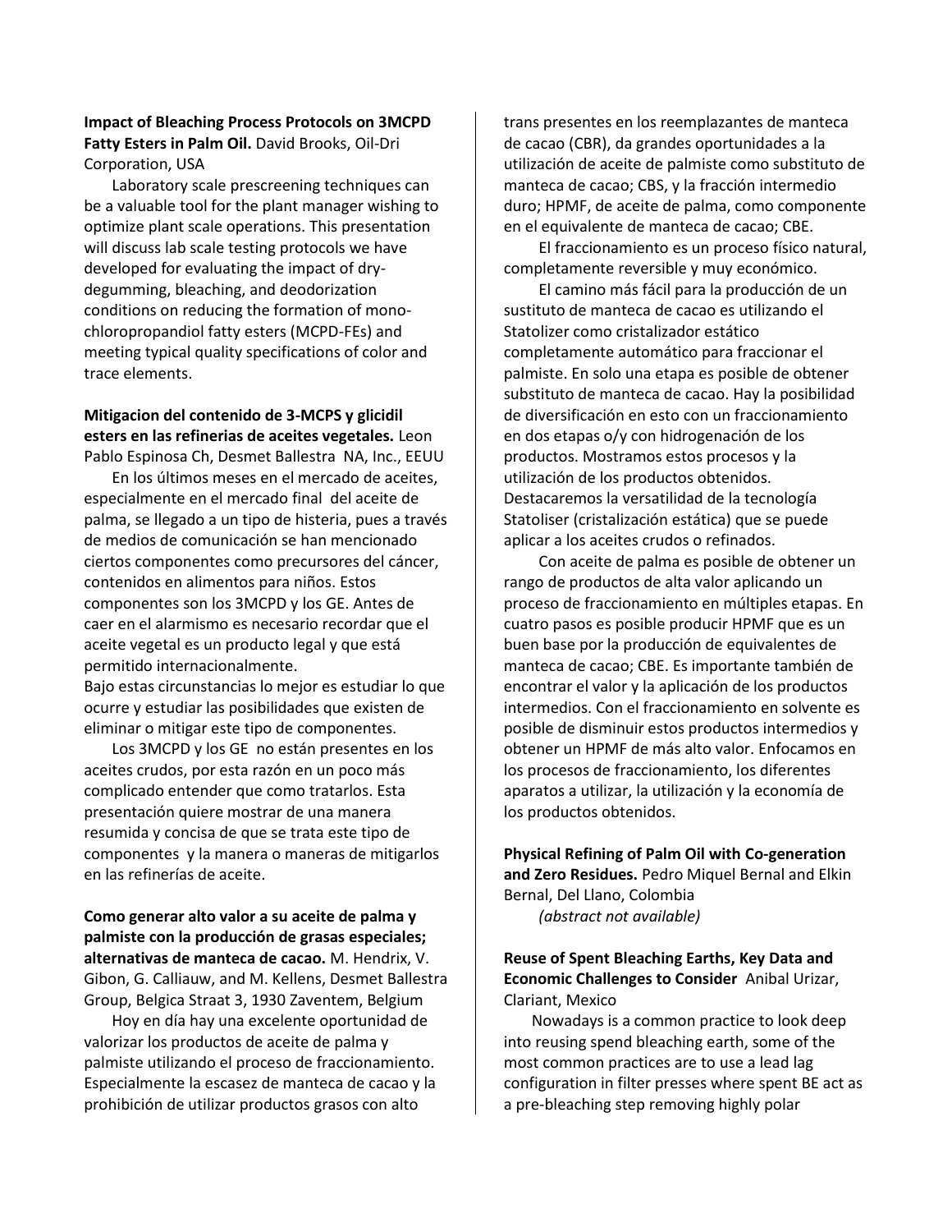**Impact of Bleaching Process Protocols on 3MCPD Fatty Esters in Palm Oil.** David Brooks, Oil-Dri Corporation, USA

Laboratory scale prescreening techniques can be a valuable tool for the plant manager wishing to optimize plant scale operations. This presentation will discuss lab scale testing protocols we have developed for evaluating the impact of dry-degumming, bleaching, and deodorization conditions on reducing the formation of mono-chloropropandiol fatty esters (MCPD-FEs) and meeting typical quality specifications of color and trace elements.

**Mitigacion del contenido de 3-MCPS y glicidil esters en las refinerias de aceites vegetales.** Leon Pablo Espinosa Ch, Desmet Ballestra NA, Inc., EEUU

En los últimos meses en el mercado de aceites, especialmente en el mercado final del aceite de palma, se llegado a un tipo de histeria, pues a través de medios de comunicación se han mencionado ciertos componentes como precursores del cáncer, contenidos en alimentos para niños. Estos componentes son los 3MCPD y los GE. Antes de caer en el alarmismo es necesario recordar que el aceite vegetal es un producto legal y que está permitido internacionalmente.
Bajo estas circunstancias lo mejor es estudiar lo que ocurre y estudiar las posibilidades que existen de eliminar o mitigar este tipo de componentes.

Los 3MCPD y los GE no están presentes en los aceites crudos, por esta razón en un poco más complicado entender que como tratarlos. Esta presentación quiere mostrar de una manera resumida y concisa de que se trata este tipo de componentes y la manera o maneras de mitigarlos en las refinerías de aceite.

**Como generar alto valor a su aceite de palma y palmiste con la producción de grasas especiales; alternativas de manteca de cacao.** M. Hendrix, V. Gibon, G. Calliauw, and M. Kellens, Desmet Ballestra Group, Belgica Straat 3, 1930 Zaventem, Belgium

Hoy en día hay una excelente oportunidad de valorizar los productos de aceite de palma y palmiste utilizando el proceso de fraccionamiento. Especialmente la escasez de manteca de cacao y la prohibición de utilizar productos grasos con alto trans presentes en los reemplazantes de manteca de cacao (CBR), da grandes oportunidades a la utilización de aceite de palmiste como substituto de manteca de cacao; CBS, y la fracción intermedio duro; HPMF, de aceite de palma, como componente en el equivalente de manteca de cacao; CBE.

El fraccionamiento es un proceso físico natural, completamente reversible y muy económico.

El camino más fácil para la producción de un sustituto de manteca de cacao es utilizando el Statolizer como cristalizador estático completamente automático para fraccionar el palmiste. En solo una etapa es posible de obtener substituto de manteca de cacao. Hay la posibilidad de diversificación en esto con un fraccionamiento en dos etapas o/y con hidrogenación de los productos. Mostramos estos procesos y la utilización de los productos obtenidos. Destacaremos la versatilidad de la tecnología Statoliser (cristalización estática) que se puede aplicar a los aceites crudos o refinados.

Con aceite de palma es posible de obtener un rango de productos de alta valor aplicando un proceso de fraccionamiento en múltiples etapas. En cuatro pasos es posible producir HPMF que es un buen base por la producción de equivalentes de manteca de cacao; CBE. Es importante también de encontrar el valor y la aplicación de los productos intermedios. Con el fraccionamiento en solvente es posible de disminuir estos productos intermedios y obtener un HPMF de más alto valor. Enfocamos en los procesos de fraccionamiento, los diferentes aparatos a utilizar, la utilización y la economía de los productos obtenidos.

**Physical Refining of Palm Oil with Co-generation and Zero Residues.** Pedro Miquel Bernal and Elkin Bernal, Del Llano, Colombia

*(abstract not available)*

**Reuse of Spent Bleaching Earths, Key Data and Economic Challenges to Consider** Anibal Urizar, Clariant, Mexico

Nowadays is a common practice to look deep into reusing spend bleaching earth, some of the most common practices are to use a lead lag configuration in filter presses where spent BE act as a pre-bleaching step removing highly polar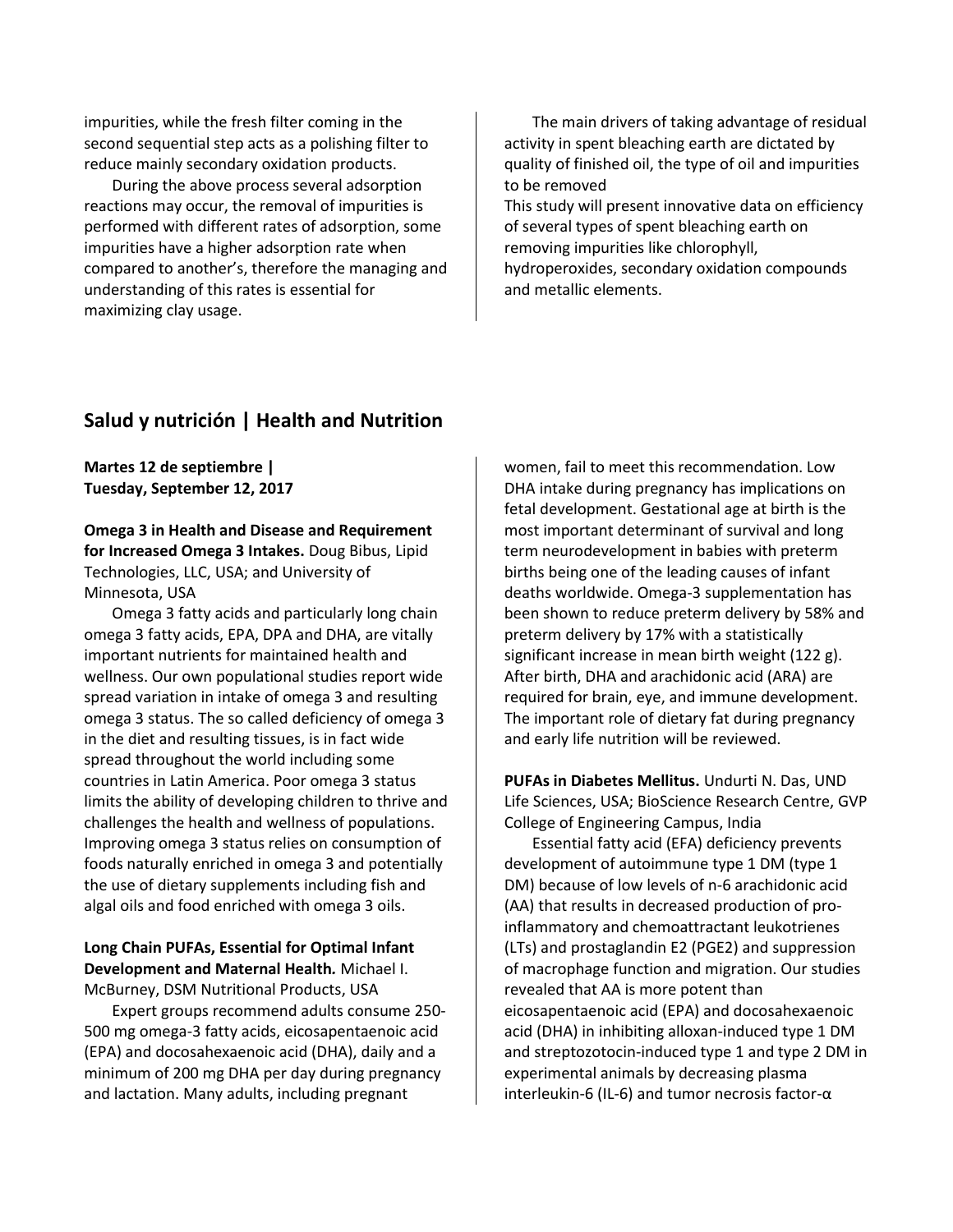impurities, while the fresh filter coming in the second sequential step acts as a polishing filter to reduce mainly secondary oxidation products.

During the above process several adsorption reactions may occur, the removal of impurities is performed with different rates of adsorption, some impurities have a higher adsorption rate when compared to another's, therefore the managing and understanding of this rates is essential for maximizing clay usage.

The main drivers of taking advantage of residual activity in spent bleaching earth are dictated by quality of finished oil, the type of oil and impurities to be removed

This study will present innovative data on efficiency of several types of spent bleaching earth on removing impurities like chlorophyll, hydroperoxides, secondary oxidation compounds and metallic elements.

## Salud y nutrición | Health and Nutrition

**Martes 12 de septiembre | Tuesday, September 12, 2017**

**Omega 3 in Health and Disease and Requirement for Increased Omega 3 Intakes.** Doug Bibus, Lipid Technologies, LLC, USA; and University of Minnesota, USA

Omega 3 fatty acids and particularly long chain omega 3 fatty acids, EPA, DPA and DHA, are vitally important nutrients for maintained health and wellness. Our own populational studies report wide spread variation in intake of omega 3 and resulting omega 3 status. The so called deficiency of omega 3 in the diet and resulting tissues, is in fact wide spread throughout the world including some countries in Latin America. Poor omega 3 status limits the ability of developing children to thrive and challenges the health and wellness of populations. Improving omega 3 status relies on consumption of foods naturally enriched in omega 3 and potentially the use of dietary supplements including fish and algal oils and food enriched with omega 3 oils.

**Long Chain PUFAs, Essential for Optimal Infant Development and Maternal Health.** Michael I. McBurney, DSM Nutritional Products, USA

Expert groups recommend adults consume 250-500 mg omega-3 fatty acids, eicosapentaenoic acid (EPA) and docosahexaenoic acid (DHA), daily and a minimum of 200 mg DHA per day during pregnancy and lactation. Many adults, including pregnant women, fail to meet this recommendation. Low DHA intake during pregnancy has implications on fetal development. Gestational age at birth is the most important determinant of survival and long term neurodevelopment in babies with preterm births being one of the leading causes of infant deaths worldwide. Omega-3 supplementation has been shown to reduce preterm delivery by 58% and preterm delivery by 17% with a statistically significant increase in mean birth weight (122 g). After birth, DHA and arachidonic acid (ARA) are required for brain, eye, and immune development. The important role of dietary fat during pregnancy and early life nutrition will be reviewed.

**PUFAs in Diabetes Mellitus.** Undurti N. Das, UND Life Sciences, USA; BioScience Research Centre, GVP College of Engineering Campus, India

Essential fatty acid (EFA) deficiency prevents development of autoimmune type 1 DM (type 1 DM) because of low levels of n-6 arachidonic acid (AA) that results in decreased production of pro-inflammatory and chemoattractant leukotrienes (LTs) and prostaglandin E2 (PGE2) and suppression of macrophage function and migration. Our studies revealed that AA is more potent than eicosapentaenoic acid (EPA) and docosahexaenoic acid (DHA) in inhibiting alloxan-induced type 1 DM and streptozotocin-induced type 1 and type 2 DM in experimental animals by decreasing plasma interleukin-6 (IL-6) and tumor necrosis factor-α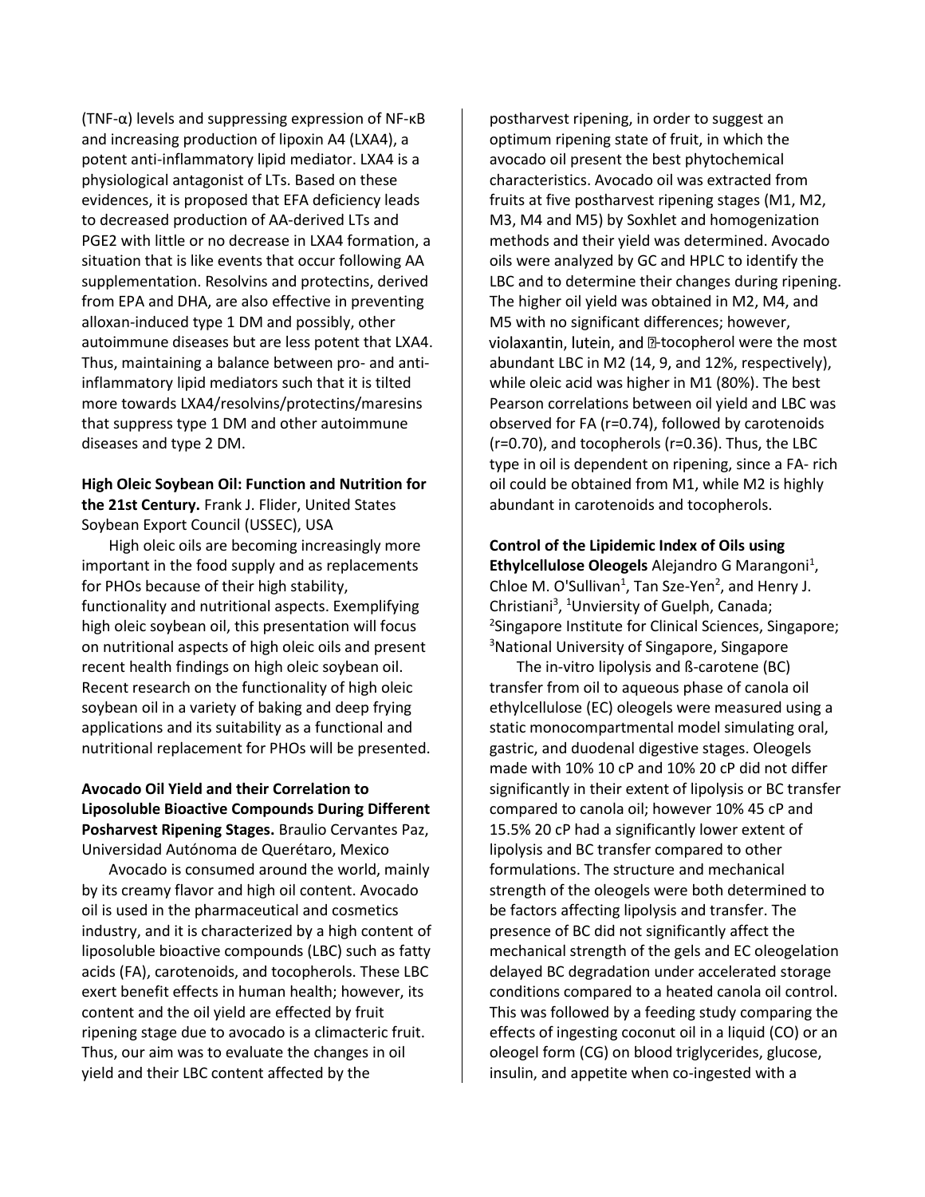(TNF-α) levels and suppressing expression of NF-κB and increasing production of lipoxin A4 (LXA4), a potent anti-inflammatory lipid mediator. LXA4 is a physiological antagonist of LTs. Based on these evidences, it is proposed that EFA deficiency leads to decreased production of AA-derived LTs and PGE2 with little or no decrease in LXA4 formation, a situation that is like events that occur following AA supplementation. Resolvins and protectins, derived from EPA and DHA, are also effective in preventing alloxan-induced type 1 DM and possibly, other autoimmune diseases but are less potent that LXA4. Thus, maintaining a balance between pro- and anti-inflammatory lipid mediators such that it is tilted more towards LXA4/resolvins/protectins/maresins that suppress type 1 DM and other autoimmune diseases and type 2 DM.

**High Oleic Soybean Oil: Function and Nutrition for the 21st Century.** Frank J. Flider, United States Soybean Export Council (USSEC), USA

High oleic oils are becoming increasingly more important in the food supply and as replacements for PHOs because of their high stability, functionality and nutritional aspects. Exemplifying high oleic soybean oil, this presentation will focus on nutritional aspects of high oleic oils and present recent health findings on high oleic soybean oil. Recent research on the functionality of high oleic soybean oil in a variety of baking and deep frying applications and its suitability as a functional and nutritional replacement for PHOs will be presented.

**Avocado Oil Yield and their Correlation to Liposoluble Bioactive Compounds During Different Posharvest Ripening Stages.** Braulio Cervantes Paz, Universidad Autónoma de Querétaro, Mexico

Avocado is consumed around the world, mainly by its creamy flavor and high oil content. Avocado oil is used in the pharmaceutical and cosmetics industry, and it is characterized by a high content of liposoluble bioactive compounds (LBC) such as fatty acids (FA), carotenoids, and tocopherols. These LBC exert benefit effects in human health; however, its content and the oil yield are effected by fruit ripening stage due to avocado is a climacteric fruit. Thus, our aim was to evaluate the changes in oil yield and their LBC content affected by the postharvest ripening, in order to suggest an optimum ripening state of fruit, in which the avocado oil present the best phytochemical characteristics. Avocado oil was extracted from fruits at five postharvest ripening stages (M1, M2, M3, M4 and M5) by Soxhlet and homogenization methods and their yield was determined. Avocado oils were analyzed by GC and HPLC to identify the LBC and to determine their changes during ripening. The higher oil yield was obtained in M2, M4, and M5 with no significant differences; however, violaxantin, lutein, and -tocopherol were the most abundant LBC in M2 (14, 9, and 12%, respectively), while oleic acid was higher in M1 (80%). The best Pearson correlations between oil yield and LBC was observed for FA (r=0.74), followed by carotenoids (r=0.70), and tocopherols (r=0.36). Thus, the LBC type in oil is dependent on ripening, since a FA- rich oil could be obtained from M1, while M2 is highly abundant in carotenoids and tocopherols.

**Control of the Lipidemic Index of Oils using Ethylcellulose Oleogels** Alejandro G Marangoni[1], Chloe M. O'Sullivan[1], Tan Sze-Yen[2], and Henry J. Christiani[3], [1]Unviersity of Guelph, Canada; [2]Singapore Institute for Clinical Sciences, Singapore; [3]National University of Singapore, Singapore

The in-vitro lipolysis and ß-carotene (BC) transfer from oil to aqueous phase of canola oil ethylcellulose (EC) oleogels were measured using a static monocompartmental model simulating oral, gastric, and duodenal digestive stages. Oleogels made with 10% 10 cP and 10% 20 cP did not differ significantly in their extent of lipolysis or BC transfer compared to canola oil; however 10% 45 cP and 15.5% 20 cP had a significantly lower extent of lipolysis and BC transfer compared to other formulations. The structure and mechanical strength of the oleogels were both determined to be factors affecting lipolysis and transfer. The presence of BC did not significantly affect the mechanical strength of the gels and EC oleogelation delayed BC degradation under accelerated storage conditions compared to a heated canola oil control. This was followed by a feeding study comparing the effects of ingesting coconut oil in a liquid (CO) or an oleogel form (CG) on blood triglycerides, glucose, insulin, and appetite when co-ingested with a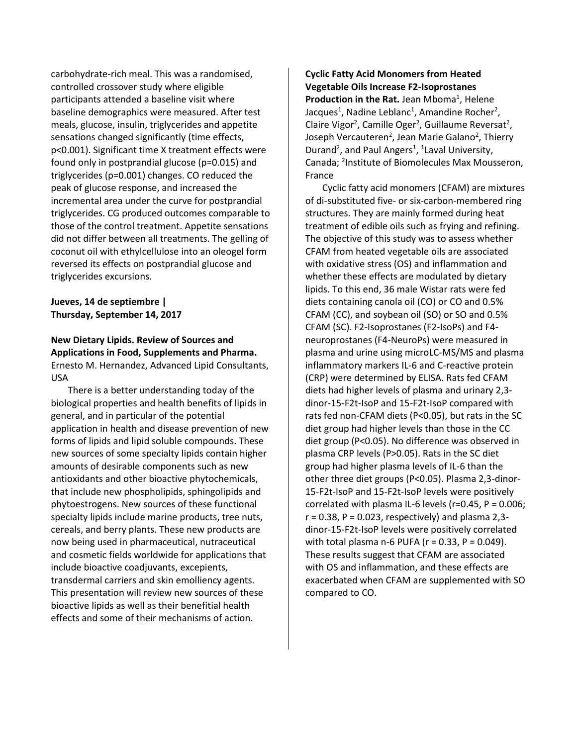carbohydrate-rich meal. This was a randomised, controlled crossover study where eligible participants attended a baseline visit where baseline demographics were measured. After test meals, glucose, insulin, triglycerides and appetite sensations changed significantly (time effects, $p<0.001$). Significant time X treatment effects were found only in postprandial glucose ($p=0.015$) and triglycerides ($p=0.001$) changes. CO reduced the peak of glucose response, and increased the incremental area under the curve for postprandial triglycerides. CG produced outcomes comparable to those of the control treatment. Appetite sensations did not differ between all treatments. The gelling of coconut oil with ethylcellulose into an oleogel form reversed its effects on postprandial glucose and triglycerides excursions.

## Jueves, 14 de septiembre | Thursday, September 14, 2017

**New Dietary Lipids. Review of Sources and Applications in Food, Supplements and Pharma.** Ernesto M. Hernandez, Advanced Lipid Consultants, USA

There is a better understanding today of the biological properties and health benefits of lipids in general, and in particular of the potential application in health and disease prevention of new forms of lipids and lipid soluble compounds. These new sources of some specialty lipids contain higher amounts of desirable components such as new antioxidants and other bioactive phytochemicals, that include new phospholipids, sphingolipids and phytoestrogens. New sources of these functional specialty lipids include marine products, tree nuts, cereals, and berry plants. These new products are now being used in pharmaceutical, nutraceutical and cosmetic fields worldwide for applications that include bioactive coadjuvants, excepients, transdermal carriers and skin emolliency agents. This presentation will review new sources of these bioactive lipids as well as their benefitial health effects and some of their mechanisms of action.

**Cyclic Fatty Acid Monomers from Heated Vegetable Oils Increase F2-Isoprostanes Production in the Rat.** Jean Mboma[1], Helene Jacques[1], Nadine Leblanc[1], Amandine Rocher[2], Claire Vigor[2], Camille Oger[2], Guillaume Reversat[2], Joseph Vercauteren[2], Jean Marie Galano[2], Thierry Durand[2], and Paul Angers[1], [1]Laval University, Canada; [2]Institute of Biomolecules Max Mousseron, France

Cyclic fatty acid monomers (CFAM) are mixtures of di-substituted five- or six-carbon-membered ring structures. They are mainly formed during heat treatment of edible oils such as frying and refining. The objective of this study was to assess whether CFAM from heated vegetable oils are associated with oxidative stress (OS) and inflammation and whether these effects are modulated by dietary lipids. To this end, 36 male Wistar rats were fed diets containing canola oil (CO) or CO and 0.5% CFAM (CC), and soybean oil (SO) or SO and 0.5% CFAM (SC). F2-Isoprostanes (F2-IsoPs) and F4-neuroprostanes (F4-NeuroPs) were measured in plasma and urine using microLC-MS/MS and plasma inflammatory markers IL-6 and C-reactive protein (CRP) were determined by ELISA. Rats fed CFAM diets had higher levels of plasma and urinary 2,3-dinor-15-F2t-IsoP and 15-F2t-IsoP compared with rats fed non-CFAM diets ($P<0.05$), but rats in the SC diet group had higher levels than those in the CC diet group ($P<0.05$). No difference was observed in plasma CRP levels ($P>0.05$). Rats in the SC diet group had higher plasma levels of IL-6 than the other three diet groups ($P<0.05$). Plasma 2,3-dinor-15-F2t-IsoP and 15-F2t-IsoP levels were positively correlated with plasma IL-6 levels ($r=0.45$, $P = 0.006$; $r = 0.38$, $P = 0.023$, respectively) and plasma 2,3-dinor-15-F2t-IsoP levels were positively correlated with total plasma n-6 PUFA ($r = 0.33$, $P = 0.049$). These results suggest that CFAM are associated with OS and inflammation, and these effects are exacerbated when CFAM are supplemented with SO compared to CO.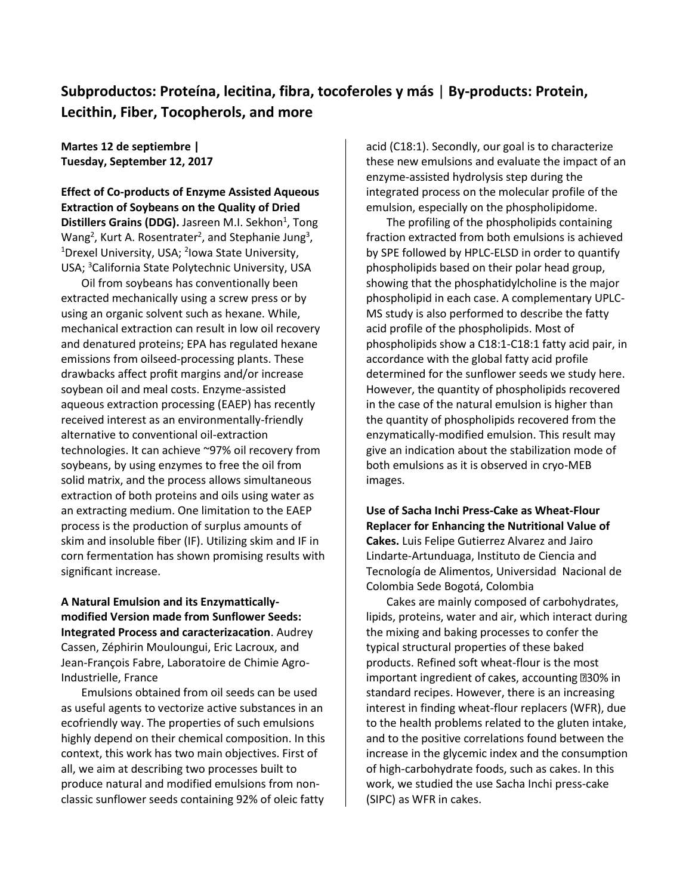## Subproductos: Proteína, lecitina, fibra, tocoferoles y más | By-products: Protein, Lecithin, Fiber, Tocopherols, and more

**Martes 12 de septiembre | Tuesday, September 12, 2017**

**Effect of Co-products of Enzyme Assisted Aqueous Extraction of Soybeans on the Quality of Dried Distillers Grains (DDG).** Jasreen M.I. Sekhon[1], Tong Wang[2], Kurt A. Rosentrater[2], and Stephanie Jung[3], [1]Drexel University, USA; [2]Iowa State University, USA; [3]California State Polytechnic University, USA

Oil from soybeans has conventionally been extracted mechanically using a screw press or by using an organic solvent such as hexane. While, mechanical extraction can result in low oil recovery and denatured proteins; EPA has regulated hexane emissions from oilseed-processing plants. These drawbacks affect profit margins and/or increase soybean oil and meal costs. Enzyme-assisted aqueous extraction processing (EAEP) has recently received interest as an environmentally-friendly alternative to conventional oil-extraction technologies. It can achieve ~97% oil recovery from soybeans, by using enzymes to free the oil from solid matrix, and the process allows simultaneous extraction of both proteins and oils using water as an extracting medium. One limitation to the EAEP process is the production of surplus amounts of skim and insoluble fiber (IF). Utilizing skim and IF in corn fermentation has shown promising results with significant increase.

**A Natural Emulsion and its Enzymattically-modified Version made from Sunflower Seeds: Integrated Process and caracterizacation**. Audrey Cassen, Zéphirin Mouloungui, Eric Lacroux, and Jean-François Fabre, Laboratoire de Chimie Agro-Industrielle, France

Emulsions obtained from oil seeds can be used as useful agents to vectorize active substances in an ecofriendly way. The properties of such emulsions highly depend on their chemical composition. In this context, this work has two main objectives. First of all, we aim at describing two processes built to produce natural and modified emulsions from non-classic sunflower seeds containing 92% of oleic fatty acid (C18:1). Secondly, our goal is to characterize these new emulsions and evaluate the impact of an enzyme-assisted hydrolysis step during the integrated process on the molecular profile of the emulsion, especially on the phospholipidome.

The profiling of the phospholipids containing fraction extracted from both emulsions is achieved by SPE followed by HPLC-ELSD in order to quantify phospholipids based on their polar head group, showing that the phosphatidylcholine is the major phospholipid in each case. A complementary UPLC-MS study is also performed to describe the fatty acid profile of the phospholipids. Most of phospholipids show a C18:1-C18:1 fatty acid pair, in accordance with the global fatty acid profile determined for the sunflower seeds we study here. However, the quantity of phospholipids recovered in the case of the natural emulsion is higher than the quantity of phospholipids recovered from the enzymatically-modified emulsion. This result may give an indication about the stabilization mode of both emulsions as it is observed in cryo-MEB images.

**Use of Sacha Inchi Press-Cake as Wheat-Flour Replacer for Enhancing the Nutritional Value of Cakes.** Luis Felipe Gutierrez Alvarez and Jairo Lindarte-Artunduaga, Instituto de Ciencia and Tecnología de Alimentos, Universidad Nacional de Colombia Sede Bogotá, Colombia

Cakes are mainly composed of carbohydrates, lipids, proteins, water and air, which interact during the mixing and baking processes to confer the typical structural properties of these baked products. Refined soft wheat-flour is the most important ingredient of cakes, accounting �30% in standard recipes. However, there is an increasing interest in finding wheat-flour replacers (WFR), due to the health problems related to the gluten intake, and to the positive correlations found between the increase in the glycemic index and the consumption of high-carbohydrate foods, such as cakes. In this work, we studied the use Sacha Inchi press-cake (SIPC) as WFR in cakes.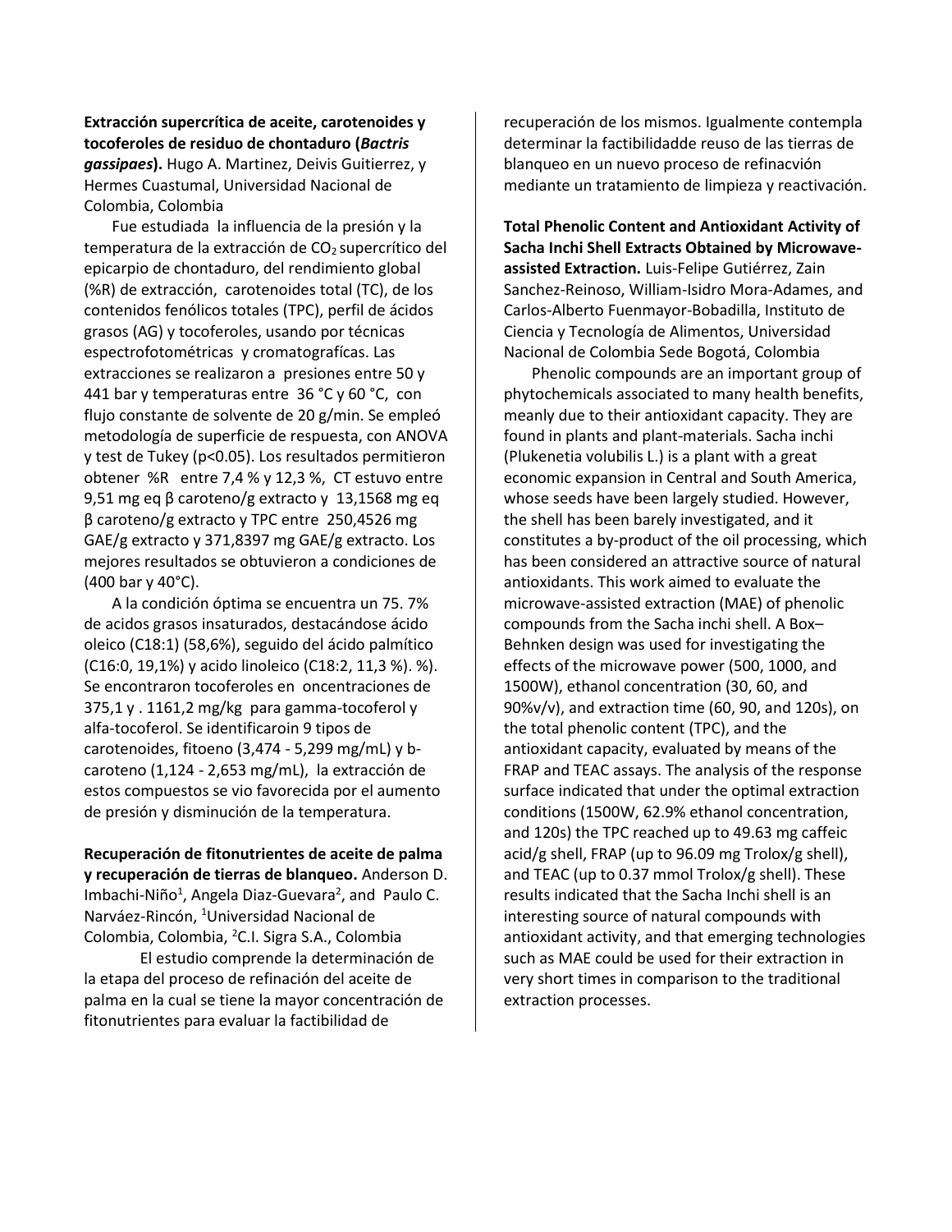**Extracción supercrítica de aceite, carotenoides y tocoferoles de residuo de chontaduro (*Bactris gassipaes*).** Hugo A. Martinez, Deivis Guitierrez, y Hermes Cuastumal, Universidad Nacional de Colombia, Colombia

Fue estudiada la influencia de la presión y la temperatura de la extracción de $CO_2$ supercrítico del epicarpio de chontaduro, del rendimiento global (%R) de extracción, carotenoides total (TC), de los contenidos fenólicos totales (TPC), perfil de ácidos grasos (AG) y tocoferoles, usando por técnicas espectrofotométricas y cromatografícas. Las extracciones se realizaron a presiones entre 50 y 441 bar y temperaturas entre 36 °C y 60 °C, con flujo constante de solvente de 20 g/min. Se empleó metodología de superficie de respuesta, con ANOVA y test de Tukey ($p<0.05$). Los resultados permitieron obtener %R entre 7,4 % y 12,3 %, CT estuvo entre 9,51 mg eq β caroteno/g extracto y 13,1568 mg eq β caroteno/g extracto y TPC entre 250,4526 mg GAE/g extracto y 371,8397 mg GAE/g extracto. Los mejores resultados se obtuvieron a condiciones de (400 bar y 40°C).

A la condición óptima se encuentra un 75. 7% de acidos grasos insaturados, destacándose ácido oleico (C18:1) (58,6%), seguido del ácido palmítico (C16:0, 19,1%) y acido linoleico (C18:2, 11,3 %). %). Se encontraron tocoferoles en oncentraciones de 375,1 y . 1161,2 mg/kg para gamma-tocoferol y alfa-tocoferol. Se identificaroin 9 tipos de carotenoides, fitoeno (3,474 - 5,299 mg/mL) y b-caroteno (1,124 - 2,653 mg/mL), la extracción de estos compuestos se vio favorecida por el aumento de presión y disminución de la temperatura.

**Recuperación de fitonutrientes de aceite de palma y recuperación de tierras de blanqueo.** Anderson D. Imbachi-Niño[1], Angela Diaz-Guevara[2], and Paulo C. Narváez-Rincón, [1]Universidad Nacional de Colombia, Colombia, [2]C.I. Sigra S.A., Colombia

El estudio comprende la determinación de la etapa del proceso de refinación del aceite de palma en la cual se tiene la mayor concentración de fitonutrientes para evaluar la factibilidad de recuperación de los mismos. Igualmente contempla determinar la factibilidadde reuso de las tierras de blanqueo en un nuevo proceso de refinacvión mediante un tratamiento de limpieza y reactivación.

**Total Phenolic Content and Antioxidant Activity of Sacha Inchi Shell Extracts Obtained by Microwave-assisted Extraction.** Luis-Felipe Gutiérrez, Zain Sanchez-Reinoso, William-Isidro Mora-Adames, and Carlos-Alberto Fuenmayor-Bobadilla, Instituto de Ciencia y Tecnología de Alimentos, Universidad Nacional de Colombia Sede Bogotá, Colombia

Phenolic compounds are an important group of phytochemicals associated to many health benefits, meanly due to their antioxidant capacity. They are found in plants and plant-materials. Sacha inchi (Plukenetia volubilis L.) is a plant with a great economic expansion in Central and South America, whose seeds have been largely studied. However, the shell has been barely investigated, and it constitutes a by-product of the oil processing, which has been considered an attractive source of natural antioxidants. This work aimed to evaluate the microwave-assisted extraction (MAE) of phenolic compounds from the Sacha inchi shell. A Box–Behnken design was used for investigating the effects of the microwave power (500, 1000, and 1500W), ethanol concentration (30, 60, and 90%v/v), and extraction time (60, 90, and 120s), on the total phenolic content (TPC), and the antioxidant capacity, evaluated by means of the FRAP and TEAC assays. The analysis of the response surface indicated that under the optimal extraction conditions (1500W, 62.9% ethanol concentration, and 120s) the TPC reached up to 49.63 mg caffeic acid/g shell, FRAP (up to 96.09 mg Trolox/g shell), and TEAC (up to 0.37 mmol Trolox/g shell). These results indicated that the Sacha Inchi shell is an interesting source of natural compounds with antioxidant activity, and that emerging technologies such as MAE could be used for their extraction in very short times in comparison to the traditional extraction processes.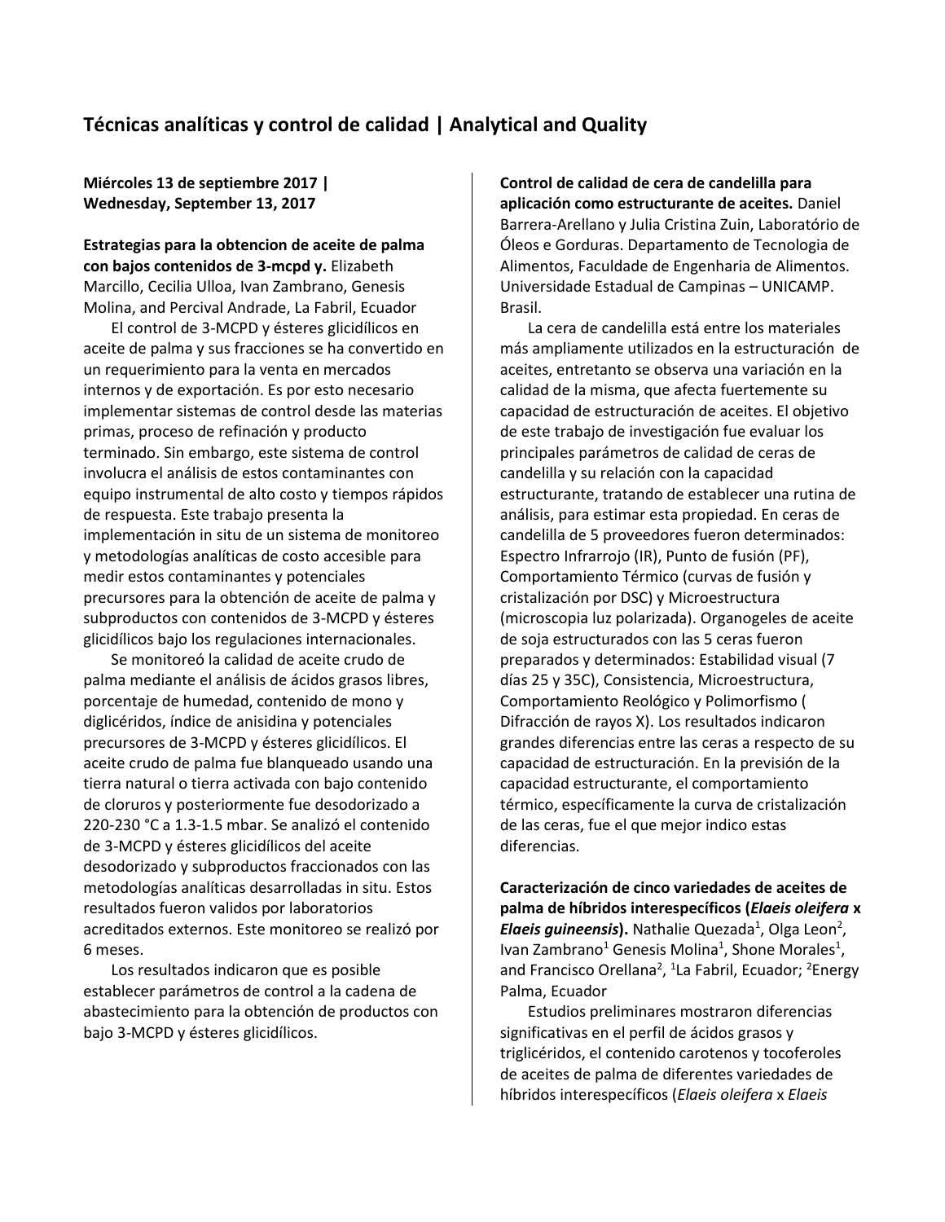## Técnicas analíticas y control de calidad | Analytical and Quality

**Miércoles 13 de septiembre 2017 | Wednesday, September 13, 2017**

**Estrategias para la obtencion de aceite de palma con bajos contenidos de 3-mcpd y.** Elizabeth Marcillo, Cecilia Ulloa, Ivan Zambrano, Genesis Molina, and Percival Andrade, La Fabril, Ecuador

El control de 3-MCPD y ésteres glicidílicos en aceite de palma y sus fracciones se ha convertido en un requerimiento para la venta en mercados internos y de exportación. Es por esto necesario implementar sistemas de control desde las materias primas, proceso de refinación y producto terminado. Sin embargo, este sistema de control involucra el análisis de estos contaminantes con equipo instrumental de alto costo y tiempos rápidos de respuesta. Este trabajo presenta la implementación in situ de un sistema de monitoreo y metodologías analíticas de costo accesible para medir estos contaminantes y potenciales precursores para la obtención de aceite de palma y subproductos con contenidos de 3-MCPD y ésteres glicidílicos bajo los regulaciones internacionales.

Se monitoreó la calidad de aceite crudo de palma mediante el análisis de ácidos grasos libres, porcentaje de humedad, contenido de mono y diglicéridos, índice de anisidina y potenciales precursores de 3-MCPD y ésteres glicidílicos. El aceite crudo de palma fue blanqueado usando una tierra natural o tierra activada con bajo contenido de cloruros y posteriormente fue desodorizado a 220-230 °C a 1.3-1.5 mbar. Se analizó el contenido de 3-MCPD y ésteres glicidílicos del aceite desodorizado y subproductos fraccionados con las metodologías analíticas desarrolladas in situ. Estos resultados fueron validos por laboratorios acreditados externos. Este monitoreo se realizó por 6 meses.

Los resultados indicaron que es posible establecer parámetros de control a la cadena de abastecimiento para la obtención de productos con bajo 3-MCPD y ésteres glicidílicos.

**Control de calidad de cera de candelilla para aplicación como estructurante de aceites.** Daniel Barrera-Arellano y Julia Cristina Zuin, Laboratório de Óleos e Gorduras. Departamento de Tecnologia de Alimentos, Faculdade de Engenharia de Alimentos. Universidade Estadual de Campinas – UNICAMP. Brasil.

La cera de candelilla está entre los materiales más ampliamente utilizados en la estructuración de aceites, entretanto se observa una variación en la calidad de la misma, que afecta fuertemente su capacidad de estructuración de aceites. El objetivo de este trabajo de investigación fue evaluar los principales parámetros de calidad de ceras de candelilla y su relación con la capacidad estructurante, tratando de establecer una rutina de análisis, para estimar esta propiedad. En ceras de candelilla de 5 proveedores fueron determinados: Espectro Infrarrojo (IR), Punto de fusión (PF), Comportamiento Térmico (curvas de fusión y cristalización por DSC) y Microestructura (microscopia luz polarizada). Organogeles de aceite de soja estructurados con las 5 ceras fueron preparados y determinados: Estabilidad visual (7 días 25 y 35C), Consistencia, Microestructura, Comportamiento Reológico y Polimorfismo ( Difracción de rayos X). Los resultados indicaron grandes diferencias entre las ceras a respecto de su capacidad de estructuración. En la previsión de la capacidad estructurante, el comportamiento térmico, específicamente la curva de cristalización de las ceras, fue el que mejor indico estas diferencias.

**Caracterización de cinco variedades de aceites de palma de híbridos interespecíficos (*Elaeis oleifera* x *Elaeis guineensis*).** Nathalie Quezada[1], Olga Leon[2], Ivan Zambrano[1] Genesis Molina[1], Shone Morales[1], and Francisco Orellana[2], [1]La Fabril, Ecuador; [2]Energy Palma, Ecuador

Estudios preliminares mostraron diferencias significativas en el perfil de ácidos grasos y triglicéridos, el contenido carotenos y tocoferoles de aceites de palma de diferentes variedades de híbridos interespecíficos (*Elaeis oleifera* x *Elaeis*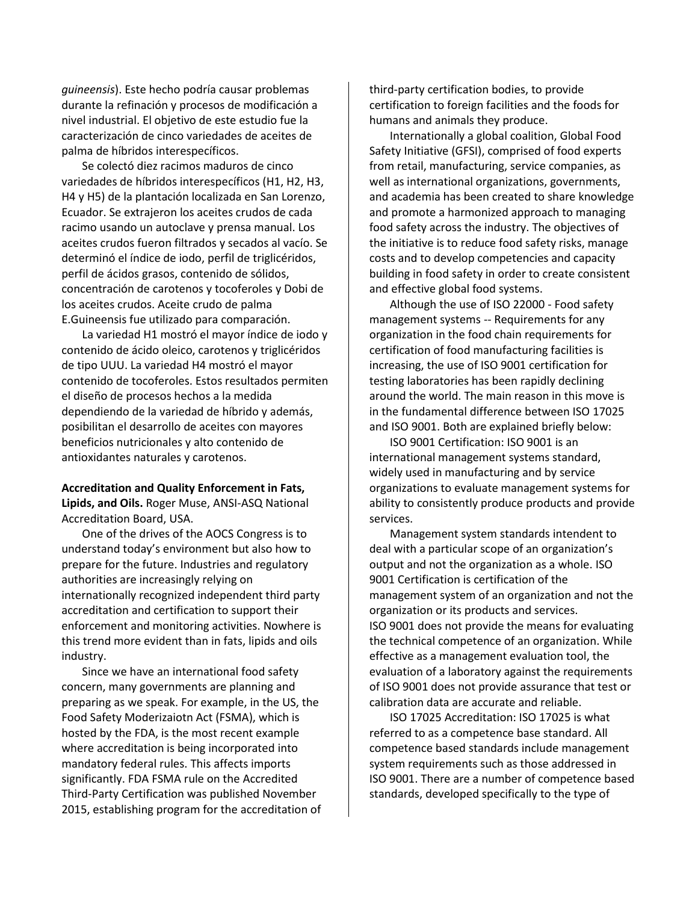*guineensis*). Este hecho podría causar problemas durante la refinación y procesos de modificación a nivel industrial. El objetivo de este estudio fue la caracterización de cinco variedades de aceites de palma de híbridos interespecíficos.

Se colectó diez racimos maduros de cinco variedades de híbridos interespecíficos (H1, H2, H3, H4 y H5) de la plantación localizada en San Lorenzo, Ecuador. Se extrajeron los aceites crudos de cada racimo usando un autoclave y prensa manual. Los aceites crudos fueron filtrados y secados al vacío. Se determinó el índice de iodo, perfil de triglicéridos, perfil de ácidos grasos, contenido de sólidos, concentración de carotenos y tocoferoles y Dobi de los aceites crudos. Aceite crudo de palma E.Guineensis fue utilizado para comparación.

La variedad H1 mostró el mayor índice de iodo y contenido de ácido oleico, carotenos y triglicéridos de tipo UUU. La variedad H4 mostró el mayor contenido de tocoferoles. Estos resultados permiten el diseño de procesos hechos a la medida dependiendo de la variedad de híbrido y además, posibilitan el desarrollo de aceites con mayores beneficios nutricionales y alto contenido de antioxidantes naturales y carotenos.

**Accreditation and Quality Enforcement in Fats, Lipids, and Oils.** Roger Muse, ANSI-ASQ National Accreditation Board, USA.

One of the drives of the AOCS Congress is to understand today's environment but also how to prepare for the future. Industries and regulatory authorities are increasingly relying on internationally recognized independent third party accreditation and certification to support their enforcement and monitoring activities. Nowhere is this trend more evident than in fats, lipids and oils industry.

Since we have an international food safety concern, many governments are planning and preparing as we speak. For example, in the US, the Food Safety Moderizaiotn Act (FSMA), which is hosted by the FDA, is the most recent example where accreditation is being incorporated into mandatory federal rules. This affects imports significantly. FDA FSMA rule on the Accredited Third-Party Certification was published November 2015, establishing program for the accreditation of third-party certification bodies, to provide certification to foreign facilities and the foods for humans and animals they produce.

Internationally a global coalition, Global Food Safety Initiative (GFSI), comprised of food experts from retail, manufacturing, service companies, as well as international organizations, governments, and academia has been created to share knowledge and promote a harmonized approach to managing food safety across the industry. The objectives of the initiative is to reduce food safety risks, manage costs and to develop competencies and capacity building in food safety in order to create consistent and effective global food systems.

Although the use of ISO 22000 - Food safety management systems -- Requirements for any organization in the food chain requirements for certification of food manufacturing facilities is increasing, the use of ISO 9001 certification for testing laboratories has been rapidly declining around the world. The main reason in this move is in the fundamental difference between ISO 17025 and ISO 9001. Both are explained briefly below:

ISO 9001 Certification: ISO 9001 is an international management systems standard, widely used in manufacturing and by service organizations to evaluate management systems for ability to consistently produce products and provide services.

Management system standards intendent to deal with a particular scope of an organization's output and not the organization as a whole. ISO 9001 Certification is certification of the management system of an organization and not the organization or its products and services.
ISO 9001 does not provide the means for evaluating the technical competence of an organization. While effective as a management evaluation tool, the evaluation of a laboratory against the requirements of ISO 9001 does not provide assurance that test or calibration data are accurate and reliable.

ISO 17025 Accreditation: ISO 17025 is what referred to as a competence base standard. All competence based standards include management system requirements such as those addressed in ISO 9001. There are a number of competence based standards, developed specifically to the type of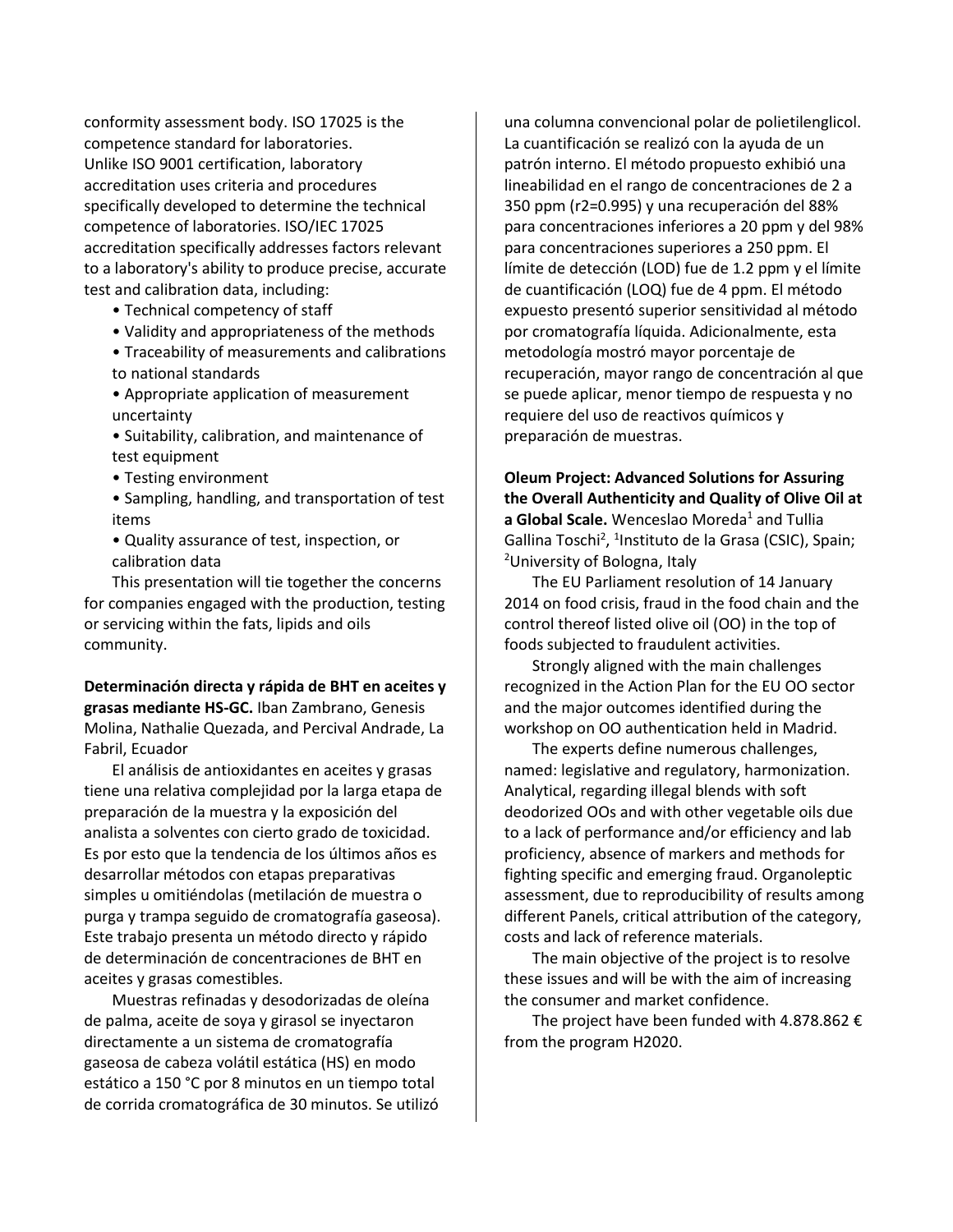conformity assessment body. ISO 17025 is the competence standard for laboratories. Unlike ISO 9001 certification, laboratory accreditation uses criteria and procedures specifically developed to determine the technical competence of laboratories. ISO/IEC 17025 accreditation specifically addresses factors relevant to a laboratory's ability to produce precise, accurate test and calibration data, including:

- Technical competency of staff
- Validity and appropriateness of the methods
- Traceability of measurements and calibrations to national standards
- Appropriate application of measurement uncertainty
- Suitability, calibration, and maintenance of test equipment
- Testing environment
- Sampling, handling, and transportation of test items
- Quality assurance of test, inspection, or calibration data

This presentation will tie together the concerns for companies engaged with the production, testing or servicing within the fats, lipids and oils community.

**Determinación directa y rápida de BHT en aceites y grasas mediante HS-GC.** Iban Zambrano, Genesis Molina, Nathalie Quezada, and Percival Andrade, La Fabril, Ecuador

El análisis de antioxidantes en aceites y grasas tiene una relativa complejidad por la larga etapa de preparación de la muestra y la exposición del analista a solventes con cierto grado de toxicidad. Es por esto que la tendencia de los últimos años es desarrollar métodos con etapas preparativas simples u omitiéndolas (metilación de muestra o purga y trampa seguido de cromatografía gaseosa). Este trabajo presenta un método directo y rápido de determinación de concentraciones de BHT en aceites y grasas comestibles.

Muestras refinadas y desodorizadas de oleína de palma, aceite de soya y girasol se inyectaron directamente a un sistema de cromatografía gaseosa de cabeza volátil estática (HS) en modo estático a 150 °C por 8 minutos en un tiempo total de corrida cromatográfica de 30 minutos. Se utilizó una columna convencional polar de polietilenglicol. La cuantificación se realizó con la ayuda de un patrón interno. El método propuesto exhibió una lineabilidad en el rango de concentraciones de 2 a 350 ppm ($r^2$=0.995) y una recuperación del 88% para concentraciones inferiores a 20 ppm y del 98% para concentraciones superiores a 250 ppm. El límite de detección (LOD) fue de 1.2 ppm y el límite de cuantificación (LOQ) fue de 4 ppm. El método expuesto presentó superior sensitividad al método por cromatografía líquida. Adicionalmente, esta metodología mostró mayor porcentaje de recuperación, mayor rango de concentración al que se puede aplicar, menor tiempo de respuesta y no requiere del uso de reactivos químicos y preparación de muestras.

**Oleum Project: Advanced Solutions for Assuring the Overall Authenticity and Quality of Olive Oil at a Global Scale.** Wenceslao Moreda[1] and Tullia Gallina Toschi[2], [1]Instituto de la Grasa (CSIC), Spain; [2]University of Bologna, Italy

The EU Parliament resolution of 14 January 2014 on food crisis, fraud in the food chain and the control thereof listed olive oil (OO) in the top of foods subjected to fraudulent activities.

Strongly aligned with the main challenges recognized in the Action Plan for the EU OO sector and the major outcomes identified during the workshop on OO authentication held in Madrid.

The experts define numerous challenges, named: legislative and regulatory, harmonization. Analytical, regarding illegal blends with soft deodorized OOs and with other vegetable oils due to a lack of performance and/or efficiency and lab proficiency, absence of markers and methods for fighting specific and emerging fraud. Organoleptic assessment, due to reproducibility of results among different Panels, critical attribution of the category, costs and lack of reference materials.

The main objective of the project is to resolve these issues and will be with the aim of increasing the consumer and market confidence.

The project have been funded with 4.878.862 € from the program H2020.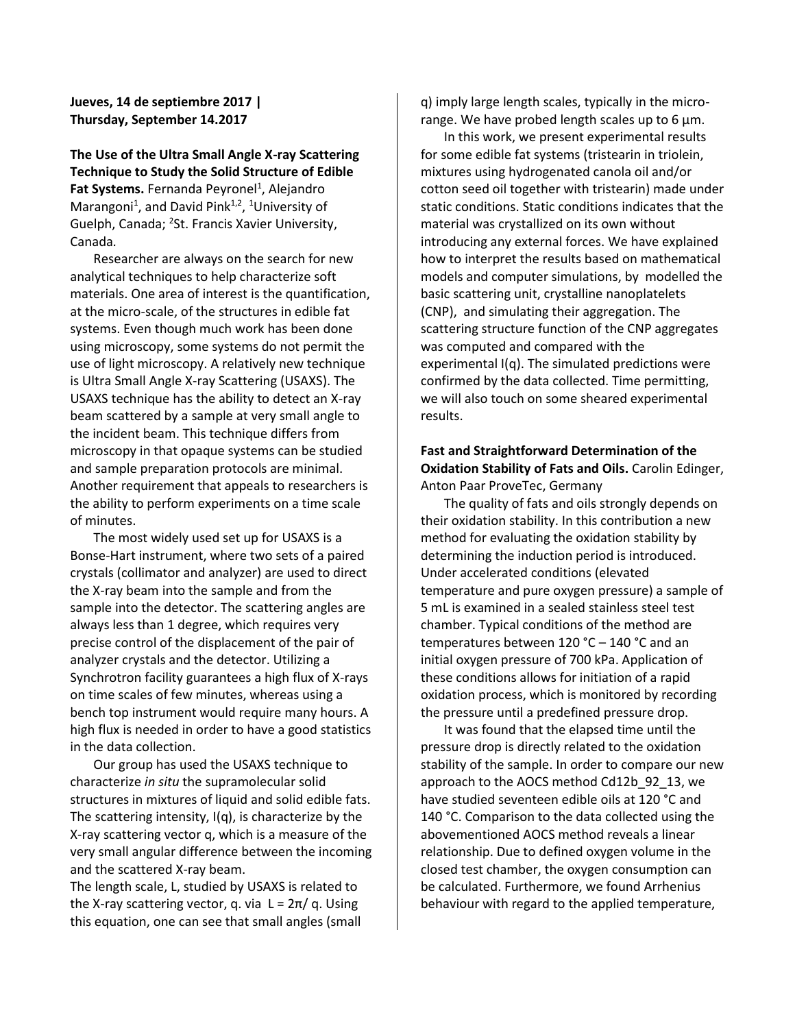**Jueves, 14 de septiembre 2017 | Thursday, September 14.2017**

**The Use of the Ultra Small Angle X-ray Scattering Technique to Study the Solid Structure of Edible Fat Systems.** Fernanda Peyronel[1], Alejandro Marangoni[1], and David Pink[1,2], [1]University of Guelph, Canada; [2]St. Francis Xavier University, Canada.

Researcher are always on the search for new analytical techniques to help characterize soft materials. One area of interest is the quantification, at the micro-scale, of the structures in edible fat systems. Even though much work has been done using microscopy, some systems do not permit the use of light microscopy. A relatively new technique is Ultra Small Angle X-ray Scattering (USAXS). The USAXS technique has the ability to detect an X-ray beam scattered by a sample at very small angle to the incident beam. This technique differs from microscopy in that opaque systems can be studied and sample preparation protocols are minimal. Another requirement that appeals to researchers is the ability to perform experiments on a time scale of minutes.

The most widely used set up for USAXS is a Bonse-Hart instrument, where two sets of a paired crystals (collimator and analyzer) are used to direct the X-ray beam into the sample and from the sample into the detector. The scattering angles are always less than 1 degree, which requires very precise control of the displacement of the pair of analyzer crystals and the detector. Utilizing a Synchrotron facility guarantees a high flux of X-rays on time scales of few minutes, whereas using a bench top instrument would require many hours. A high flux is needed in order to have a good statistics in the data collection.

Our group has used the USAXS technique to characterize *in situ* the supramolecular solid structures in mixtures of liquid and solid edible fats. The scattering intensity, I(q), is characterize by the X-ray scattering vector q, which is a measure of the very small angular difference between the incoming and the scattered X-ray beam.
The length scale, L, studied by USAXS is related to the X-ray scattering vector, q. via $L = 2\pi/ q$. Using this equation, one can see that small angles (small q) imply large length scales, typically in the micro-range. We have probed length scales up to 6 µm.

In this work, we present experimental results for some edible fat systems (tristearin in triolein, mixtures using hydrogenated canola oil and/or cotton seed oil together with tristearin) made under static conditions. Static conditions indicates that the material was crystallized on its own without introducing any external forces. We have explained how to interpret the results based on mathematical models and computer simulations, by modelled the basic scattering unit, crystalline nanoplatelets (CNP), and simulating their aggregation. The scattering structure function of the CNP aggregates was computed and compared with the experimental I(q). The simulated predictions were confirmed by the data collected. Time permitting, we will also touch on some sheared experimental results.

**Fast and Straightforward Determination of the Oxidation Stability of Fats and Oils.** Carolin Edinger, Anton Paar ProveTec, Germany

The quality of fats and oils strongly depends on their oxidation stability. In this contribution a new method for evaluating the oxidation stability by determining the induction period is introduced. Under accelerated conditions (elevated temperature and pure oxygen pressure) a sample of 5 mL is examined in a sealed stainless steel test chamber. Typical conditions of the method are temperatures between 120 °C – 140 °C and an initial oxygen pressure of 700 kPa. Application of these conditions allows for initiation of a rapid oxidation process, which is monitored by recording the pressure until a predefined pressure drop.

It was found that the elapsed time until the pressure drop is directly related to the oxidation stability of the sample. In order to compare our new approach to the AOCS method Cd12b_92_13, we have studied seventeen edible oils at 120 °C and 140 °C. Comparison to the data collected using the abovementioned AOCS method reveals a linear relationship. Due to defined oxygen volume in the closed test chamber, the oxygen consumption can be calculated. Furthermore, we found Arrhenius behaviour with regard to the applied temperature,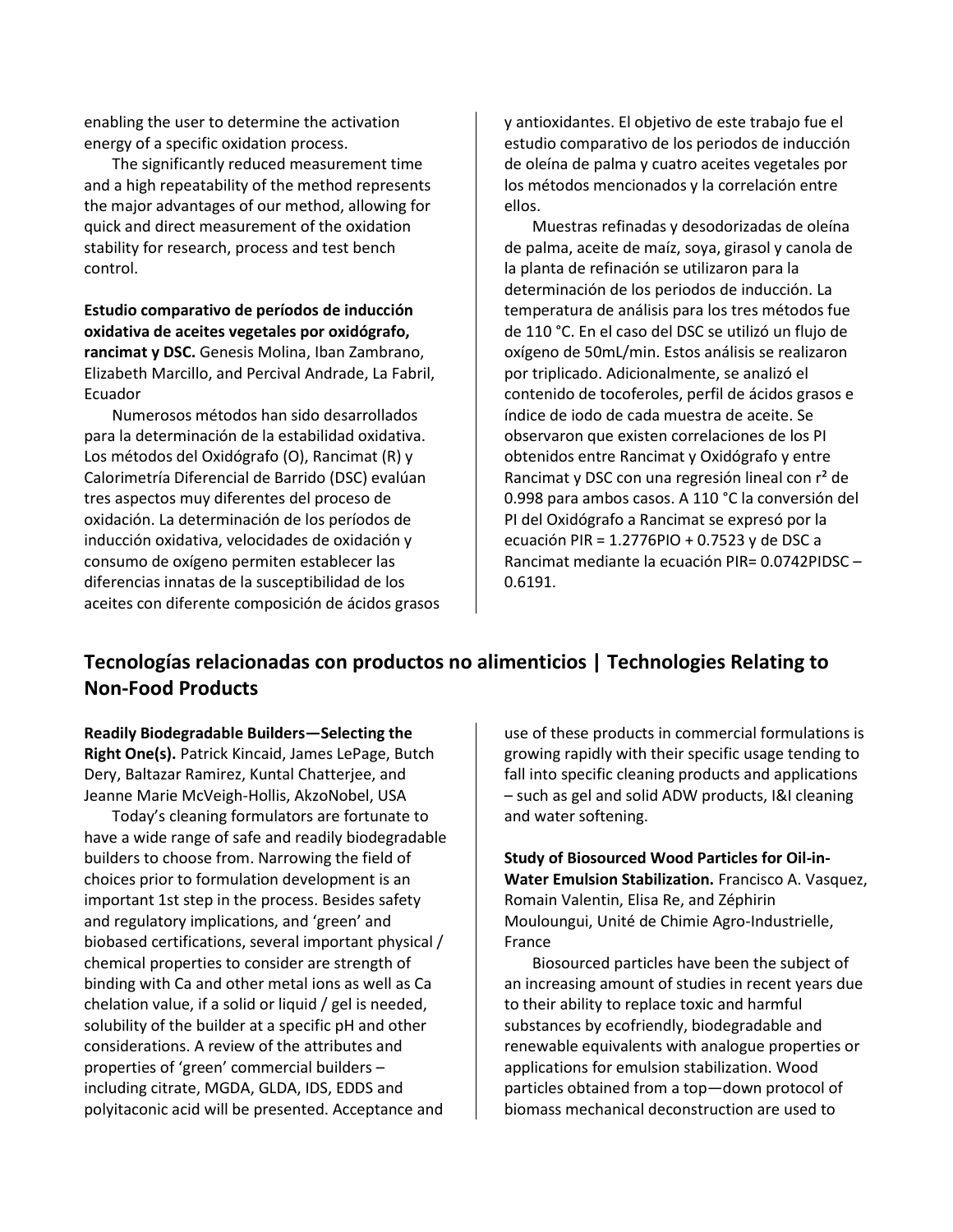enabling the user to determine the activation energy of a specific oxidation process.

The significantly reduced measurement time and a high repeatability of the method represents the major advantages of our method, allowing for quick and direct measurement of the oxidation stability for research, process and test bench control.

**Estudio comparativo de períodos de inducción oxidativa de aceites vegetales por oxidógrafo, rancimat y DSC.** Genesis Molina, Iban Zambrano, Elizabeth Marcillo, and Percival Andrade, La Fabril, Ecuador

Numerosos métodos han sido desarrollados para la determinación de la estabilidad oxidativa. Los métodos del Oxidógrafo (O), Rancimat (R) y Calorimetría Diferencial de Barrido (DSC) evalúan tres aspectos muy diferentes del proceso de oxidación. La determinación de los períodos de inducción oxidativa, velocidades de oxidación y consumo de oxígeno permiten establecer las diferencias innatas de la susceptibilidad de los aceites con diferente composición de ácidos grasos y antioxidantes. El objetivo de este trabajo fue el estudio comparativo de los periodos de inducción de oleína de palma y cuatro aceites vegetales por los métodos mencionados y la correlación entre ellos.

Muestras refinadas y desodorizadas de oleína de palma, aceite de maíz, soya, girasol y canola de la planta de refinación se utilizaron para la determinación de los periodos de inducción. La temperatura de análisis para los tres métodos fue de 110 °C. En el caso del DSC se utilizó un flujo de oxígeno de 50mL/min. Estos análisis se realizaron por triplicado. Adicionalmente, se analizó el contenido de tocoferoles, perfil de ácidos grasos e índice de iodo de cada muestra de aceite. Se observaron que existen correlaciones de los PI obtenidos entre Rancimat y Oxidógrafo y entre Rancimat y DSC con una regresión lineal con $r^2$ de 0.998 para ambos casos. A 110 °C la conversión del PI del Oxidógrafo a Rancimat se expresó por la ecuación PIR = 1.2776PIO + 0.7523 y de DSC a Rancimat mediante la ecuación PIR= 0.0742PIDSC – 0.6191.

## Tecnologías relacionadas con productos no alimenticios | Technologies Relating to Non-Food Products

**Readily Biodegradable Builders—Selecting the Right One(s).** Patrick Kincaid, James LePage, Butch Dery, Baltazar Ramirez, Kuntal Chatterjee, and Jeanne Marie McVeigh-Hollis, AkzoNobel, USA

Today's cleaning formulators are fortunate to have a wide range of safe and readily biodegradable builders to choose from. Narrowing the field of choices prior to formulation development is an important 1st step in the process. Besides safety and regulatory implications, and 'green' and biobased certifications, several important physical / chemical properties to consider are strength of binding with Ca and other metal ions as well as Ca chelation value, if a solid or liquid / gel is needed, solubility of the builder at a specific pH and other considerations. A review of the attributes and properties of 'green' commercial builders – including citrate, MGDA, GLDA, IDS, EDDS and polyitaconic acid will be presented. Acceptance and use of these products in commercial formulations is growing rapidly with their specific usage tending to fall into specific cleaning products and applications – such as gel and solid ADW products, I&I cleaning and water softening.

**Study of Biosourced Wood Particles for Oil-in-Water Emulsion Stabilization.** Francisco A. Vasquez, Romain Valentin, Elisa Re, and Zéphirin Mouloungui, Unité de Chimie Agro-Industrielle, France

Biosourced particles have been the subject of an increasing amount of studies in recent years due to their ability to replace toxic and harmful substances by ecofriendly, biodegradable and renewable equivalents with analogue properties or applications for emulsion stabilization. Wood particles obtained from a top—down protocol of biomass mechanical deconstruction are used to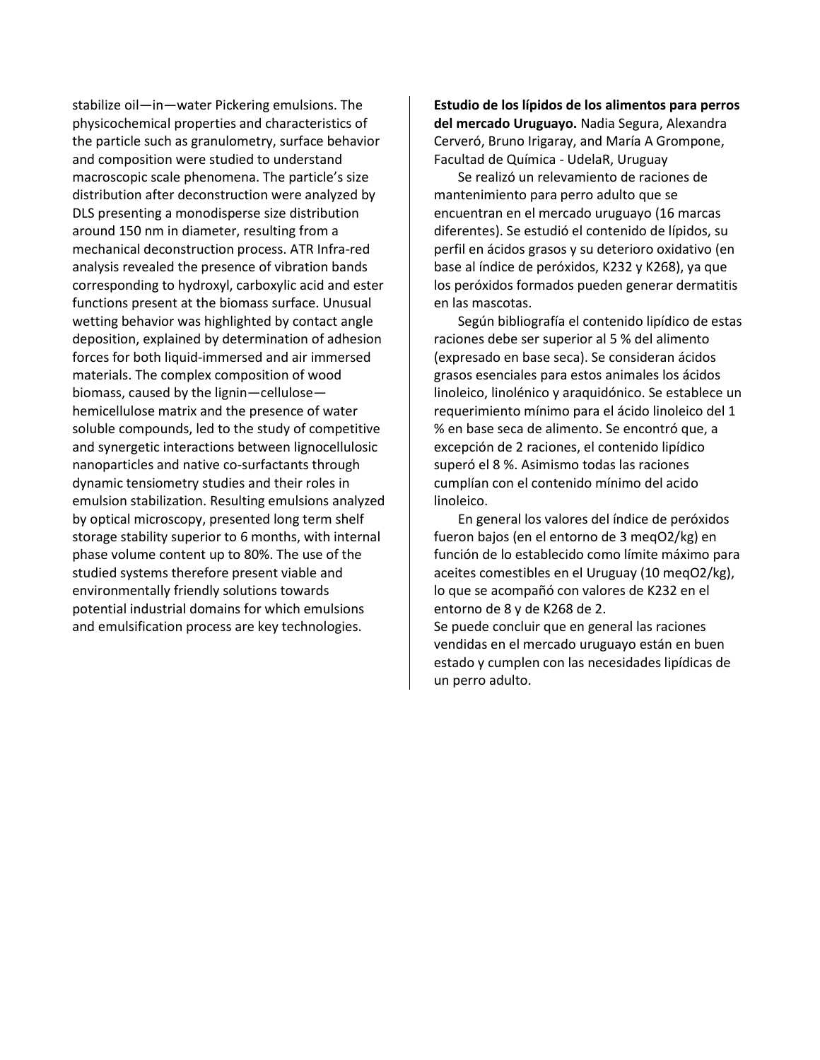stabilize oil—in—water Pickering emulsions. The physicochemical properties and characteristics of the particle such as granulometry, surface behavior and composition were studied to understand macroscopic scale phenomena. The particle's size distribution after deconstruction were analyzed by DLS presenting a monodisperse size distribution around 150 nm in diameter, resulting from a mechanical deconstruction process. ATR Infra-red analysis revealed the presence of vibration bands corresponding to hydroxyl, carboxylic acid and ester functions present at the biomass surface. Unusual wetting behavior was highlighted by contact angle deposition, explained by determination of adhesion forces for both liquid-immersed and air immersed materials. The complex composition of wood biomass, caused by the lignin—cellulose—hemicellulose matrix and the presence of water soluble compounds, led to the study of competitive and synergetic interactions between lignocellulosic nanoparticles and native co-surfactants through dynamic tensiometry studies and their roles in emulsion stabilization. Resulting emulsions analyzed by optical microscopy, presented long term shelf storage stability superior to 6 months, with internal phase volume content up to 80%. The use of the studied systems therefore present viable and environmentally friendly solutions towards potential industrial domains for which emulsions and emulsification process are key technologies.

**Estudio de los lípidos de los alimentos para perros del mercado Uruguayo.** Nadia Segura, Alexandra Cerveró, Bruno Irigaray, and María A Grompone, Facultad de Química - UdelaR, Uruguay

Se realizó un relevamiento de raciones de mantenimiento para perro adulto que se encuentran en el mercado uruguayo (16 marcas diferentes). Se estudió el contenido de lípidos, su perfil en ácidos grasos y su deterioro oxidativo (en base al índice de peróxidos, K232 y K268), ya que los peróxidos formados pueden generar dermatitis en las mascotas.

Según bibliografía el contenido lipídico de estas raciones debe ser superior al 5 % del alimento (expresado en base seca). Se consideran ácidos grasos esenciales para estos animales los ácidos linoleico, linolénico y araquidónico. Se establece un requerimiento mínimo para el ácido linoleico del 1 % en base seca de alimento. Se encontró que, a excepción de 2 raciones, el contenido lipídico superó el 8 %. Asimismo todas las raciones cumplían con el contenido mínimo del acido linoleico.

En general los valores del índice de peróxidos fueron bajos (en el entorno de 3 meqO2/kg) en función de lo establecido como límite máximo para aceites comestibles en el Uruguay (10 meqO2/kg), lo que se acompañó con valores de K232 en el entorno de 8 y de K268 de 2.

Se puede concluir que en general las raciones vendidas en el mercado uruguayo están en buen estado y cumplen con las necesidades lipídicas de un perro adulto.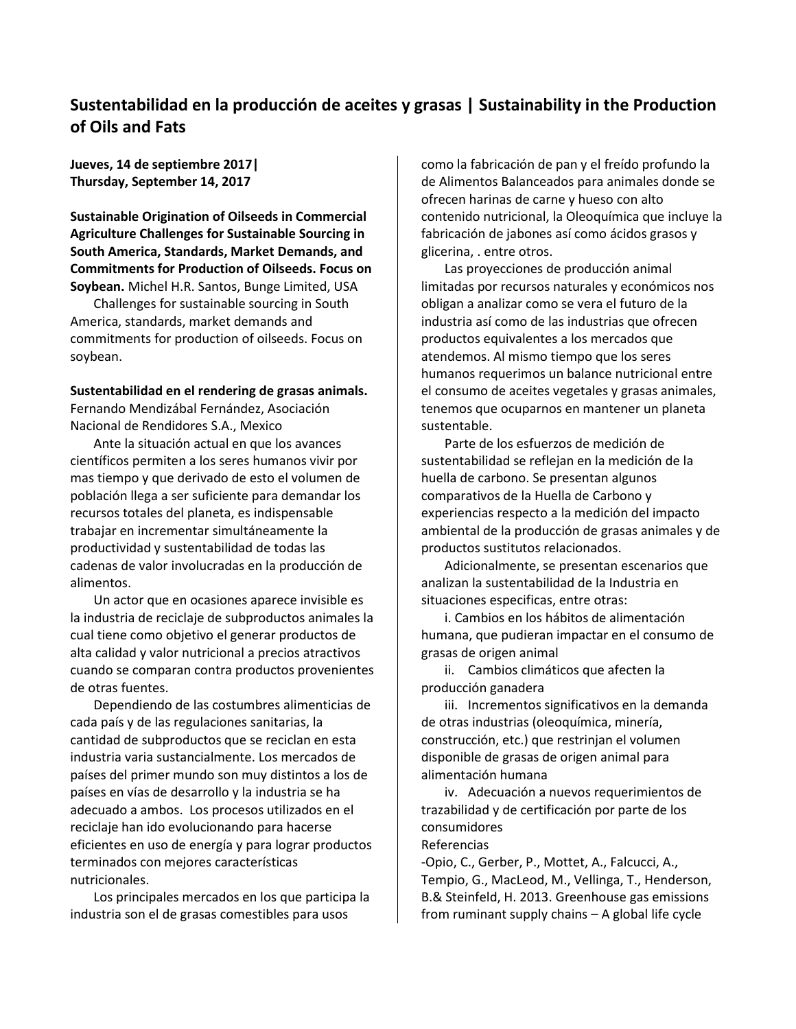## Sustentabilidad en la producción de aceites y grasas | Sustainability in the Production of Oils and Fats

**Jueves, 14 de septiembre 2017|**
**Thursday, September 14, 2017**

**Sustainable Origination of Oilseeds in Commercial Agriculture Challenges for Sustainable Sourcing in South America, Standards, Market Demands, and Commitments for Production of Oilseeds. Focus on Soybean.** Michel H.R. Santos, Bunge Limited, USA

Challenges for sustainable sourcing in South America, standards, market demands and commitments for production of oilseeds. Focus on soybean.

**Sustentabilidad en el rendering de grasas animals.** Fernando Mendizábal Fernández, Asociación Nacional de Rendidores S.A., Mexico

Ante la situación actual en que los avances científicos permiten a los seres humanos vivir por mas tiempo y que derivado de esto el volumen de población llega a ser suficiente para demandar los recursos totales del planeta, es indispensable trabajar en incrementar simultáneamente la productividad y sustentabilidad de todas las cadenas de valor involucradas en la producción de alimentos.

Un actor que en ocasiones aparece invisible es la industria de reciclaje de subproductos animales la cual tiene como objetivo el generar productos de alta calidad y valor nutricional a precios atractivos cuando se comparan contra productos provenientes de otras fuentes.

Dependiendo de las costumbres alimenticias de cada país y de las regulaciones sanitarias, la cantidad de subproductos que se reciclan en esta industria varia sustancialmente. Los mercados de países del primer mundo son muy distintos a los de países en vías de desarrollo y la industria se ha adecuado a ambos. Los procesos utilizados en el reciclaje han ido evolucionando para hacerse eficientes en uso de energía y para lograr productos terminados con mejores características nutricionales.

Los principales mercados en los que participa la industria son el de grasas comestibles para usos como la fabricación de pan y el freído profundo la de Alimentos Balanceados para animales donde se ofrecen harinas de carne y hueso con alto contenido nutricional, la Oleoquímica que incluye la fabricación de jabones así como ácidos grasos y glicerina, . entre otros.

Las proyecciones de producción animal limitadas por recursos naturales y económicos nos obligan a analizar como se vera el futuro de la industria así como de las industrias que ofrecen productos equivalentes a los mercados que atendemos. Al mismo tiempo que los seres humanos requerimos un balance nutricional entre el consumo de aceites vegetales y grasas animales, tenemos que ocuparnos en mantener un planeta sustentable.

Parte de los esfuerzos de medición de sustentabilidad se reflejan en la medición de la huella de carbono. Se presentan algunos comparativos de la Huella de Carbono y experiencias respecto a la medición del impacto ambiental de la producción de grasas animales y de productos sustitutos relacionados.

Adicionalmente, se presentan escenarios que analizan la sustentabilidad de la Industria en situaciones especificas, entre otras:

i. Cambios en los hábitos de alimentación humana, que pudieran impactar en el consumo de grasas de origen animal

ii. Cambios climáticos que afecten la producción ganadera

iii. Incrementos significativos en la demanda de otras industrias (oleoquímica, minería, construcción, etc.) que restrinjan el volumen disponible de grasas de origen animal para alimentación humana

iv. Adecuación a nuevos requerimientos de trazabilidad y de certificación por parte de los consumidores

Referencias

-Opio, C., Gerber, P., Mottet, A., Falcucci, A., Tempio, G., MacLeod, M., Vellinga, T., Henderson, B.& Steinfeld, H. 2013. Greenhouse gas emissions from ruminant supply chains – A global life cycle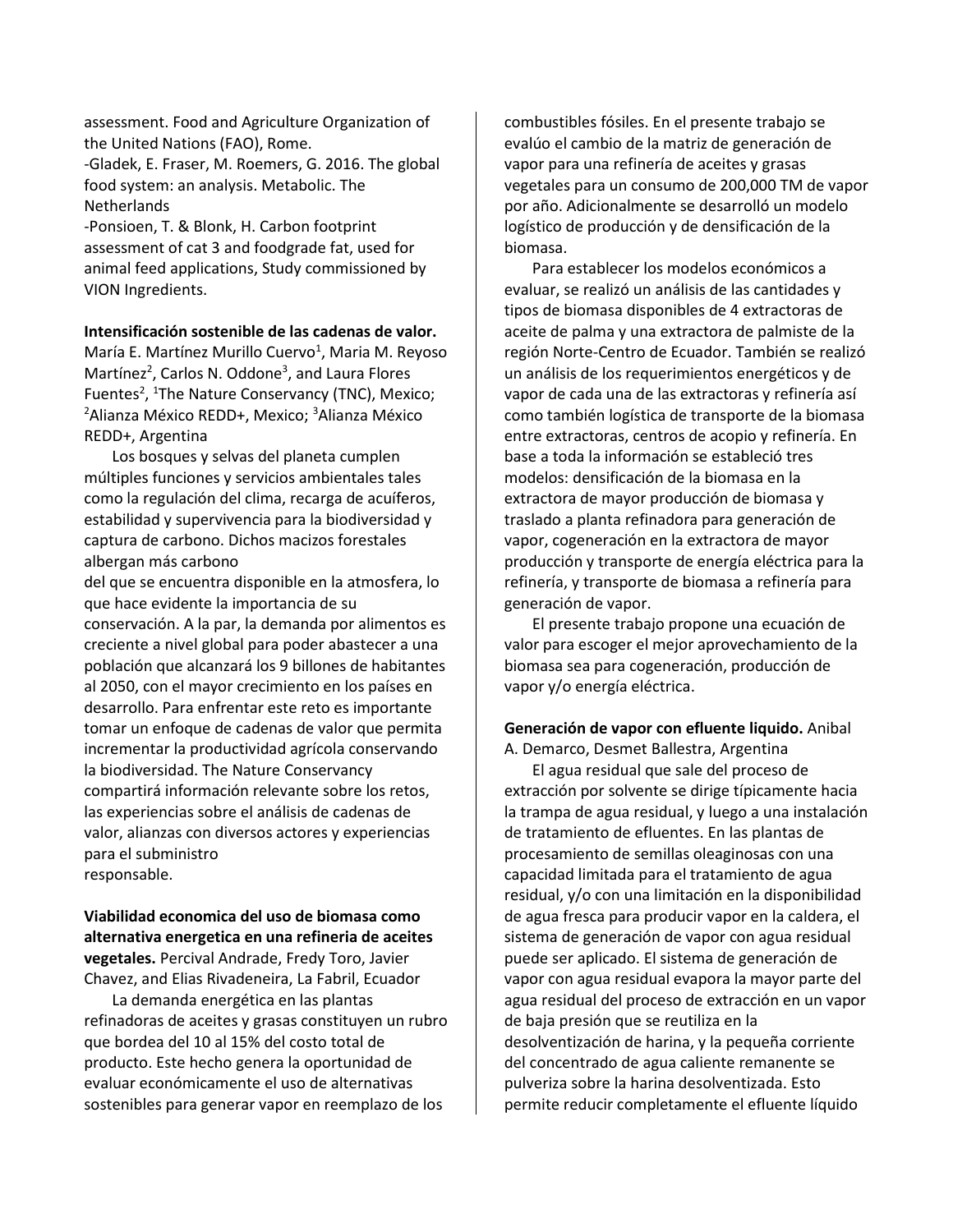assessment. Food and Agriculture Organization of the United Nations (FAO), Rome.

-Gladek, E. Fraser, M. Roemers, G. 2016. The global food system: an analysis. Metabolic. The Netherlands

-Ponsioen, T. & Blonk, H. Carbon footprint assessment of cat 3 and foodgrade fat, used for animal feed applications, Study commissioned by VION Ingredients.

**Intensificación sostenible de las cadenas de valor.** María E. Martínez Murillo Cuervo[1], Maria M. Reyoso Martínez[2], Carlos N. Oddone[3], and Laura Flores Fuentes[2], [1]The Nature Conservancy (TNC), Mexico; [2]Alianza México REDD+, Mexico; [3]Alianza México REDD+, Argentina

Los bosques y selvas del planeta cumplen múltiples funciones y servicios ambientales tales como la regulación del clima, recarga de acuíferos, estabilidad y supervivencia para la biodiversidad y captura de carbono. Dichos macizos forestales albergan más carbono del que se encuentra disponible en la atmosfera, lo que hace evidente la importancia de su conservación. A la par, la demanda por alimentos es creciente a nivel global para poder abastecer a una población que alcanzará los 9 billones de habitantes al 2050, con el mayor crecimiento en los países en desarrollo. Para enfrentar este reto es importante tomar un enfoque de cadenas de valor que permita incrementar la productividad agrícola conservando la biodiversidad. The Nature Conservancy compartirá información relevante sobre los retos, las experiencias sobre el análisis de cadenas de valor, alianzas con diversos actores y experiencias para el subministro responsable.

**Viabilidad economica del uso de biomasa como alternativa energetica en una refineria de aceites vegetales.** Percival Andrade, Fredy Toro, Javier Chavez, and Elias Rivadeneira, La Fabril, Ecuador

La demanda energética en las plantas refinadoras de aceites y grasas constituyen un rubro que bordea del 10 al 15% del costo total de producto. Este hecho genera la oportunidad de evaluar económicamente el uso de alternativas sostenibles para generar vapor en reemplazo de los combustibles fósiles. En el presente trabajo se evalúo el cambio de la matriz de generación de vapor para una refinería de aceites y grasas vegetales para un consumo de 200,000 TM de vapor por año. Adicionalmente se desarrolló un modelo logístico de producción y de densificación de la biomasa.

Para establecer los modelos económicos a evaluar, se realizó un análisis de las cantidades y tipos de biomasa disponibles de 4 extractoras de aceite de palma y una extractora de palmiste de la región Norte-Centro de Ecuador. También se realizó un análisis de los requerimientos energéticos y de vapor de cada una de las extractoras y refinería así como también logística de transporte de la biomasa entre extractoras, centros de acopio y refinería. En base a toda la información se estableció tres modelos: densificación de la biomasa en la extractora de mayor producción de biomasa y traslado a planta refinadora para generación de vapor, cogeneración en la extractora de mayor producción y transporte de energía eléctrica para la refinería, y transporte de biomasa a refinería para generación de vapor.

El presente trabajo propone una ecuación de valor para escoger el mejor aprovechamiento de la biomasa sea para cogeneración, producción de vapor y/o energía eléctrica.

**Generación de vapor con efluente liquido.** Anibal A. Demarco, Desmet Ballestra, Argentina

El agua residual que sale del proceso de extracción por solvente se dirige típicamente hacia la trampa de agua residual, y luego a una instalación de tratamiento de efluentes. En las plantas de procesamiento de semillas oleaginosas con una capacidad limitada para el tratamiento de agua residual, y/o con una limitación en la disponibilidad de agua fresca para producir vapor en la caldera, el sistema de generación de vapor con agua residual puede ser aplicado. El sistema de generación de vapor con agua residual evapora la mayor parte del agua residual del proceso de extracción en un vapor de baja presión que se reutiliza en la desolventización de harina, y la pequeña corriente del concentrado de agua caliente remanente se pulveriza sobre la harina desolventizada. Esto permite reducir completamente el efluente líquido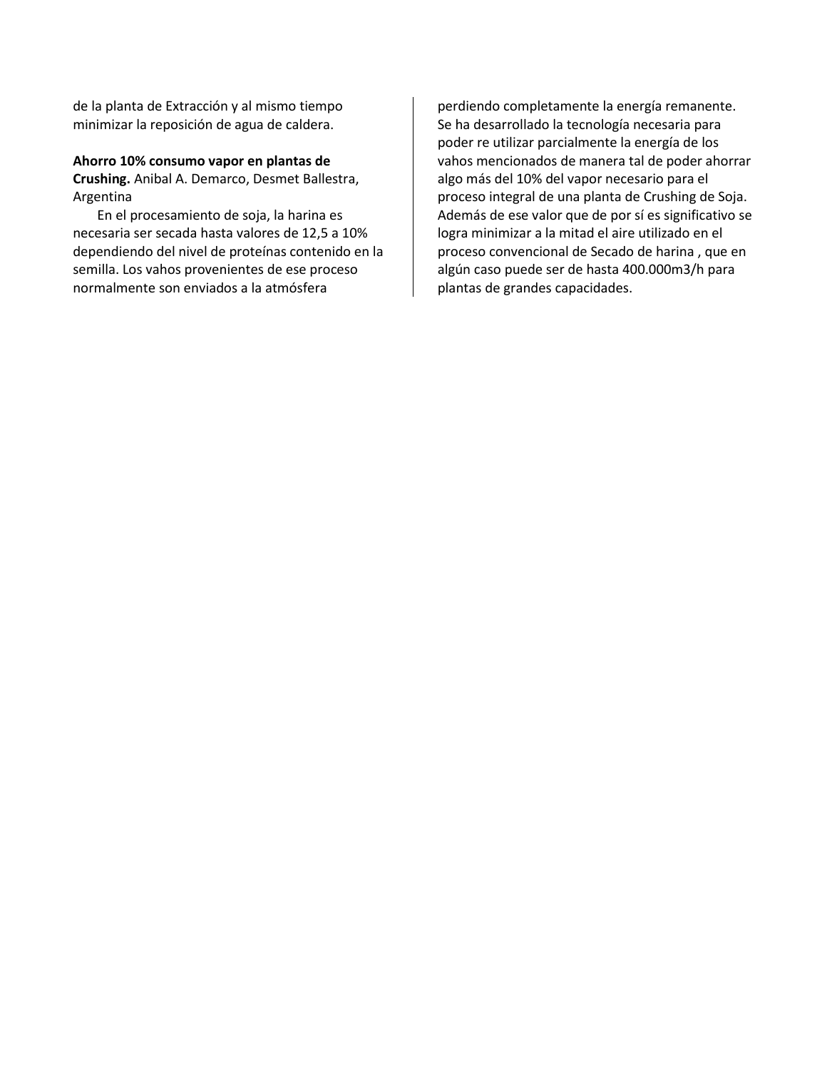de la planta de Extracción y al mismo tiempo minimizar la reposición de agua de caldera.

**Ahorro 10% consumo vapor en plantas de Crushing.** Anibal A. Demarco, Desmet Ballestra, Argentina

En el procesamiento de soja, la harina es necesaria ser secada hasta valores de 12,5 a 10% dependiendo del nivel de proteínas contenido en la semilla. Los vahos provenientes de ese proceso normalmente son enviados a la atmósfera perdiendo completamente la energía remanente. Se ha desarrollado la tecnología necesaria para poder re utilizar parcialmente la energía de los vahos mencionados de manera tal de poder ahorrar algo más del 10% del vapor necesario para el proceso integral de una planta de Crushing de Soja. Además de ese valor que de por sí es significativo se logra minimizar a la mitad el aire utilizado en el proceso convencional de Secado de harina , que en algún caso puede ser de hasta 400.000m3/h para plantas de grandes capacidades.